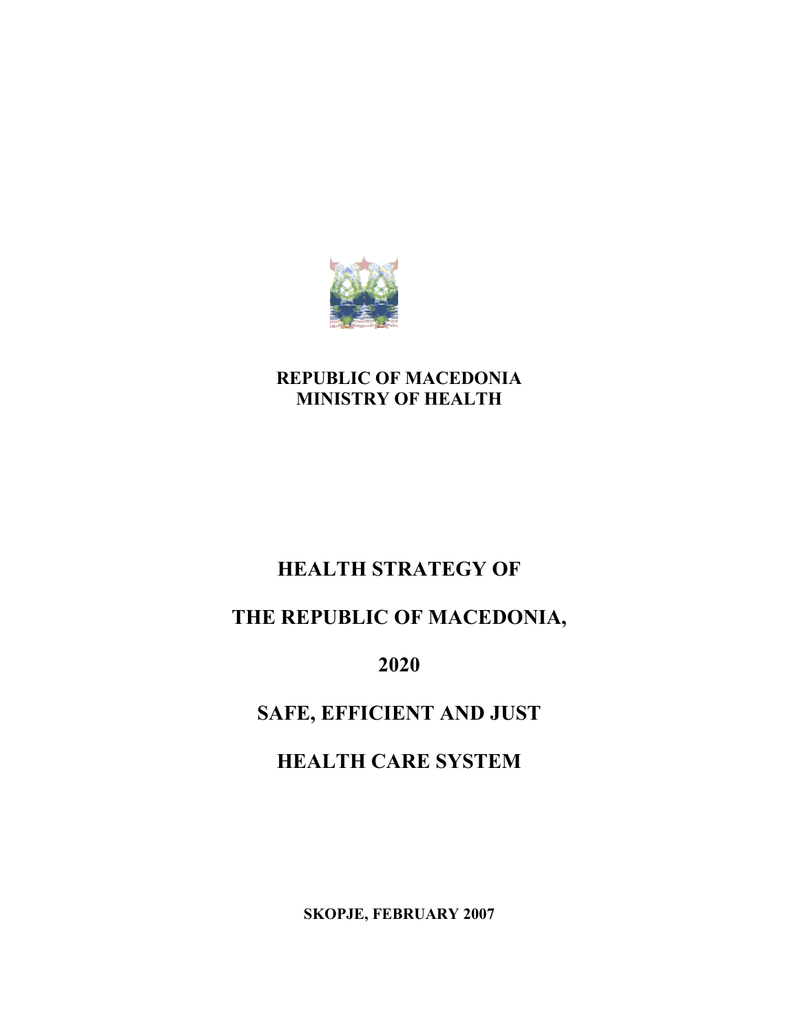**REPUBLIC OF MACEDONIA**
**MINISTRY OF HEALTH**

# HEALTH STRATEGY OF

# THE REPUBLIC OF MACEDONIA,

# 2020

# SAFE, EFFICIENT AND JUST

# HEALTH CARE SYSTEM

**SKOPJE, FEBRUARY 2007**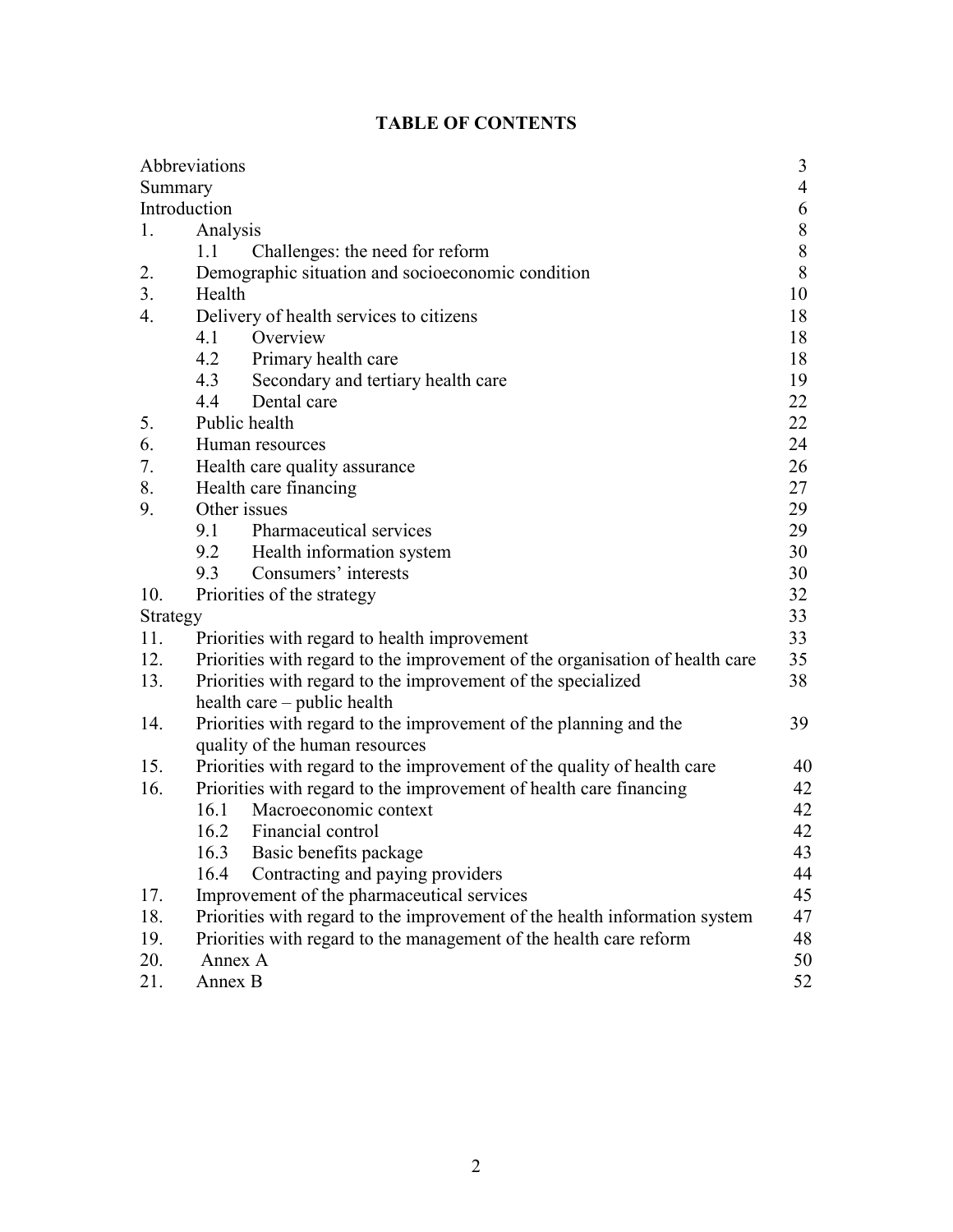# TABLE OF CONTENTS

| | | |
|---|---|---|
| Abbreviations | | 3 |
| Summary | | 4 |
| Introduction | | 6 |
| 1. | Analysis | 8 |
| | 1.1 Challenges: the need for reform | 8 |
| 2. | Demographic situation and socioeconomic condition | 8 |
| 3. | Health | 10 |
| 4. | Delivery of health services to citizens | 18 |
| | 4.1 Overview | 18 |
| | 4.2 Primary health care | 18 |
| | 4.3 Secondary and tertiary health care | 19 |
| | 4.4 Dental care | 22 |
| 5. | Public health | 22 |
| 6. | Human resources | 24 |
| 7. | Health care quality assurance | 26 |
| 8. | Health care financing | 27 |
| 9. | Other issues | 29 |
| | 9.1 Pharmaceutical services | 29 |
| | 9.2 Health information system | 30 |
| | 9.3 Consumers' interests | 30 |
| 10. | Priorities of the strategy | 32 |
| Strategy | | 33 |
| 11. | Priorities with regard to health improvement | 33 |
| 12. | Priorities with regard to the improvement of the organisation of health care | 35 |
| 13. | Priorities with regard to the improvement of the specialized health care – public health | 38 |
| 14. | Priorities with regard to the improvement of the planning and the quality of the human resources | 39 |
| 15. | Priorities with regard to the improvement of the quality of health care | 40 |
| 16. | Priorities with regard to the improvement of health care financing | 42 |
| | 16.1 Macroeconomic context | 42 |
| | 16.2 Financial control | 42 |
| | 16.3 Basic benefits package | 43 |
| | 16.4 Contracting and paying providers | 44 |
| 17. | Improvement of the pharmaceutical services | 45 |
| 18. | Priorities with regard to the improvement of the health information system | 47 |
| 19. | Priorities with regard to the management of the health care reform | 48 |
| 20. | Annex A | 50 |
| 21. | Annex B | 52 |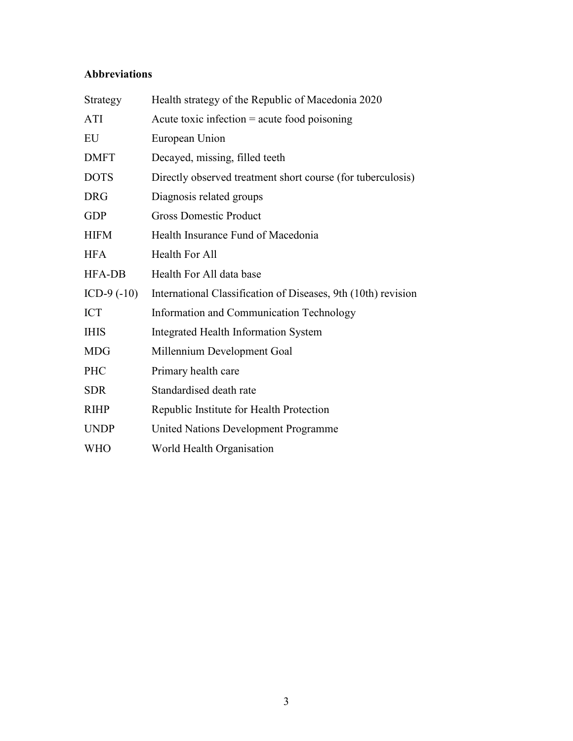**Abbreviations**

| | |
|---|---|
| Strategy | Health strategy of the Republic of Macedonia 2020 |
| ATI | Acute toxic infection = acute food poisoning |
| EU | European Union |
| DMFT | Decayed, missing, filled teeth |
| DOTS | Directly observed treatment short course (for tuberculosis) |
| DRG | Diagnosis related groups |
| GDP | Gross Domestic Product |
| HIFM | Health Insurance Fund of Macedonia |
| HFA | Health For All |
| HFA-DB | Health For All data base |
| ICD-9 (-10) | International Classification of Diseases, 9th (10th) revision |
| ICT | Information and Communication Technology |
| IHIS | Integrated Health Information System |
| MDG | Millennium Development Goal |
| PHC | Primary health care |
| SDR | Standardised death rate |
| RIHP | Republic Institute for Health Protection |
| UNDP | United Nations Development Programme |
| WHO | World Health Organisation |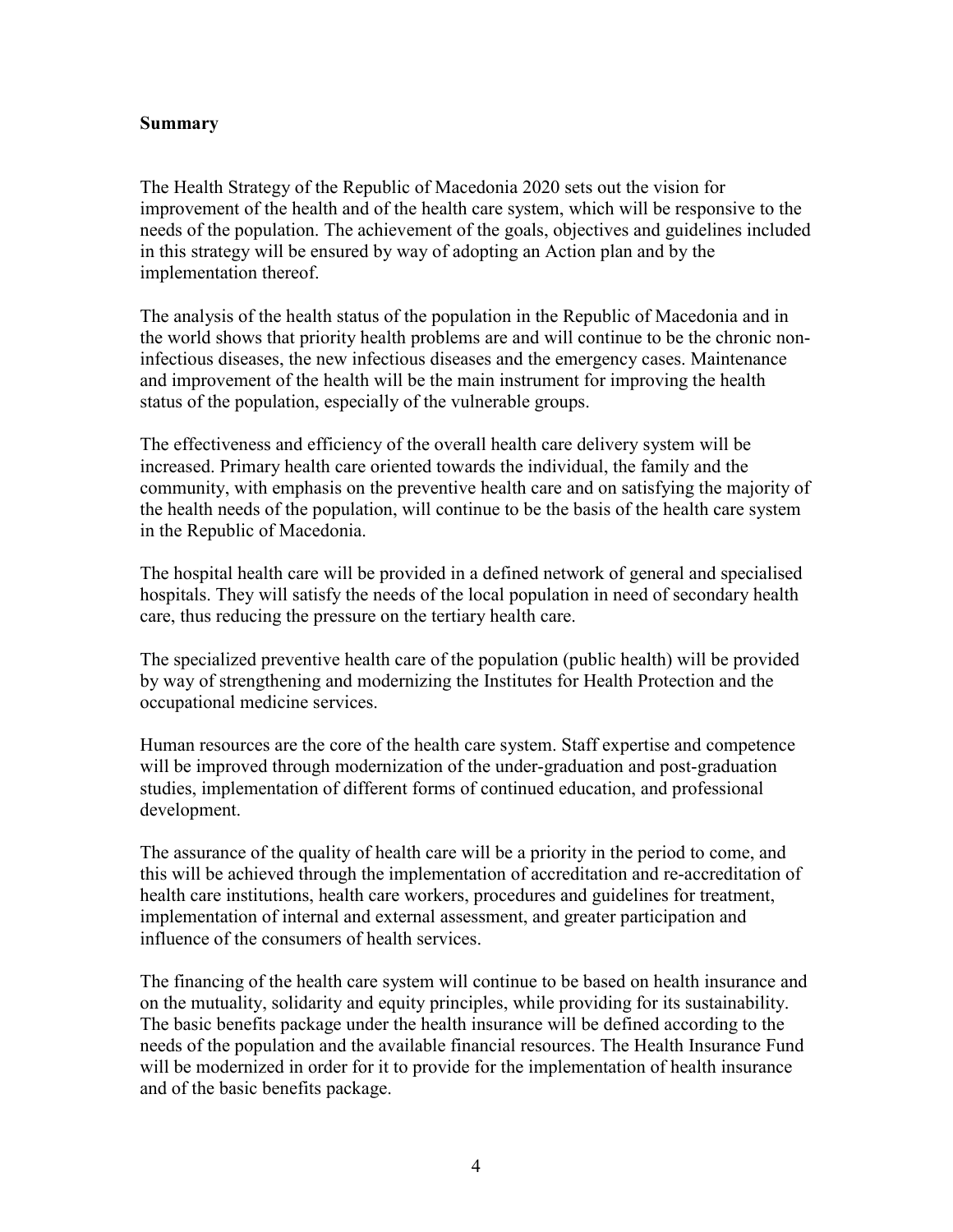## Summary

The Health Strategy of the Republic of Macedonia 2020 sets out the vision for improvement of the health and of the health care system, which will be responsive to the needs of the population. The achievement of the goals, objectives and guidelines included in this strategy will be ensured by way of adopting an Action plan and by the implementation thereof.

The analysis of the health status of the population in the Republic of Macedonia and in the world shows that priority health problems are and will continue to be the chronic non-infectious diseases, the new infectious diseases and the emergency cases. Maintenance and improvement of the health will be the main instrument for improving the health status of the population, especially of the vulnerable groups.

The effectiveness and efficiency of the overall health care delivery system will be increased. Primary health care oriented towards the individual, the family and the community, with emphasis on the preventive health care and on satisfying the majority of the health needs of the population, will continue to be the basis of the health care system in the Republic of Macedonia.

The hospital health care will be provided in a defined network of general and specialised hospitals. They will satisfy the needs of the local population in need of secondary health care, thus reducing the pressure on the tertiary health care.

The specialized preventive health care of the population (public health) will be provided by way of strengthening and modernizing the Institutes for Health Protection and the occupational medicine services.

Human resources are the core of the health care system. Staff expertise and competence will be improved through modernization of the under-graduation and post-graduation studies, implementation of different forms of continued education, and professional development.

The assurance of the quality of health care will be a priority in the period to come, and this will be achieved through the implementation of accreditation and re-accreditation of health care institutions, health care workers, procedures and guidelines for treatment, implementation of internal and external assessment, and greater participation and influence of the consumers of health services.

The financing of the health care system will continue to be based on health insurance and on the mutuality, solidarity and equity principles, while providing for its sustainability. The basic benefits package under the health insurance will be defined according to the needs of the population and the available financial resources. The Health Insurance Fund will be modernized in order for it to provide for the implementation of health insurance and of the basic benefits package.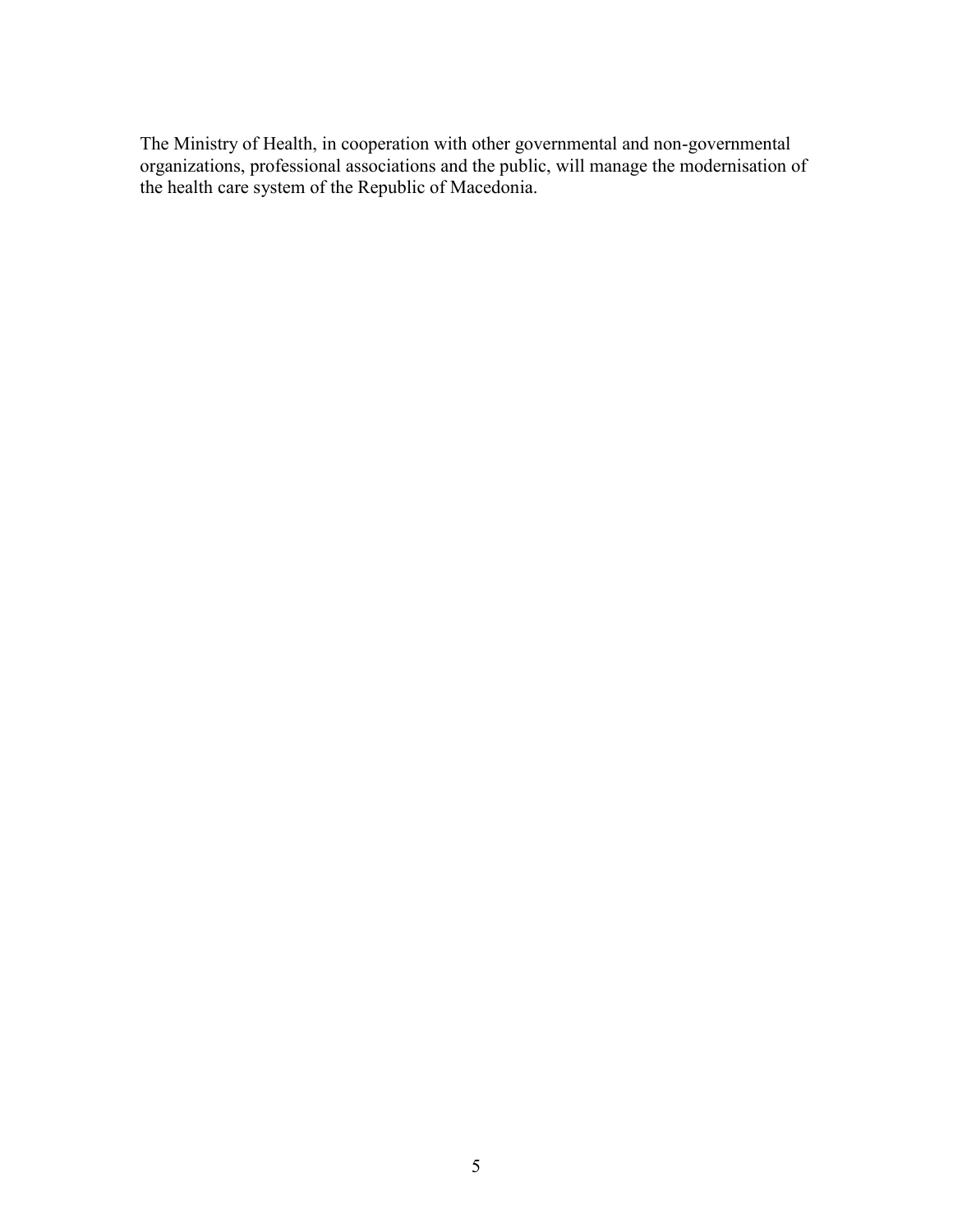The Ministry of Health, in cooperation with other governmental and non-governmental organizations, professional associations and the public, will manage the modernisation of the health care system of the Republic of Macedonia.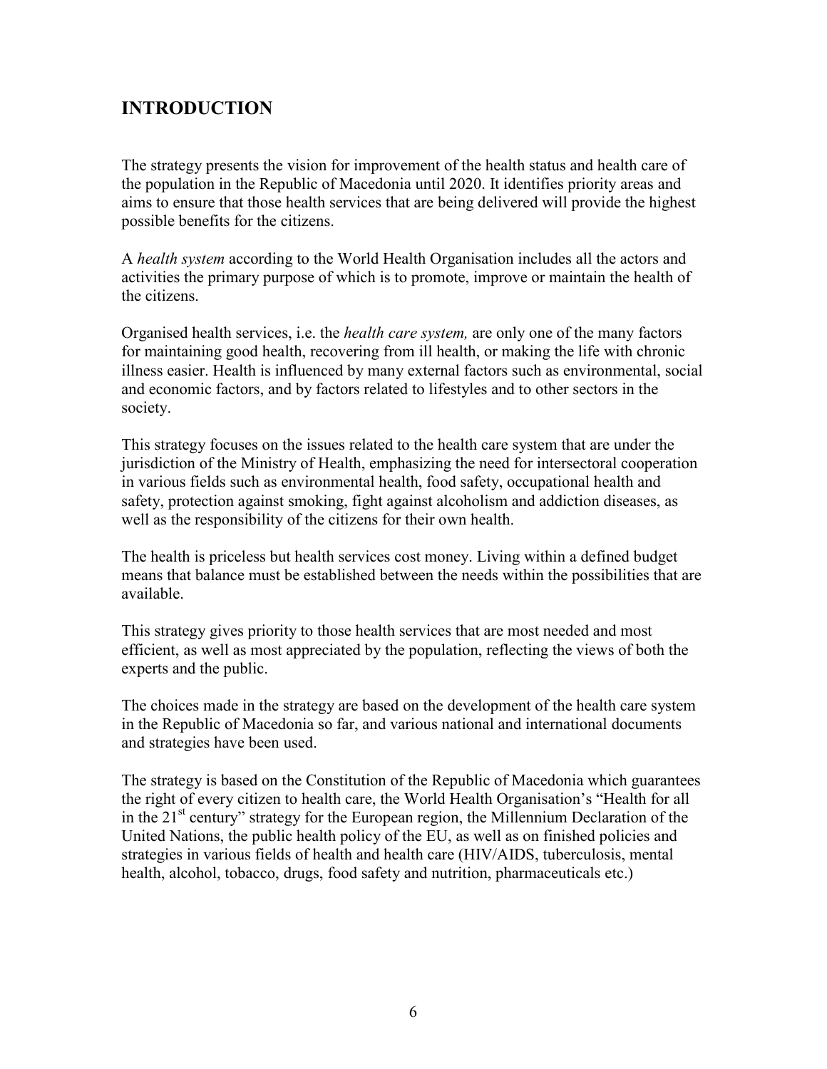# INTRODUCTION

The strategy presents the vision for improvement of the health status and health care of the population in the Republic of Macedonia until 2020. It identifies priority areas and aims to ensure that those health services that are being delivered will provide the highest possible benefits for the citizens.

A *health system* according to the World Health Organisation includes all the actors and activities the primary purpose of which is to promote, improve or maintain the health of the citizens.

Organised health services, i.e. the *health care system,* are only one of the many factors for maintaining good health, recovering from ill health, or making the life with chronic illness easier. Health is influenced by many external factors such as environmental, social and economic factors, and by factors related to lifestyles and to other sectors in the society.

This strategy focuses on the issues related to the health care system that are under the jurisdiction of the Ministry of Health, emphasizing the need for intersectoral cooperation in various fields such as environmental health, food safety, occupational health and safety, protection against smoking, fight against alcoholism and addiction diseases, as well as the responsibility of the citizens for their own health.

The health is priceless but health services cost money. Living within a defined budget means that balance must be established between the needs within the possibilities that are available.

This strategy gives priority to those health services that are most needed and most efficient, as well as most appreciated by the population, reflecting the views of both the experts and the public.

The choices made in the strategy are based on the development of the health care system in the Republic of Macedonia so far, and various national and international documents and strategies have been used.

The strategy is based on the Constitution of the Republic of Macedonia which guarantees the right of every citizen to health care, the World Health Organisation's "Health for all in the 21st century" strategy for the European region, the Millennium Declaration of the United Nations, the public health policy of the EU, as well as on finished policies and strategies in various fields of health and health care (HIV/AIDS, tuberculosis, mental health, alcohol, tobacco, drugs, food safety and nutrition, pharmaceuticals etc.)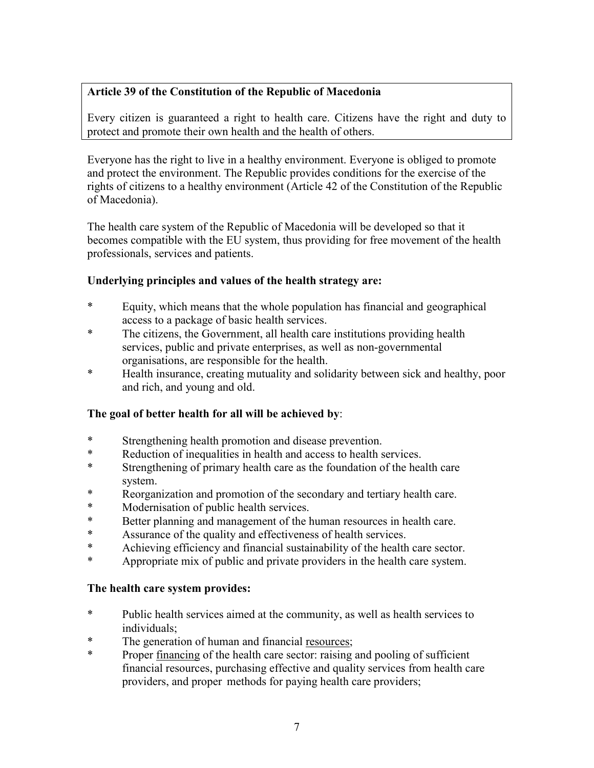**Article 39 of the Constitution of the Republic of Macedonia**

Every citizen is guaranteed a right to health care. Citizens have the right and duty to protect and promote their own health and the health of others.

Everyone has the right to live in a healthy environment. Everyone is obliged to promote and protect the environment. The Republic provides conditions for the exercise of the rights of citizens to a healthy environment (Article 42 of the Constitution of the Republic of Macedonia).

The health care system of the Republic of Macedonia will be developed so that it becomes compatible with the EU system, thus providing for free movement of the health professionals, services and patients.

**Underlying principles and values of the health strategy are:**

- Equity, which means that the whole population has financial and geographical access to a package of basic health services.
- The citizens, the Government, all health care institutions providing health services, public and private enterprises, as well as non-governmental organisations, are responsible for the health.
- Health insurance, creating mutuality and solidarity between sick and healthy, poor and rich, and young and old.

**The goal of better health for all will be achieved by**:

- Strengthening health promotion and disease prevention.
- Reduction of inequalities in health and access to health services.
- Strengthening of primary health care as the foundation of the health care system.
- Reorganization and promotion of the secondary and tertiary health care.
- Modernisation of public health services.
- Better planning and management of the human resources in health care.
- Assurance of the quality and effectiveness of health services.
- Achieving efficiency and financial sustainability of the health care sector.
- Appropriate mix of public and private providers in the health care system.

**The health care system provides:**

- Public health services aimed at the community, as well as health services to individuals;
- The generation of human and financial resources;
- Proper financing of the health care sector: raising and pooling of sufficient financial resources, purchasing effective and quality services from health care providers, and proper methods for paying health care providers;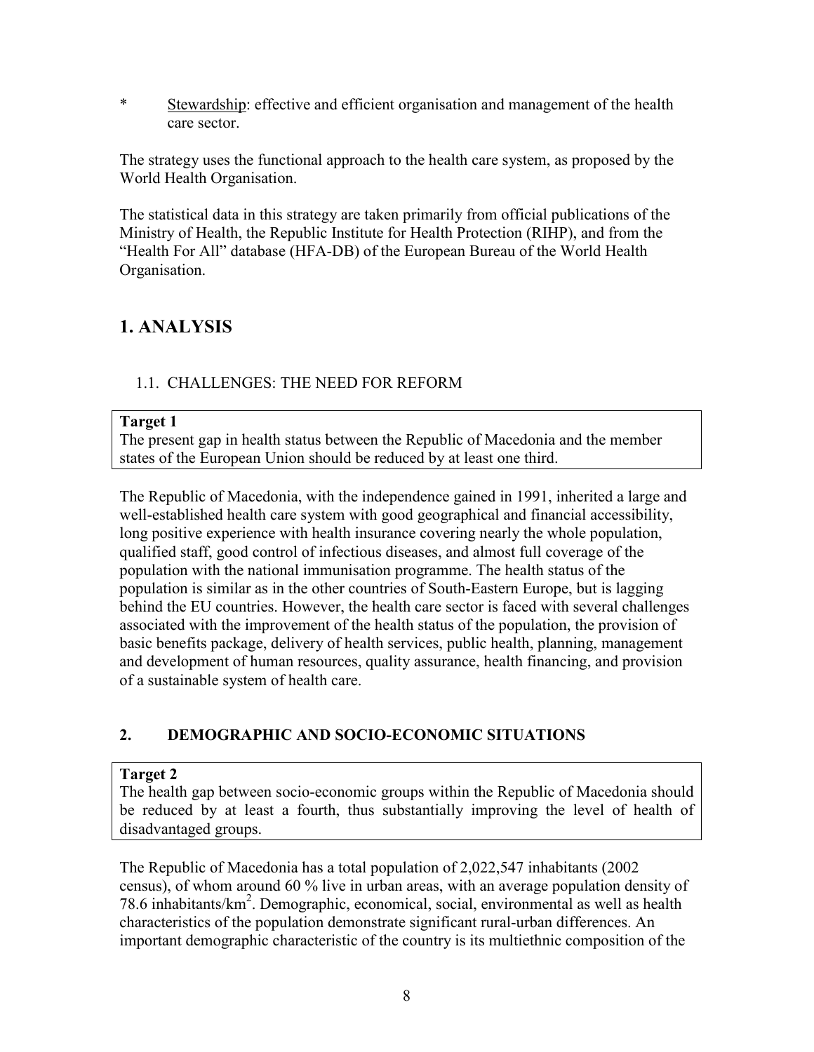* Stewardship: effective and efficient organisation and management of the health care sector.

The strategy uses the functional approach to the health care system, as proposed by the World Health Organisation.

The statistical data in this strategy are taken primarily from official publications of the Ministry of Health, the Republic Institute for Health Protection (RIHP), and from the "Health For All" database (HFA-DB) of the European Bureau of the World Health Organisation.

# 1. ANALYSIS

## 1.1. CHALLENGES: THE NEED FOR REFORM

**Target 1**
The present gap in health status between the Republic of Macedonia and the member states of the European Union should be reduced by at least one third.

The Republic of Macedonia, with the independence gained in 1991, inherited a large and well-established health care system with good geographical and financial accessibility, long positive experience with health insurance covering nearly the whole population, qualified staff, good control of infectious diseases, and almost full coverage of the population with the national immunisation programme. The health status of the population is similar as in the other countries of South-Eastern Europe, but is lagging behind the EU countries. However, the health care sector is faced with several challenges associated with the improvement of the health status of the population, the provision of basic benefits package, delivery of health services, public health, planning, management and development of human resources, quality assurance, health financing, and provision of a sustainable system of health care.

## 2. DEMOGRAPHIC AND SOCIO-ECONOMIC SITUATIONS

**Target 2**
The health gap between socio-economic groups within the Republic of Macedonia should be reduced by at least a fourth, thus substantially improving the level of health of disadvantaged groups.

The Republic of Macedonia has a total population of 2,022,547 inhabitants (2002 census), of whom around 60 % live in urban areas, with an average population density of 78.6 inhabitants/km$^2$. Demographic, economical, social, environmental as well as health characteristics of the population demonstrate significant rural-urban differences. An important demographic characteristic of the country is its multiethnic composition of the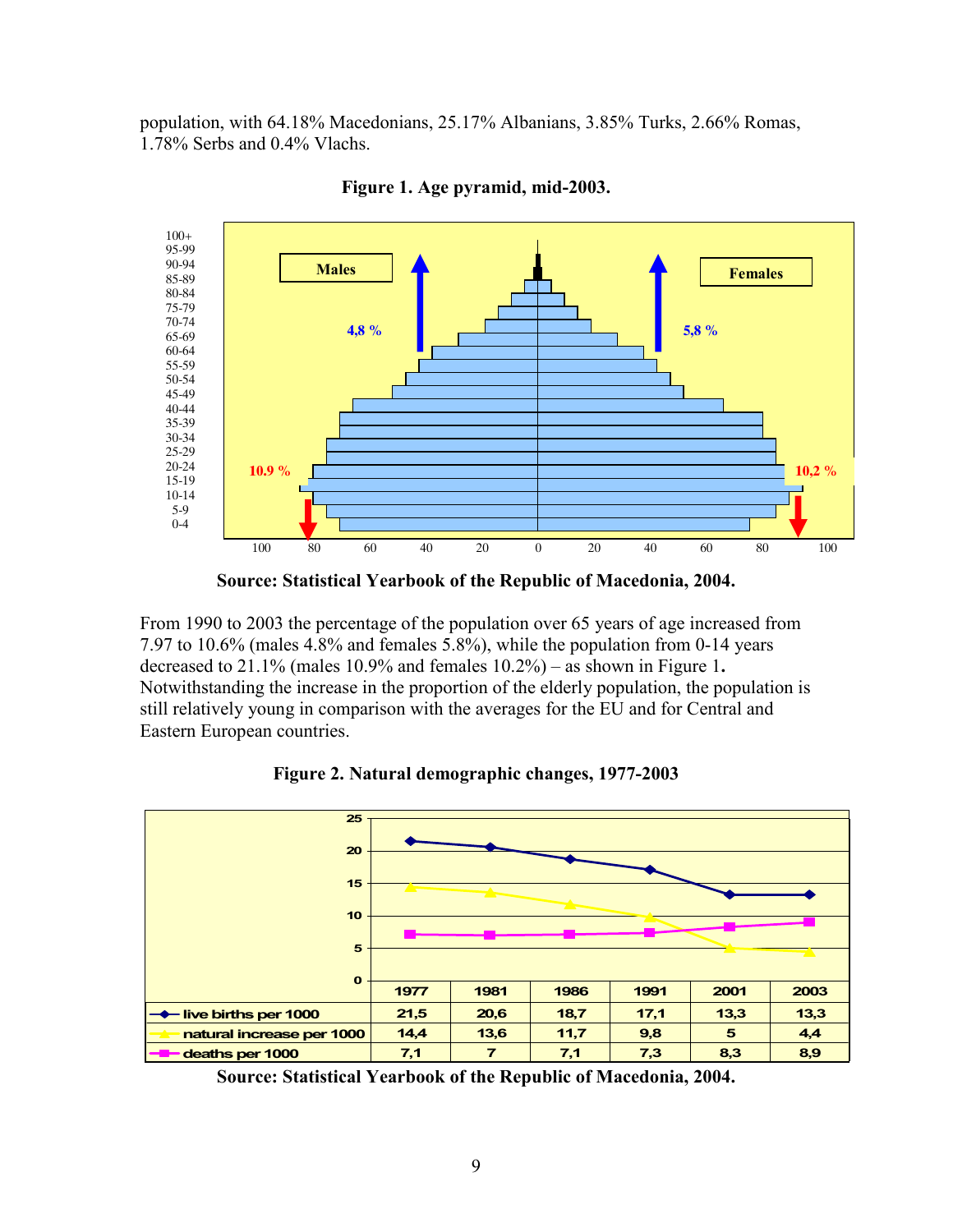population, with 64.18% Macedonians, 25.17% Albanians, 3.85% Turks, 2.66% Romas, 1.78% Serbs and 0.4% Vlachs.

**Figure 1. Age pyramid, mid-2003.**

**Source: Statistical Yearbook of the Republic of Macedonia, 2004.**

From 1990 to 2003 the percentage of the population over 65 years of age increased from 7.97 to 10.6% (males 4.8% and females 5.8%), while the population from 0-14 years decreased to 21.1% (males 10.9% and females 10.2%) – as shown in Figure 1**.** Notwithstanding the increase in the proportion of the elderly population, the population is still relatively young in comparison with the averages for the EU and for Central and Eastern European countries.

**Figure 2. Natural demographic changes, 1977-2003**

| | 1977 | 1981 | 1986 | 1991 | 2001 | 2003 |
|---|---|---|---|---|---|---|
| live births per 1000 | 21,5 | 20,6 | 18,7 | 17,1 | 13,3 | 13,3 |
| natural increase per 1000 | 14,4 | 13,6 | 11,7 | 9,8 | 5 | 4,4 |
| deaths per 1000 | 7,1 | 7 | 7,1 | 7,3 | 8,3 | 8,9 |

**Source: Statistical Yearbook of the Republic of Macedonia, 2004.**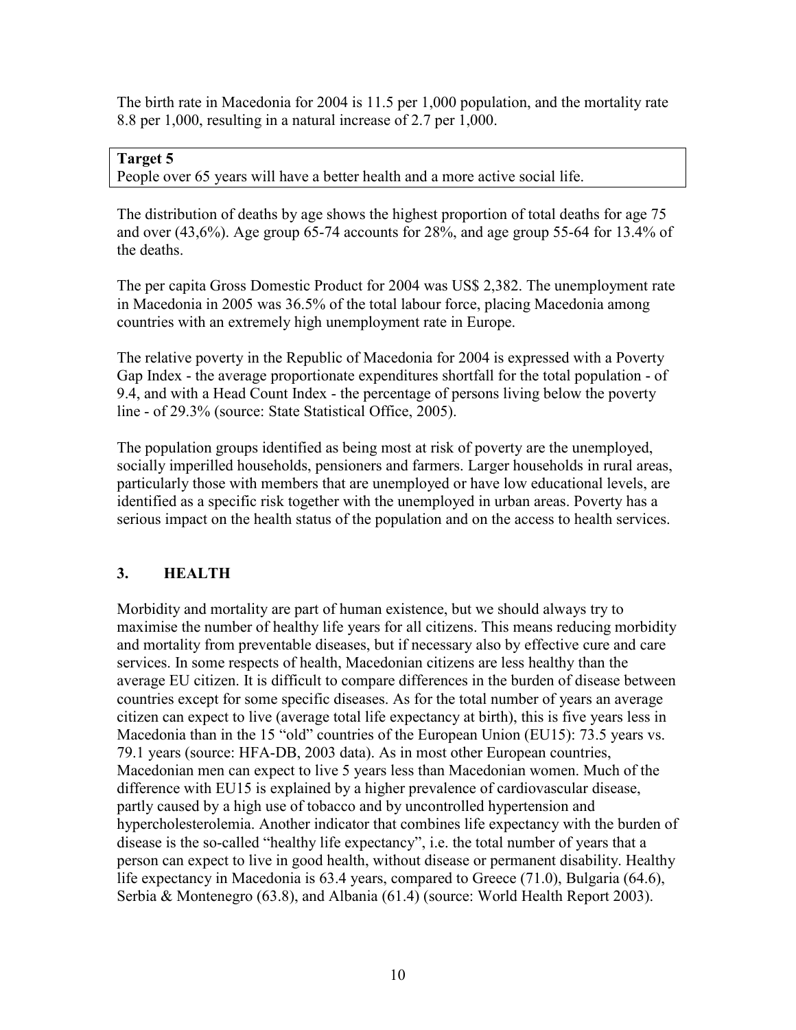The birth rate in Macedonia for 2004 is 11.5 per 1,000 population, and the mortality rate 8.8 per 1,000, resulting in a natural increase of 2.7 per 1,000.

| **Target 5** |
|---|
| People over 65 years will have a better health and a more active social life. |

The distribution of deaths by age shows the highest proportion of total deaths for age 75 and over (43,6%). Age group 65-74 accounts for 28%, and age group 55-64 for 13.4% of the deaths.

The per capita Gross Domestic Product for 2004 was US$ 2,382. The unemployment rate in Macedonia in 2005 was 36.5% of the total labour force, placing Macedonia among countries with an extremely high unemployment rate in Europe.

The relative poverty in the Republic of Macedonia for 2004 is expressed with a Poverty Gap Index - the average proportionate expenditures shortfall for the total population - of 9.4, and with a Head Count Index - the percentage of persons living below the poverty line - of 29.3% (source: State Statistical Office, 2005).

The population groups identified as being most at risk of poverty are the unemployed, socially imperilled households, pensioners and farmers. Larger households in rural areas, particularly those with members that are unemployed or have low educational levels, are identified as a specific risk together with the unemployed in urban areas. Poverty has a serious impact on the health status of the population and on the access to health services.

## 3. HEALTH

Morbidity and mortality are part of human existence, but we should always try to maximise the number of healthy life years for all citizens. This means reducing morbidity and mortality from preventable diseases, but if necessary also by effective cure and care services. In some respects of health, Macedonian citizens are less healthy than the average EU citizen. It is difficult to compare differences in the burden of disease between countries except for some specific diseases. As for the total number of years an average citizen can expect to live (average total life expectancy at birth), this is five years less in Macedonia than in the 15 "old" countries of the European Union (EU15): 73.5 years vs. 79.1 years (source: HFA-DB, 2003 data). As in most other European countries, Macedonian men can expect to live 5 years less than Macedonian women. Much of the difference with EU15 is explained by a higher prevalence of cardiovascular disease, partly caused by a high use of tobacco and by uncontrolled hypertension and hypercholesterolemia. Another indicator that combines life expectancy with the burden of disease is the so-called "healthy life expectancy", i.e. the total number of years that a person can expect to live in good health, without disease or permanent disability. Healthy life expectancy in Macedonia is 63.4 years, compared to Greece (71.0), Bulgaria (64.6), Serbia & Montenegro (63.8), and Albania (61.4) (source: World Health Report 2003).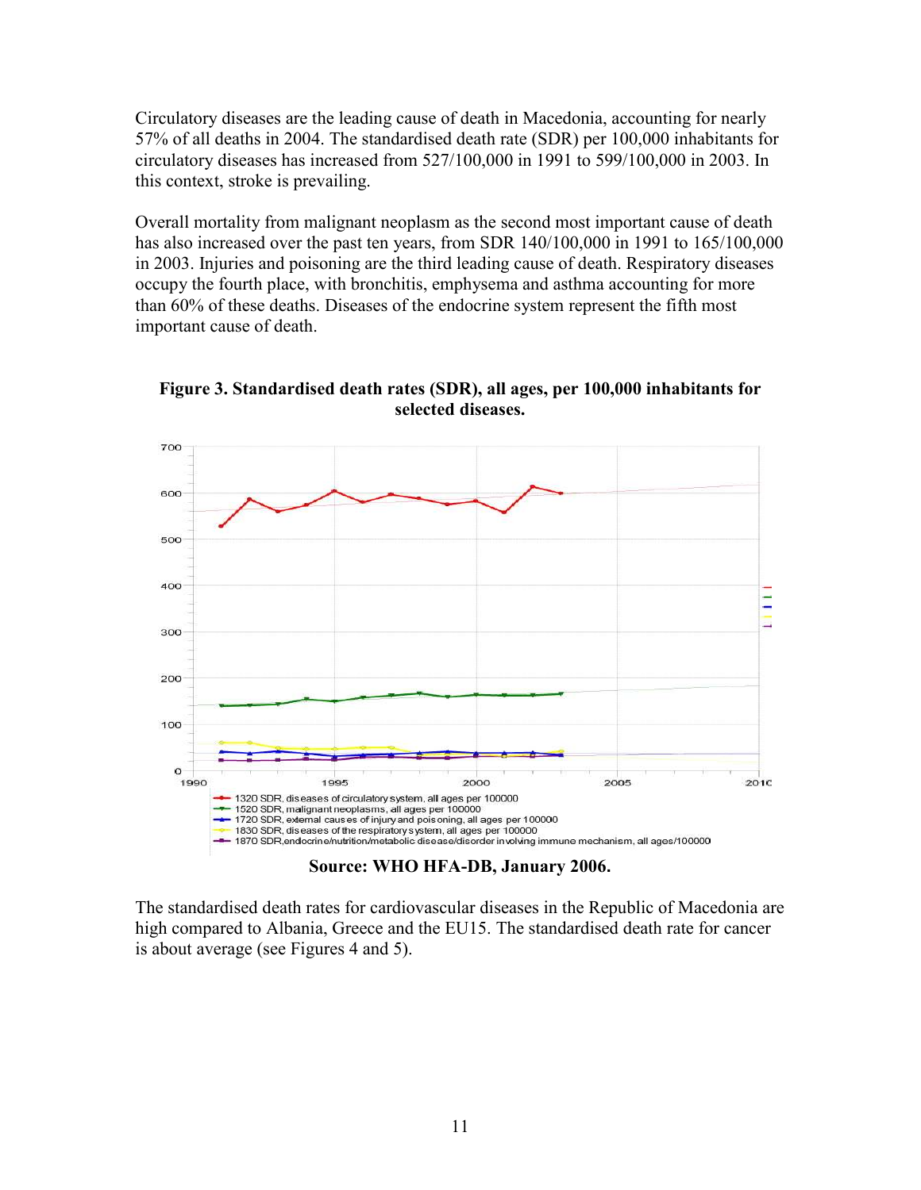Circulatory diseases are the leading cause of death in Macedonia, accounting for nearly 57% of all deaths in 2004. The standardised death rate (SDR) per 100,000 inhabitants for circulatory diseases has increased from 527/100,000 in 1991 to 599/100,000 in 2003. In this context, stroke is prevailing.

Overall mortality from malignant neoplasm as the second most important cause of death has also increased over the past ten years, from SDR 140/100,000 in 1991 to 165/100,000 in 2003. Injuries and poisoning are the third leading cause of death. Respiratory diseases occupy the fourth place, with bronchitis, emphysema and asthma accounting for more than 60% of these deaths. Diseases of the endocrine system represent the fifth most important cause of death.

**Figure 3. Standardised death rates (SDR), all ages, per 100,000 inhabitants for selected diseases.**

**Source: WHO HFA-DB, January 2006.**

The standardised death rates for cardiovascular diseases in the Republic of Macedonia are high compared to Albania, Greece and the EU15. The standardised death rate for cancer is about average (see Figures 4 and 5).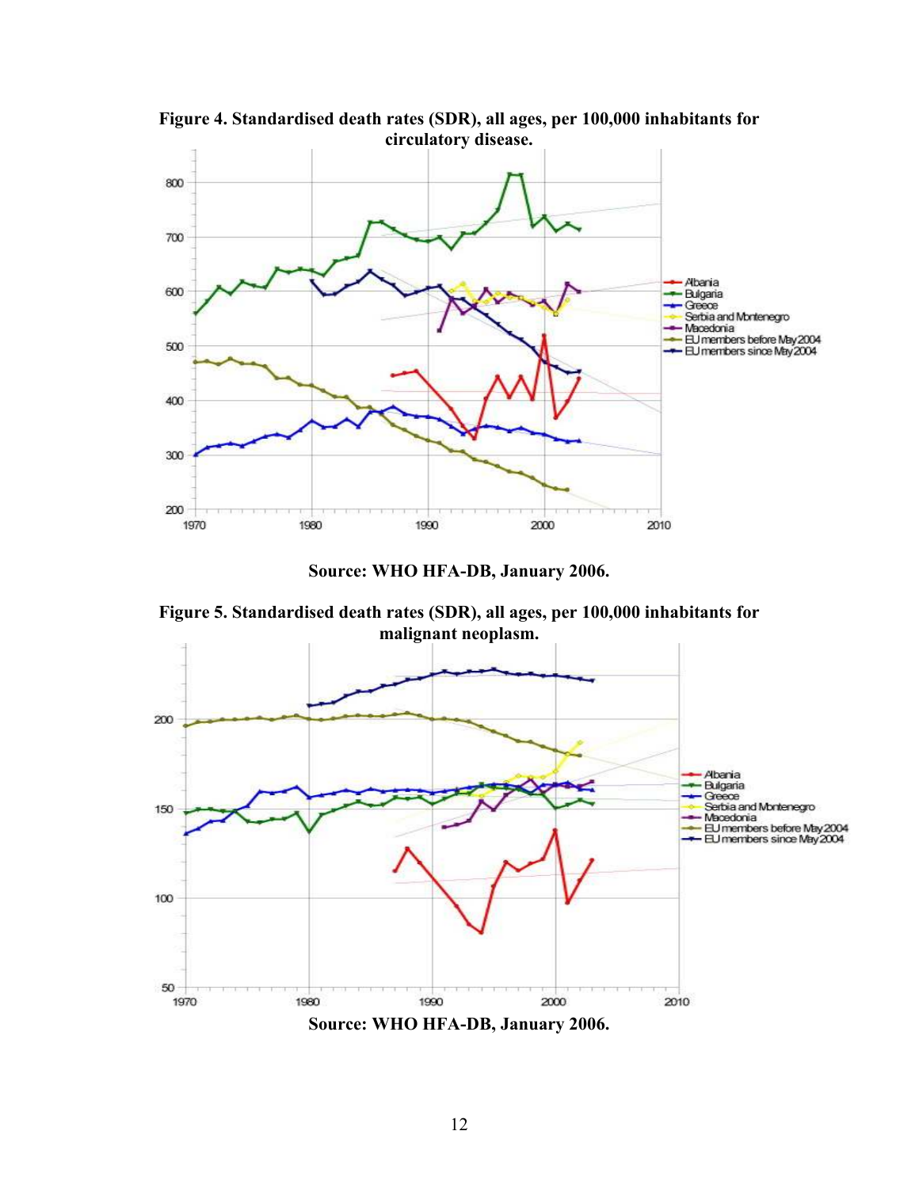**Figure 4. Standardised death rates (SDR), all ages, per 100,000 inhabitants for circulatory disease.**

Source: WHO HFA-DB, January 2006.

**Figure 5. Standardised death rates (SDR), all ages, per 100,000 inhabitants for malignant neoplasm.**

Source: WHO HFA-DB, January 2006.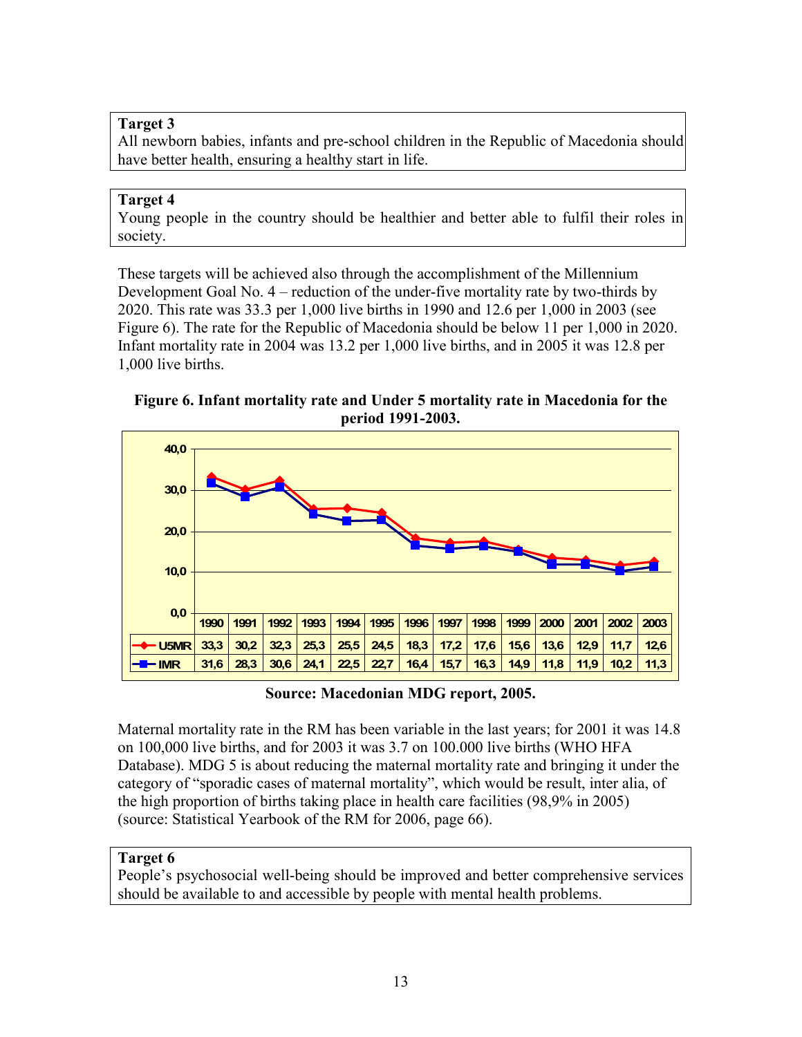**Target 3**
All newborn babies, infants and pre-school children in the Republic of Macedonia should have better health, ensuring a healthy start in life.

**Target 4**
Young people in the country should be healthier and better able to fulfil their roles in society.

These targets will be achieved also through the accomplishment of the Millennium Development Goal No. 4 – reduction of the under-five mortality rate by two-thirds by 2020. This rate was 33.3 per 1,000 live births in 1990 and 12.6 per 1,000 in 2003 (see Figure 6). The rate for the Republic of Macedonia should be below 11 per 1,000 in 2020. Infant mortality rate in 2004 was 13.2 per 1,000 live births, and in 2005 it was 12.8 per 1,000 live births.

**Figure 6. Infant mortality rate and Under 5 mortality rate in Macedonia for the period 1991-2003.**

| | 1990 | 1991 | 1992 | 1993 | 1994 | 1995 | 1996 | 1997 | 1998 | 1999 | 2000 | 2001 | 2002 | 2003 |
|---|---|---|---|---|---|---|---|---|---|---|---|---|---|---|
| U5MR | 33,3 | 30,2 | 32,3 | 25,3 | 25,5 | 24,5 | 18,3 | 17,2 | 17,6 | 15,6 | 13,6 | 12,9 | 11,7 | 12,6 |
| IMR | 31,6 | 28,3 | 30,6 | 24,1 | 22,5 | 22,7 | 16,4 | 15,7 | 16,3 | 14,9 | 11,8 | 11,9 | 10,2 | 11,3 |

**Source: Macedonian MDG report, 2005.**

Maternal mortality rate in the RM has been variable in the last years; for 2001 it was 14.8 on 100,000 live births, and for 2003 it was 3.7 on 100.000 live births (WHO HFA Database). MDG 5 is about reducing the maternal mortality rate and bringing it under the category of "sporadic cases of maternal mortality", which would be result, inter alia, of the high proportion of births taking place in health care facilities (98,9% in 2005) (source: Statistical Yearbook of the RM for 2006, page 66).

**Target 6**
People's psychosocial well-being should be improved and better comprehensive services should be available to and accessible by people with mental health problems.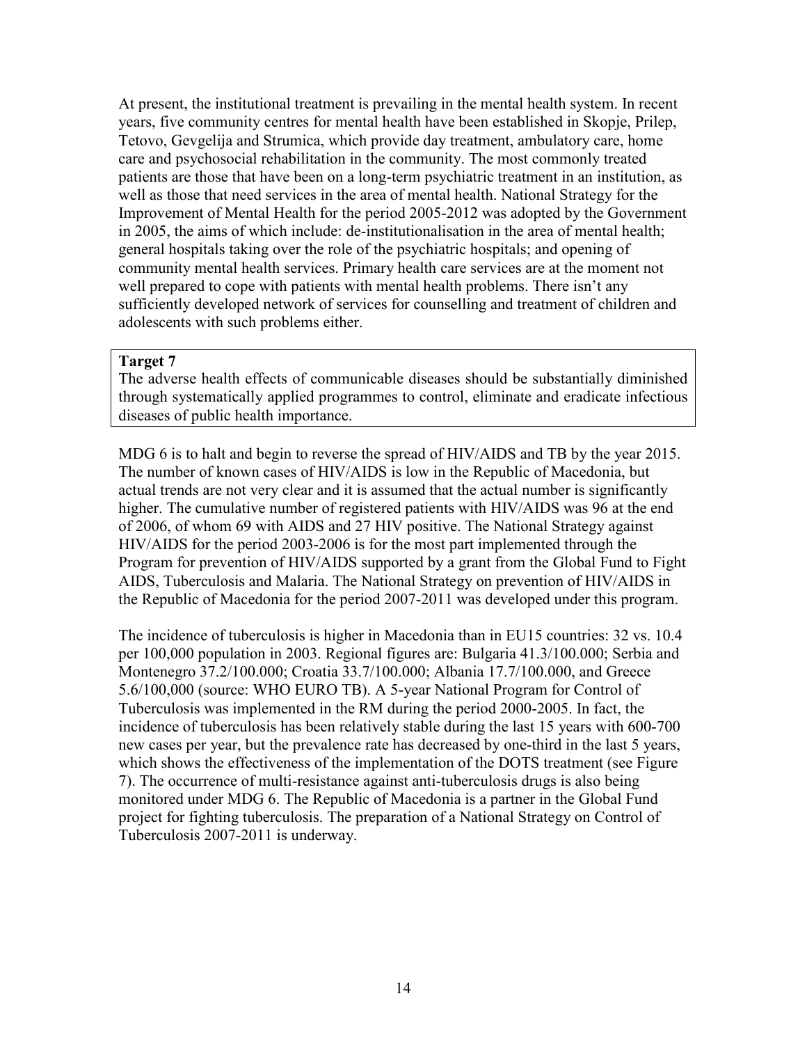At present, the institutional treatment is prevailing in the mental health system. In recent years, five community centres for mental health have been established in Skopje, Prilep, Tetovo, Gevgelija and Strumica, which provide day treatment, ambulatory care, home care and psychosocial rehabilitation in the community. The most commonly treated patients are those that have been on a long-term psychiatric treatment in an institution, as well as those that need services in the area of mental health. National Strategy for the Improvement of Mental Health for the period 2005-2012 was adopted by the Government in 2005, the aims of which include: de-institutionalisation in the area of mental health; general hospitals taking over the role of the psychiatric hospitals; and opening of community mental health services. Primary health care services are at the moment not well prepared to cope with patients with mental health problems. There isn't any sufficiently developed network of services for counselling and treatment of children and adolescents with such problems either.

**Target 7**

The adverse health effects of communicable diseases should be substantially diminished through systematically applied programmes to control, eliminate and eradicate infectious diseases of public health importance.

MDG 6 is to halt and begin to reverse the spread of HIV/AIDS and TB by the year 2015. The number of known cases of HIV/AIDS is low in the Republic of Macedonia, but actual trends are not very clear and it is assumed that the actual number is significantly higher. The cumulative number of registered patients with HIV/AIDS was 96 at the end of 2006, of whom 69 with AIDS and 27 HIV positive. The National Strategy against HIV/AIDS for the period 2003-2006 is for the most part implemented through the Program for prevention of HIV/AIDS supported by a grant from the Global Fund to Fight AIDS, Tuberculosis and Malaria. The National Strategy on prevention of HIV/AIDS in the Republic of Macedonia for the period 2007-2011 was developed under this program.

The incidence of tuberculosis is higher in Macedonia than in EU15 countries: 32 vs. 10.4 per 100,000 population in 2003. Regional figures are: Bulgaria 41.3/100.000; Serbia and Montenegro 37.2/100.000; Croatia 33.7/100.000; Albania 17.7/100.000, and Greece 5.6/100,000 (source: WHO EURO TB). A 5-year National Program for Control of Tuberculosis was implemented in the RM during the period 2000-2005. In fact, the incidence of tuberculosis has been relatively stable during the last 15 years with 600-700 new cases per year, but the prevalence rate has decreased by one-third in the last 5 years, which shows the effectiveness of the implementation of the DOTS treatment (see Figure 7). The occurrence of multi-resistance against anti-tuberculosis drugs is also being monitored under MDG 6. The Republic of Macedonia is a partner in the Global Fund project for fighting tuberculosis. The preparation of a National Strategy on Control of Tuberculosis 2007-2011 is underway.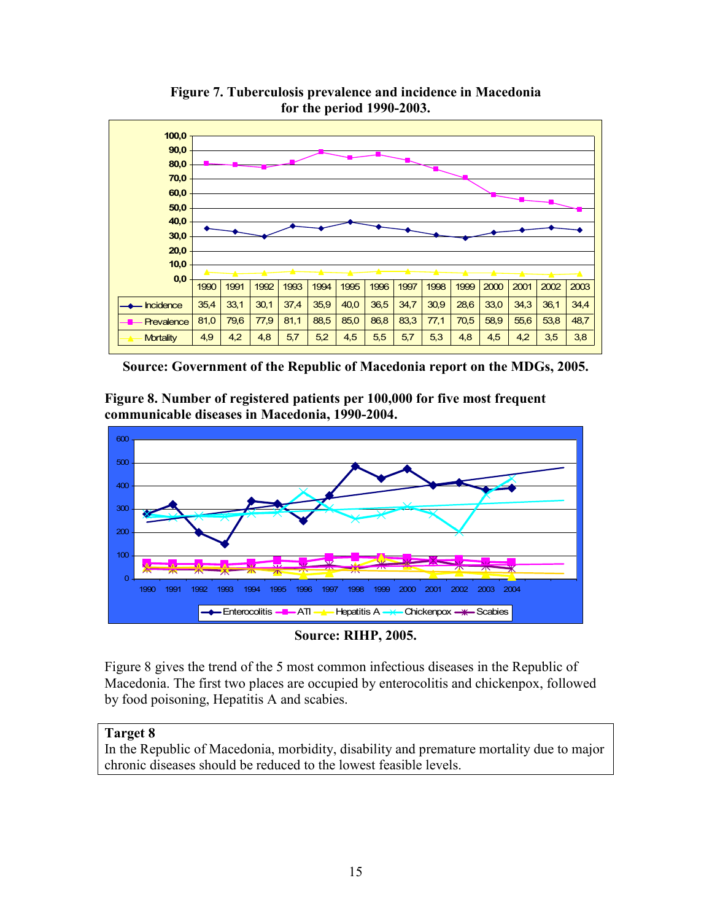**Figure 7. Tuberculosis prevalence and incidence in Macedonia for the period 1990-2003.**

| | 1990 | 1991 | 1992 | 1993 | 1994 | 1995 | 1996 | 1997 | 1998 | 1999 | 2000 | 2001 | 2002 | 2003 |
|---|---|---|---|---|---|---|---|---|---|---|---|---|---|---|
| Incidence | 35,4 | 33,1 | 30,1 | 37,4 | 35,9 | 40,0 | 36,5 | 34,7 | 30,9 | 28,6 | 33,0 | 34,3 | 36,1 | 34,4 |
| Prevalence | 81,0 | 79,6 | 77,9 | 81,1 | 88,5 | 85,0 | 86,8 | 83,3 | 77,1 | 70,5 | 58,9 | 55,6 | 53,8 | 48,7 |
| Mortality | 4,9 | 4,2 | 4,8 | 5,7 | 5,2 | 4,5 | 5,5 | 5,7 | 5,3 | 4,8 | 4,5 | 4,2 | 3,5 | 3,8 |

**Source: Government of the Republic of Macedonia report on the MDGs, 2005.**

**Figure 8. Number of registered patients per 100,000 for five most frequent communicable diseases in Macedonia, 1990-2004.**

**Source: RIHP, 2005.**

Figure 8 gives the trend of the 5 most common infectious diseases in the Republic of Macedonia. The first two places are occupied by enterocolitis and chickenpox, followed by food poisoning, Hepatitis A and scabies.

> **Target 8**
> In the Republic of Macedonia, morbidity, disability and premature mortality due to major chronic diseases should be reduced to the lowest feasible levels.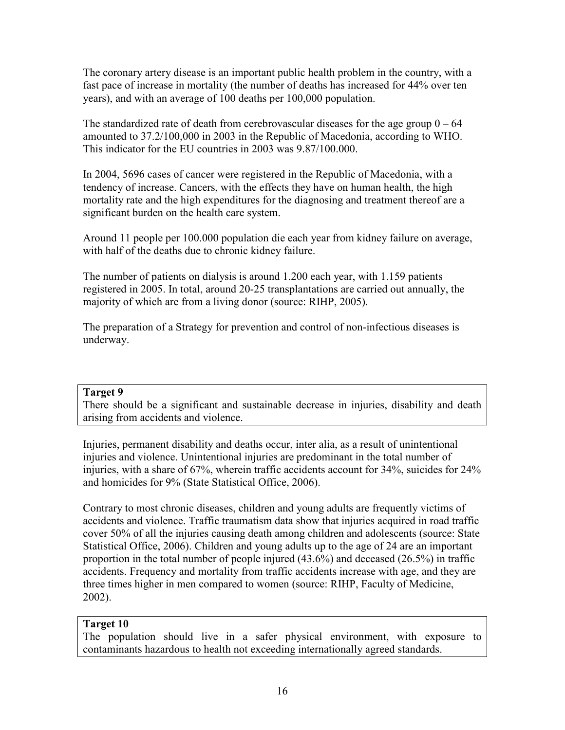The coronary artery disease is an important public health problem in the country, with a fast pace of increase in mortality (the number of deaths has increased for 44% over ten years), and with an average of 100 deaths per 100,000 population.

The standardized rate of death from cerebrovascular diseases for the age group 0 – 64 amounted to 37.2/100,000 in 2003 in the Republic of Macedonia, according to WHO. This indicator for the EU countries in 2003 was 9.87/100.000.

In 2004, 5696 cases of cancer were registered in the Republic of Macedonia, with a tendency of increase. Cancers, with the effects they have on human health, the high mortality rate and the high expenditures for the diagnosing and treatment thereof are a significant burden on the health care system.

Around 11 people per 100.000 population die each year from kidney failure on average, with half of the deaths due to chronic kidney failure.

The number of patients on dialysis is around 1.200 each year, with 1.159 patients registered in 2005. In total, around 20-25 transplantations are carried out annually, the majority of which are from a living donor (source: RIHP, 2005).

The preparation of a Strategy for prevention and control of non-infectious diseases is underway.

**Target 9**
There should be a significant and sustainable decrease in injuries, disability and death arising from accidents and violence.

Injuries, permanent disability and deaths occur, inter alia, as a result of unintentional injuries and violence. Unintentional injuries are predominant in the total number of injuries, with a share of 67%, wherein traffic accidents account for 34%, suicides for 24% and homicides for 9% (State Statistical Office, 2006).

Contrary to most chronic diseases, children and young adults are frequently victims of accidents and violence. Traffic traumatism data show that injuries acquired in road traffic cover 50% of all the injuries causing death among children and adolescents (source: State Statistical Office, 2006). Children and young adults up to the age of 24 are an important proportion in the total number of people injured (43.6%) and deceased (26.5%) in traffic accidents. Frequency and mortality from traffic accidents increase with age, and they are three times higher in men compared to women (source: RIHP, Faculty of Medicine, 2002).

**Target 10**
The population should live in a safer physical environment, with exposure to contaminants hazardous to health not exceeding internationally agreed standards.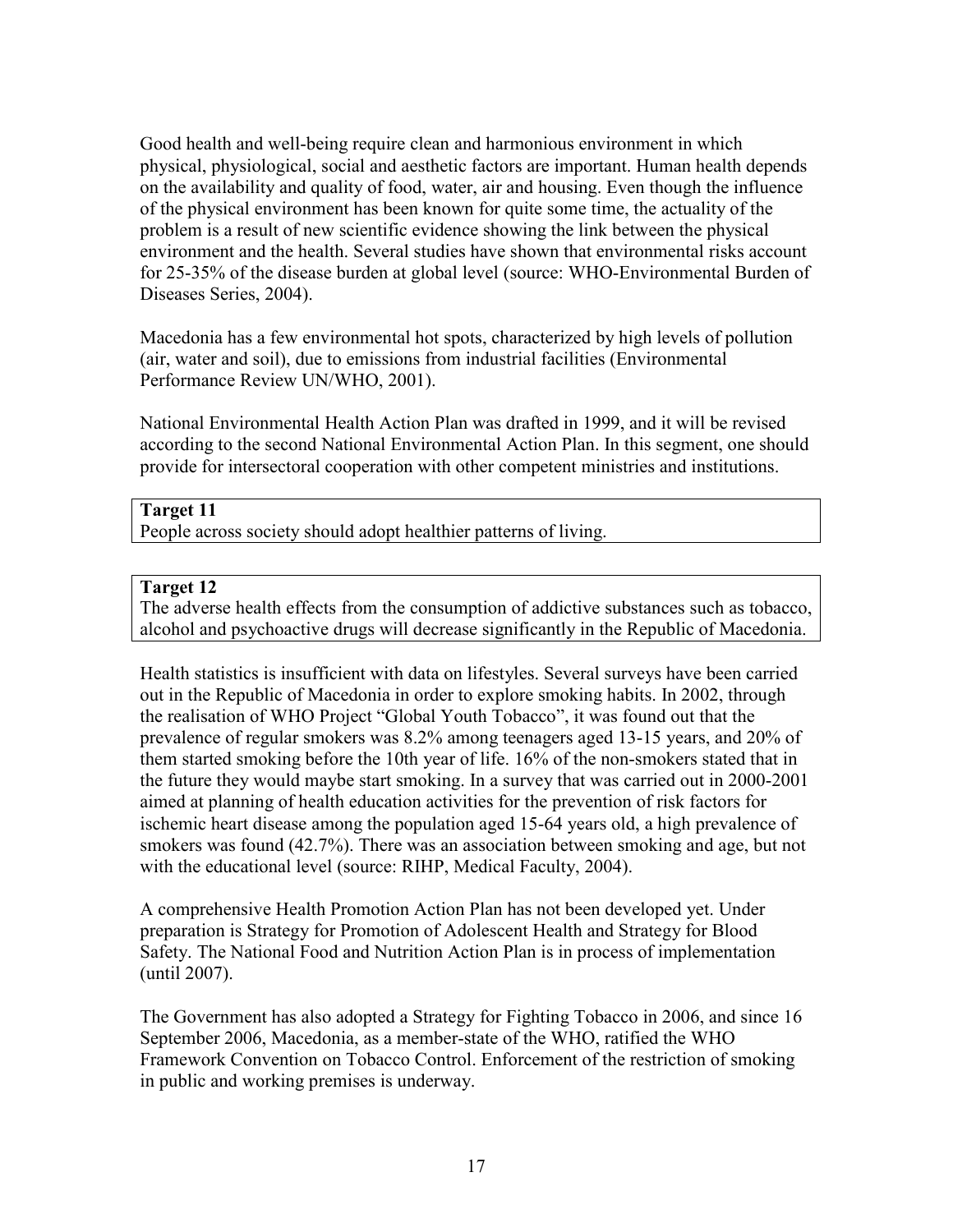Good health and well-being require clean and harmonious environment in which physical, physiological, social and aesthetic factors are important. Human health depends on the availability and quality of food, water, air and housing. Even though the influence of the physical environment has been known for quite some time, the actuality of the problem is a result of new scientific evidence showing the link between the physical environment and the health. Several studies have shown that environmental risks account for 25-35% of the disease burden at global level (source: WHO-Environmental Burden of Diseases Series, 2004).

Macedonia has a few environmental hot spots, characterized by high levels of pollution (air, water and soil), due to emissions from industrial facilities (Environmental Performance Review UN/WHO, 2001).

National Environmental Health Action Plan was drafted in 1999, and it will be revised according to the second National Environmental Action Plan. In this segment, one should provide for intersectoral cooperation with other competent ministries and institutions.

| **Target 11** |
|---|
| People across society should adopt healthier patterns of living. |

| **Target 12** |
|---|
| The adverse health effects from the consumption of addictive substances such as tobacco, alcohol and psychoactive drugs will decrease significantly in the Republic of Macedonia. |

Health statistics is insufficient with data on lifestyles. Several surveys have been carried out in the Republic of Macedonia in order to explore smoking habits. In 2002, through the realisation of WHO Project "Global Youth Tobacco", it was found out that the prevalence of regular smokers was 8.2% among teenagers aged 13-15 years, and 20% of them started smoking before the 10th year of life. 16% of the non-smokers stated that in the future they would maybe start smoking. In a survey that was carried out in 2000-2001 aimed at planning of health education activities for the prevention of risk factors for ischemic heart disease among the population aged 15-64 years old, a high prevalence of smokers was found (42.7%). There was an association between smoking and age, but not with the educational level (source: RIHP, Medical Faculty, 2004).

A comprehensive Health Promotion Action Plan has not been developed yet. Under preparation is Strategy for Promotion of Adolescent Health and Strategy for Blood Safety. The National Food and Nutrition Action Plan is in process of implementation (until 2007).

The Government has also adopted a Strategy for Fighting Tobacco in 2006, and since 16 September 2006, Macedonia, as a member-state of the WHO, ratified the WHO Framework Convention on Tobacco Control. Enforcement of the restriction of smoking in public and working premises is underway.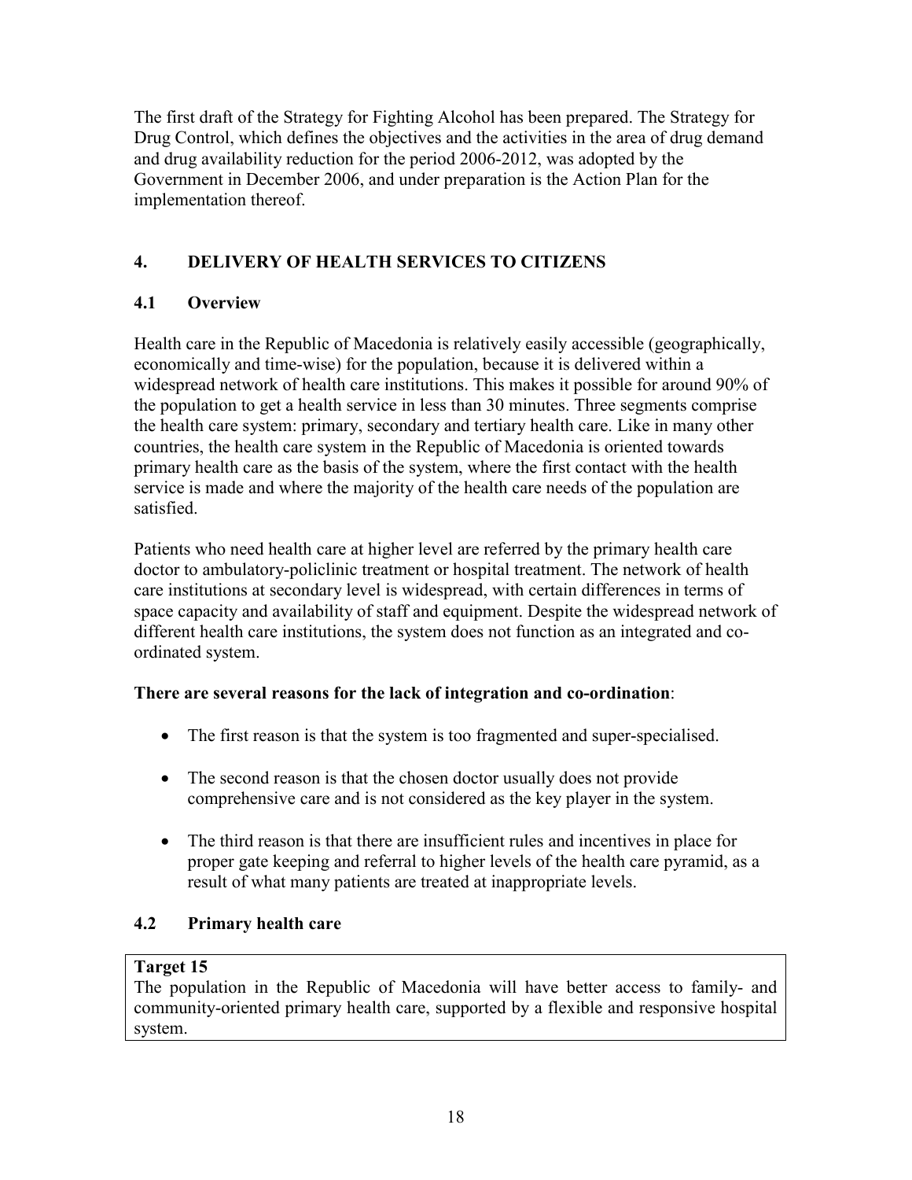The first draft of the Strategy for Fighting Alcohol has been prepared. The Strategy for Drug Control, which defines the objectives and the activities in the area of drug demand and drug availability reduction for the period 2006-2012, was adopted by the Government in December 2006, and under preparation is the Action Plan for the implementation thereof.

## 4. DELIVERY OF HEALTH SERVICES TO CITIZENS

### 4.1 Overview

Health care in the Republic of Macedonia is relatively easily accessible (geographically, economically and time-wise) for the population, because it is delivered within a widespread network of health care institutions. This makes it possible for around 90% of the population to get a health service in less than 30 minutes. Three segments comprise the health care system: primary, secondary and tertiary health care. Like in many other countries, the health care system in the Republic of Macedonia is oriented towards primary health care as the basis of the system, where the first contact with the health service is made and where the majority of the health care needs of the population are satisfied.

Patients who need health care at higher level are referred by the primary health care doctor to ambulatory-policlinic treatment or hospital treatment. The network of health care institutions at secondary level is widespread, with certain differences in terms of space capacity and availability of staff and equipment. Despite the widespread network of different health care institutions, the system does not function as an integrated and co-ordinated system.

**There are several reasons for the lack of integration and co-ordination**:

- The first reason is that the system is too fragmented and super-specialised.
- The second reason is that the chosen doctor usually does not provide comprehensive care and is not considered as the key player in the system.
- The third reason is that there are insufficient rules and incentives in place for proper gate keeping and referral to higher levels of the health care pyramid, as a result of what many patients are treated at inappropriate levels.

### 4.2 Primary health care

**Target 15**
The population in the Republic of Macedonia will have better access to family- and community-oriented primary health care, supported by a flexible and responsive hospital system.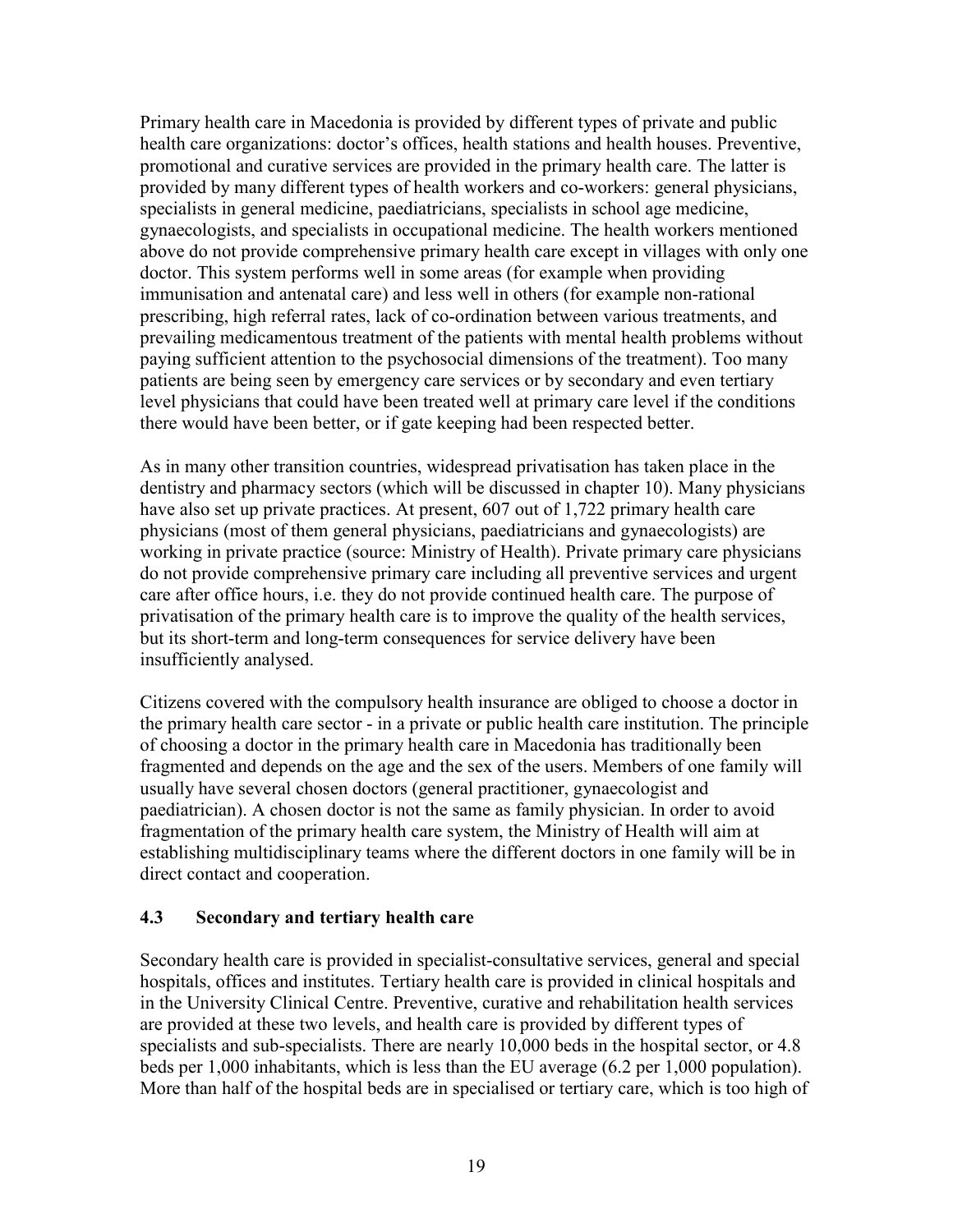Primary health care in Macedonia is provided by different types of private and public health care organizations: doctor's offices, health stations and health houses. Preventive, promotional and curative services are provided in the primary health care. The latter is provided by many different types of health workers and co-workers: general physicians, specialists in general medicine, paediatricians, specialists in school age medicine, gynaecologists, and specialists in occupational medicine. The health workers mentioned above do not provide comprehensive primary health care except in villages with only one doctor. This system performs well in some areas (for example when providing immunisation and antenatal care) and less well in others (for example non-rational prescribing, high referral rates, lack of co-ordination between various treatments, and prevailing medicamentous treatment of the patients with mental health problems without paying sufficient attention to the psychosocial dimensions of the treatment). Too many patients are being seen by emergency care services or by secondary and even tertiary level physicians that could have been treated well at primary care level if the conditions there would have been better, or if gate keeping had been respected better.

As in many other transition countries, widespread privatisation has taken place in the dentistry and pharmacy sectors (which will be discussed in chapter 10). Many physicians have also set up private practices. At present, 607 out of 1,722 primary health care physicians (most of them general physicians, paediatricians and gynaecologists) are working in private practice (source: Ministry of Health). Private primary care physicians do not provide comprehensive primary care including all preventive services and urgent care after office hours, i.e. they do not provide continued health care. The purpose of privatisation of the primary health care is to improve the quality of the health services, but its short-term and long-term consequences for service delivery have been insufficiently analysed.

Citizens covered with the compulsory health insurance are obliged to choose a doctor in the primary health care sector - in a private or public health care institution. The principle of choosing a doctor in the primary health care in Macedonia has traditionally been fragmented and depends on the age and the sex of the users. Members of one family will usually have several chosen doctors (general practitioner, gynaecologist and paediatrician). A chosen doctor is not the same as family physician. In order to avoid fragmentation of the primary health care system, the Ministry of Health will aim at establishing multidisciplinary teams where the different doctors in one family will be in direct contact and cooperation.

### 4.3 Secondary and tertiary health care

Secondary health care is provided in specialist-consultative services, general and special hospitals, offices and institutes. Tertiary health care is provided in clinical hospitals and in the University Clinical Centre. Preventive, curative and rehabilitation health services are provided at these two levels, and health care is provided by different types of specialists and sub-specialists. There are nearly 10,000 beds in the hospital sector, or 4.8 beds per 1,000 inhabitants, which is less than the EU average (6.2 per 1,000 population). More than half of the hospital beds are in specialised or tertiary care, which is too high of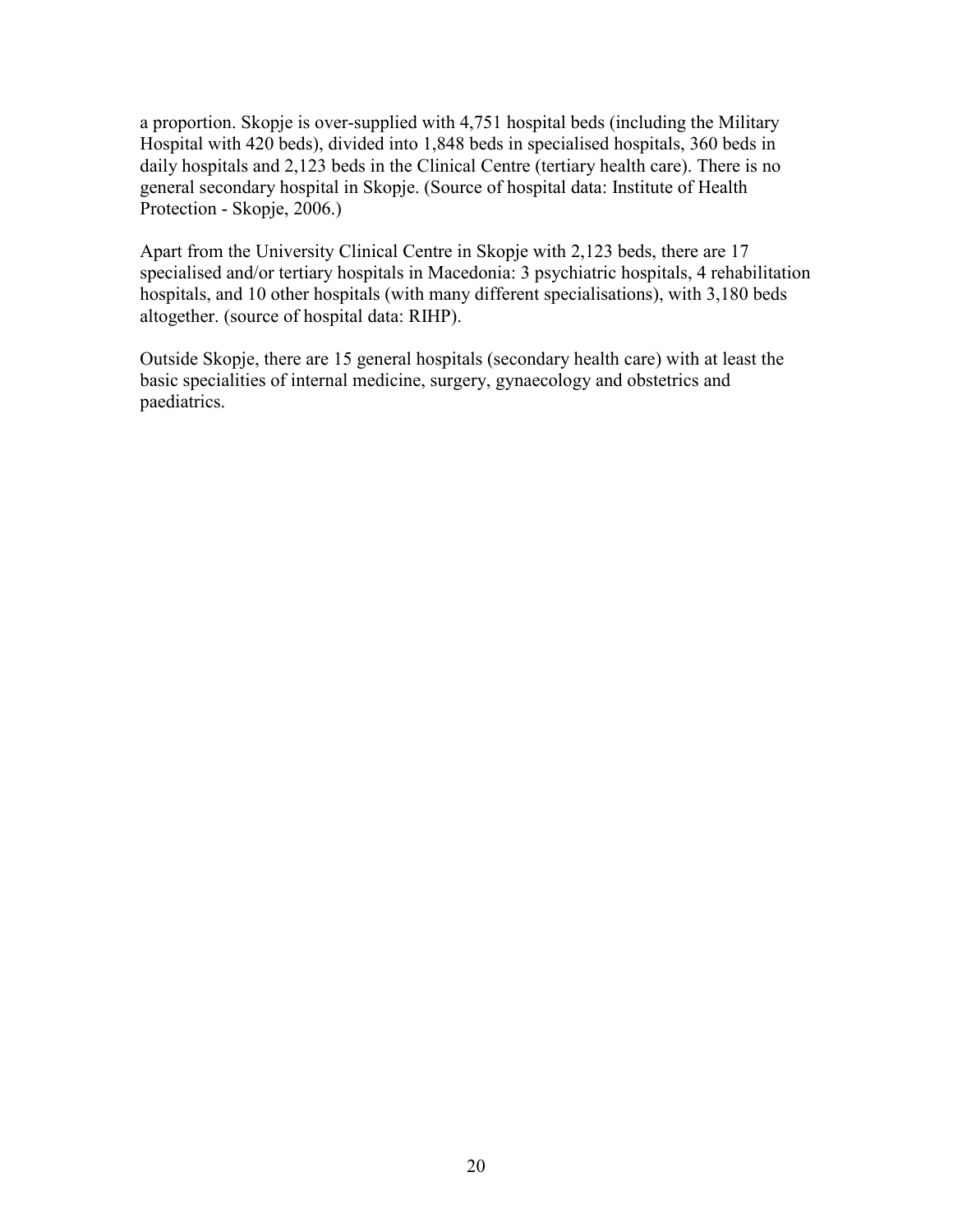a proportion. Skopje is over-supplied with 4,751 hospital beds (including the Military Hospital with 420 beds), divided into 1,848 beds in specialised hospitals, 360 beds in daily hospitals and 2,123 beds in the Clinical Centre (tertiary health care). There is no general secondary hospital in Skopje. (Source of hospital data: Institute of Health Protection - Skopje, 2006.)

Apart from the University Clinical Centre in Skopje with 2,123 beds, there are 17 specialised and/or tertiary hospitals in Macedonia: 3 psychiatric hospitals, 4 rehabilitation hospitals, and 10 other hospitals (with many different specialisations), with 3,180 beds altogether. (source of hospital data: RIHP).

Outside Skopje, there are 15 general hospitals (secondary health care) with at least the basic specialities of internal medicine, surgery, gynaecology and obstetrics and paediatrics.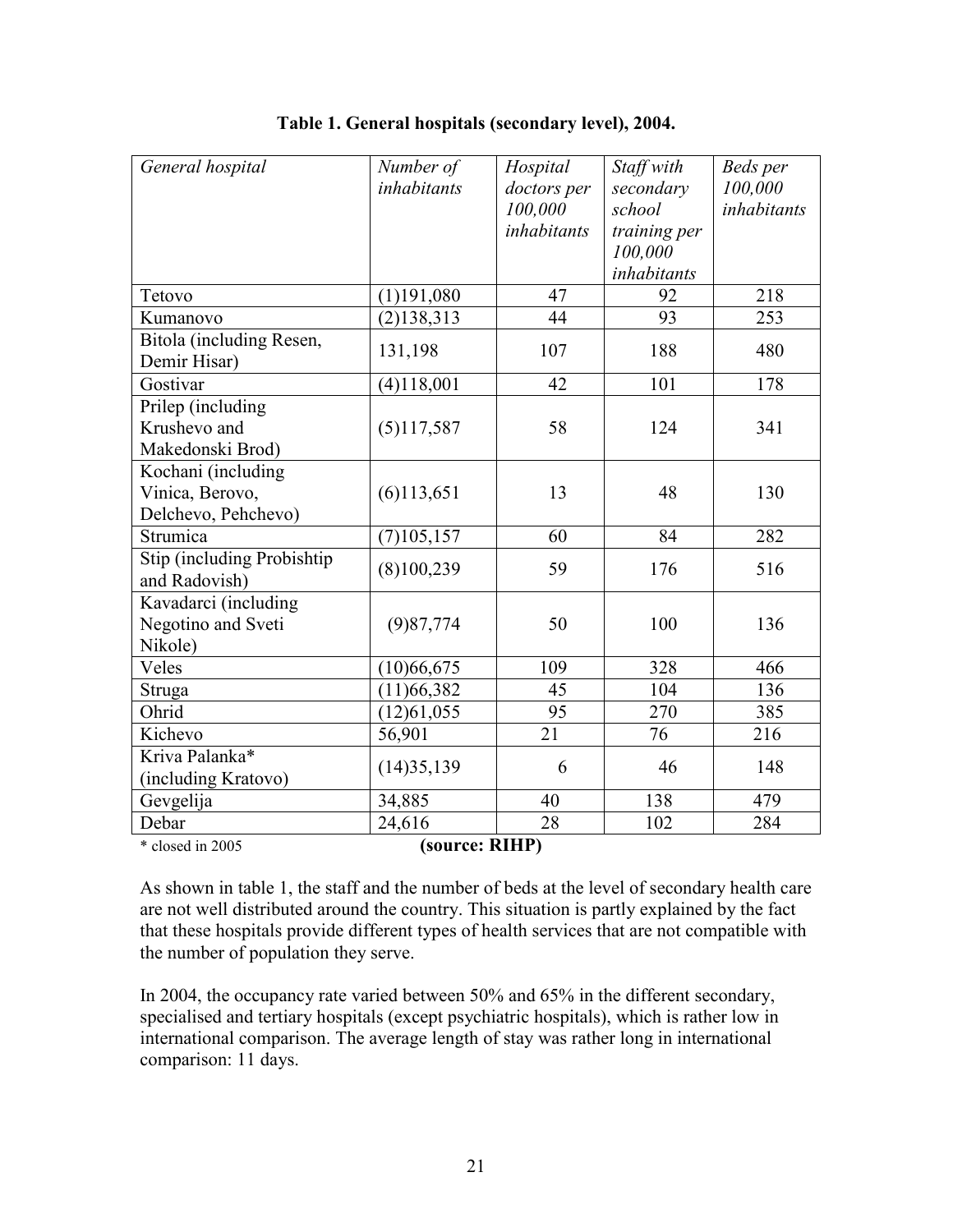**Table 1. General hospitals (secondary level), 2004.**

| *General hospital* | *Number of inhabitants* | *Hospital doctors per 100,000 inhabitants* | *Staff with secondary school training per 100,000 inhabitants* | *Beds per 100,000 inhabitants* |
|---|---|---|---|---|
| Tetovo | (1)191,080 | 47 | 92 | 218 |
| Kumanovo | (2)138,313 | 44 | 93 | 253 |
| Bitola (including Resen, Demir Hisar) | 131,198 | 107 | 188 | 480 |
| Gostivar | (4)118,001 | 42 | 101 | 178 |
| Prilep (including Krushevo and Makedonski Brod) | (5)117,587 | 58 | 124 | 341 |
| Kochani (including Vinica, Berovo, Delchevo, Pehchevo) | (6)113,651 | 13 | 48 | 130 |
| Strumica | (7)105,157 | 60 | 84 | 282 |
| Stip (including Probishtip and Radovish) | (8)100,239 | 59 | 176 | 516 |
| Kavadarci (including Negotino and Sveti Nikole) | (9)87,774 | 50 | 100 | 136 |
| Veles | (10)66,675 | 109 | 328 | 466 |
| Struga | (11)66,382 | 45 | 104 | 136 |
| Ohrid | (12)61,055 | 95 | 270 | 385 |
| Kichevo | 56,901 | 21 | 76 | 216 |
| Kriva Palanka* (including Kratovo) | (14)35,139 | 6 | 46 | 148 |
| Gevgelija | 34,885 | 40 | 138 | 479 |
| Debar | 24,616 | 28 | 102 | 284 |

\* closed in 2005 **(source: RIHP)**

As shown in table 1, the staff and the number of beds at the level of secondary health care are not well distributed around the country. This situation is partly explained by the fact that these hospitals provide different types of health services that are not compatible with the number of population they serve.

In 2004, the occupancy rate varied between 50% and 65% in the different secondary, specialised and tertiary hospitals (except psychiatric hospitals), which is rather low in international comparison. The average length of stay was rather long in international comparison: 11 days.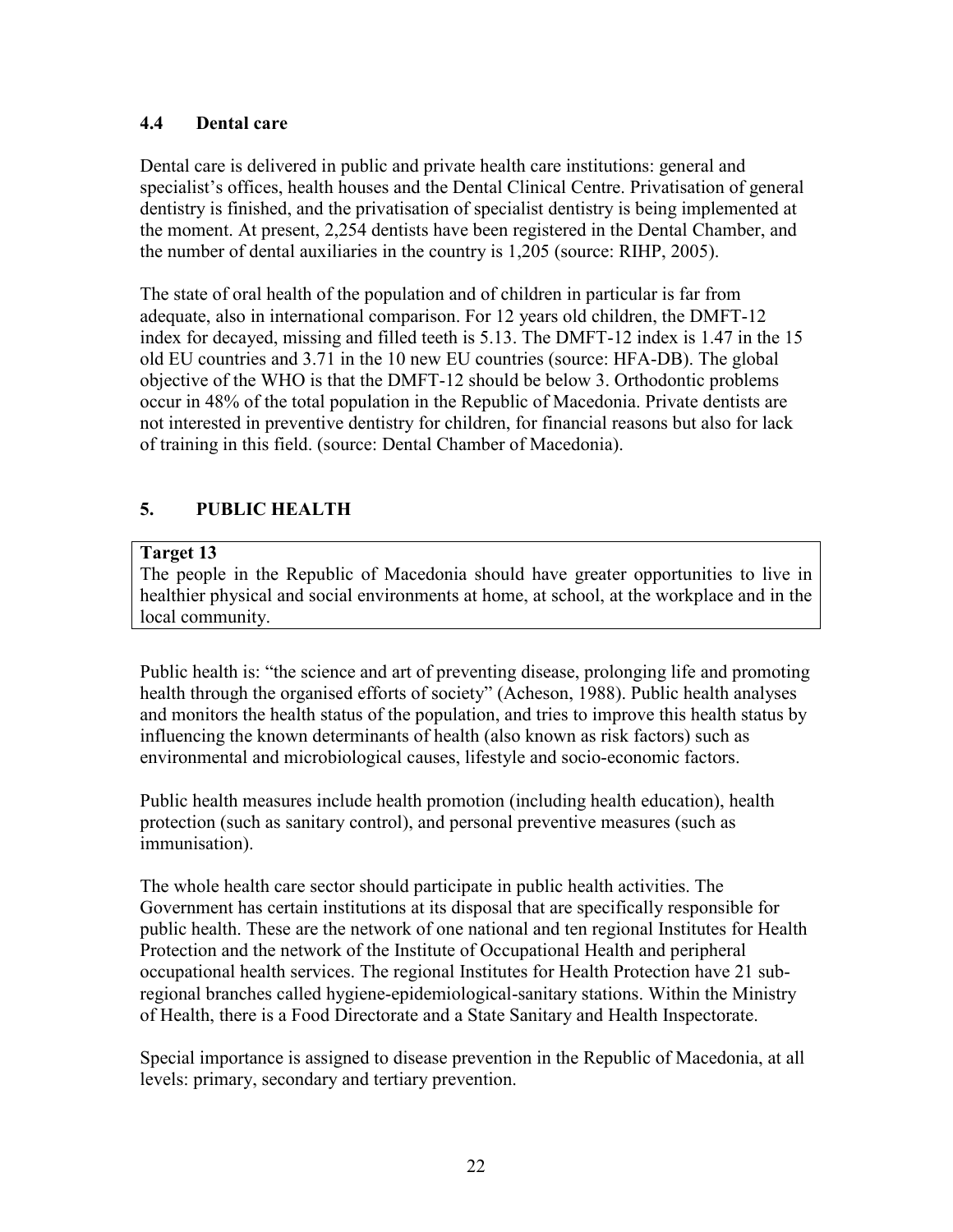### 4.4 Dental care

Dental care is delivered in public and private health care institutions: general and specialist's offices, health houses and the Dental Clinical Centre. Privatisation of general dentistry is finished, and the privatisation of specialist dentistry is being implemented at the moment. At present, 2,254 dentists have been registered in the Dental Chamber, and the number of dental auxiliaries in the country is 1,205 (source: RIHP, 2005).

The state of oral health of the population and of children in particular is far from adequate, also in international comparison. For 12 years old children, the DMFT-12 index for decayed, missing and filled teeth is 5.13. The DMFT-12 index is 1.47 in the 15 old EU countries and 3.71 in the 10 new EU countries (source: HFA-DB). The global objective of the WHO is that the DMFT-12 should be below 3. Orthodontic problems occur in 48% of the total population in the Republic of Macedonia. Private dentists are not interested in preventive dentistry for children, for financial reasons but also for lack of training in this field. (source: Dental Chamber of Macedonia).

## 5. PUBLIC HEALTH

| **Target 13** |
| --- |
| The people in the Republic of Macedonia should have greater opportunities to live in healthier physical and social environments at home, at school, at the workplace and in the local community. |

Public health is: "the science and art of preventing disease, prolonging life and promoting health through the organised efforts of society" (Acheson, 1988). Public health analyses and monitors the health status of the population, and tries to improve this health status by influencing the known determinants of health (also known as risk factors) such as environmental and microbiological causes, lifestyle and socio-economic factors.

Public health measures include health promotion (including health education), health protection (such as sanitary control), and personal preventive measures (such as immunisation).

The whole health care sector should participate in public health activities. The Government has certain institutions at its disposal that are specifically responsible for public health. These are the network of one national and ten regional Institutes for Health Protection and the network of the Institute of Occupational Health and peripheral occupational health services. The regional Institutes for Health Protection have 21 sub-regional branches called hygiene-epidemiological-sanitary stations. Within the Ministry of Health, there is a Food Directorate and a State Sanitary and Health Inspectorate.

Special importance is assigned to disease prevention in the Republic of Macedonia, at all levels: primary, secondary and tertiary prevention.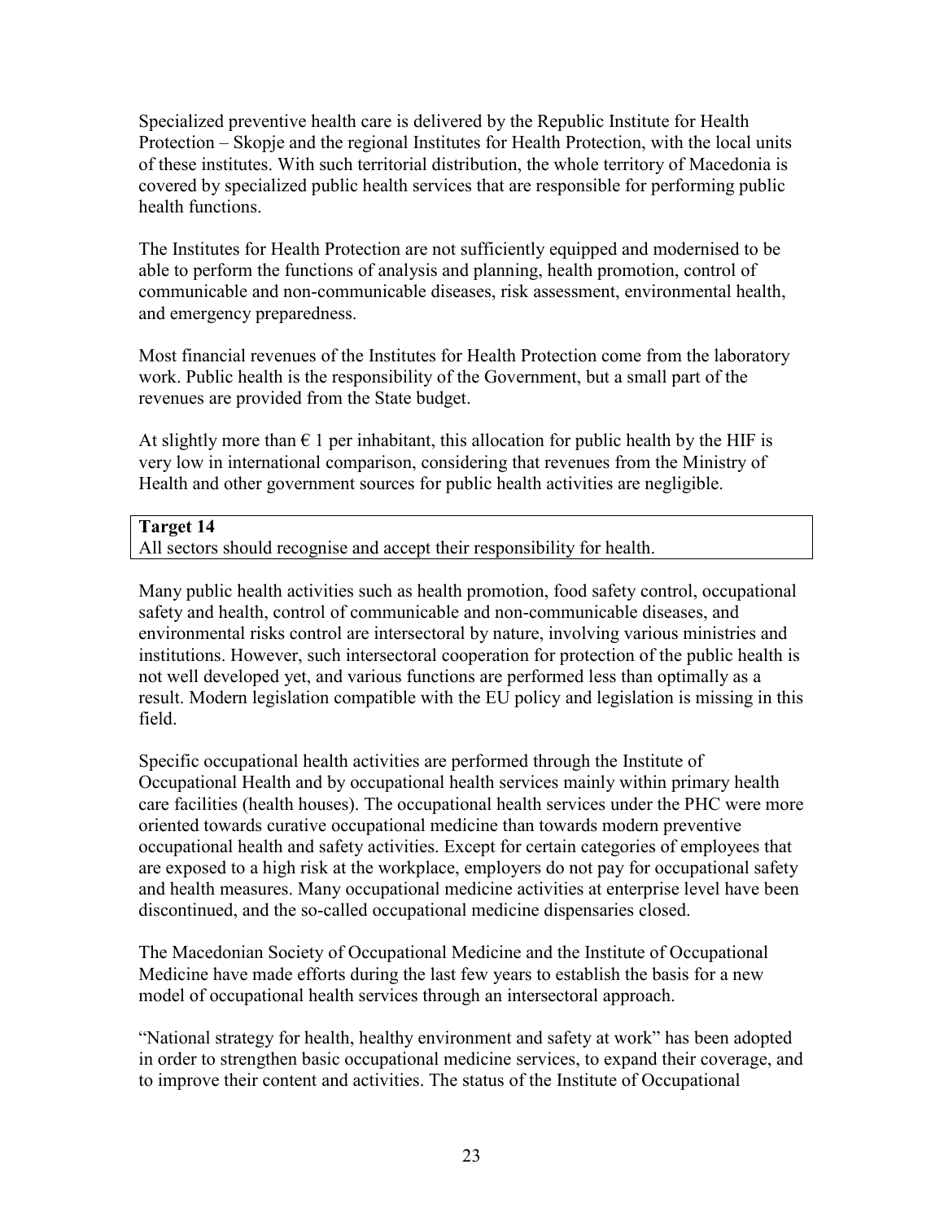Specialized preventive health care is delivered by the Republic Institute for Health Protection – Skopje and the regional Institutes for Health Protection, with the local units of these institutes. With such territorial distribution, the whole territory of Macedonia is covered by specialized public health services that are responsible for performing public health functions.

The Institutes for Health Protection are not sufficiently equipped and modernised to be able to perform the functions of analysis and planning, health promotion, control of communicable and non-communicable diseases, risk assessment, environmental health, and emergency preparedness.

Most financial revenues of the Institutes for Health Protection come from the laboratory work. Public health is the responsibility of the Government, but a small part of the revenues are provided from the State budget.

At slightly more than € 1 per inhabitant, this allocation for public health by the HIF is very low in international comparison, considering that revenues from the Ministry of Health and other government sources for public health activities are negligible.

| **Target 14** |
|---|
| All sectors should recognise and accept their responsibility for health. |

Many public health activities such as health promotion, food safety control, occupational safety and health, control of communicable and non-communicable diseases, and environmental risks control are intersectoral by nature, involving various ministries and institutions. However, such intersectoral cooperation for protection of the public health is not well developed yet, and various functions are performed less than optimally as a result. Modern legislation compatible with the EU policy and legislation is missing in this field.

Specific occupational health activities are performed through the Institute of Occupational Health and by occupational health services mainly within primary health care facilities (health houses). The occupational health services under the PHC were more oriented towards curative occupational medicine than towards modern preventive occupational health and safety activities. Except for certain categories of employees that are exposed to a high risk at the workplace, employers do not pay for occupational safety and health measures. Many occupational medicine activities at enterprise level have been discontinued, and the so-called occupational medicine dispensaries closed.

The Macedonian Society of Occupational Medicine and the Institute of Occupational Medicine have made efforts during the last few years to establish the basis for a new model of occupational health services through an intersectoral approach.

"National strategy for health, healthy environment and safety at work" has been adopted in order to strengthen basic occupational medicine services, to expand their coverage, and to improve their content and activities. The status of the Institute of Occupational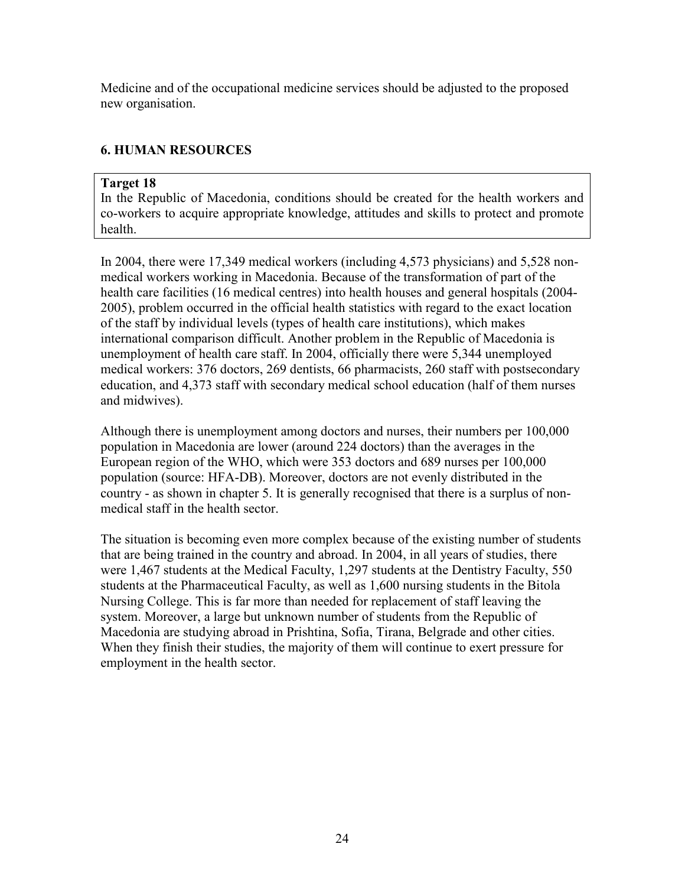Medicine and of the occupational medicine services should be adjusted to the proposed new organisation.

## 6. HUMAN RESOURCES

**Target 18**
In the Republic of Macedonia, conditions should be created for the health workers and co-workers to acquire appropriate knowledge, attitudes and skills to protect and promote health.

In 2004, there were 17,349 medical workers (including 4,573 physicians) and 5,528 non-medical workers working in Macedonia. Because of the transformation of part of the health care facilities (16 medical centres) into health houses and general hospitals (2004-2005), problem occurred in the official health statistics with regard to the exact location of the staff by individual levels (types of health care institutions), which makes international comparison difficult. Another problem in the Republic of Macedonia is unemployment of health care staff. In 2004, officially there were 5,344 unemployed medical workers: 376 doctors, 269 dentists, 66 pharmacists, 260 staff with postsecondary education, and 4,373 staff with secondary medical school education (half of them nurses and midwives).

Although there is unemployment among doctors and nurses, their numbers per 100,000 population in Macedonia are lower (around 224 doctors) than the averages in the European region of the WHO, which were 353 doctors and 689 nurses per 100,000 population (source: HFA-DB). Moreover, doctors are not evenly distributed in the country - as shown in chapter 5. It is generally recognised that there is a surplus of non-medical staff in the health sector.

The situation is becoming even more complex because of the existing number of students that are being trained in the country and abroad. In 2004, in all years of studies, there were 1,467 students at the Medical Faculty, 1,297 students at the Dentistry Faculty, 550 students at the Pharmaceutical Faculty, as well as 1,600 nursing students in the Bitola Nursing College. This is far more than needed for replacement of staff leaving the system. Moreover, a large but unknown number of students from the Republic of Macedonia are studying abroad in Prishtina, Sofia, Tirana, Belgrade and other cities. When they finish their studies, the majority of them will continue to exert pressure for employment in the health sector.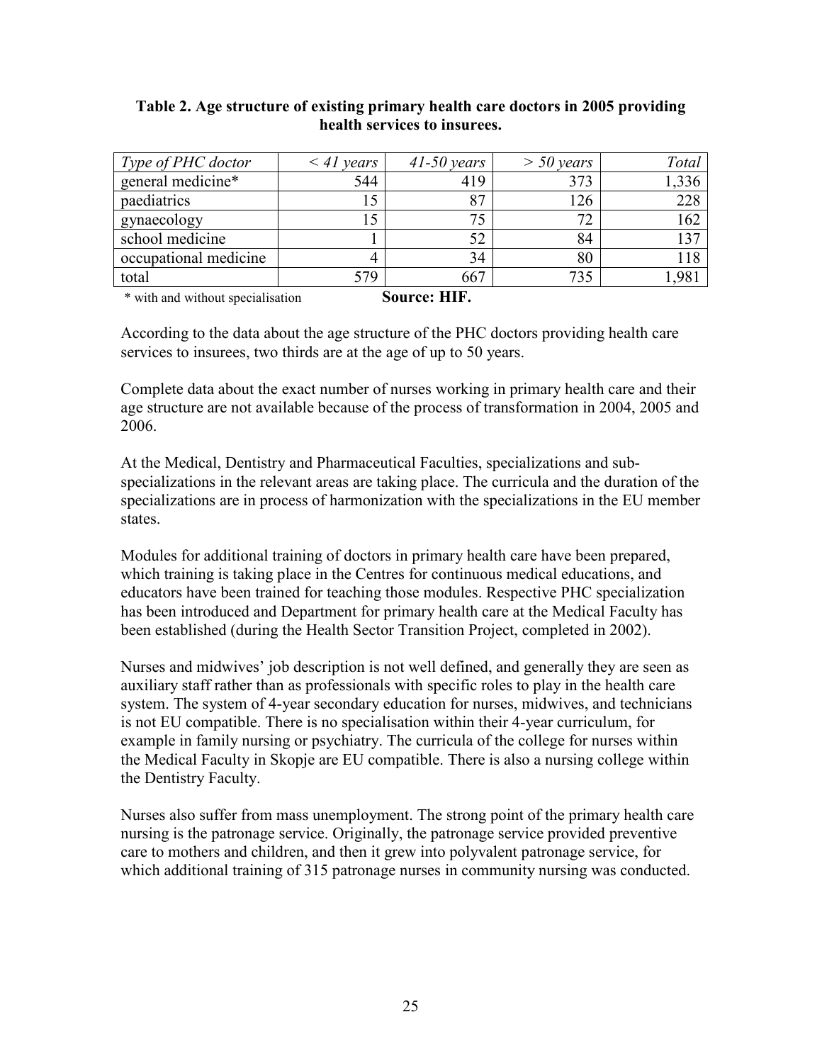**Table 2. Age structure of existing primary health care doctors in 2005 providing health services to insurees.**

| *Type of PHC doctor* | *< 41 years* | *41-50 years* | *> 50 years* | *Total* |
|---|---|---|---|---|
| general medicine* | 544 | 419 | 373 | 1,336 |
| paediatrics | 15 | 87 | 126 | 228 |
| gynaecology | 15 | 75 | 72 | 162 |
| school medicine | 1 | 52 | 84 | 137 |
| occupational medicine | 4 | 34 | 80 | 118 |
| total | 579 | 667 | 735 | 1,981 |

\* with and without specialisation **Source: HIF.**

According to the data about the age structure of the PHC doctors providing health care services to insurees, two thirds are at the age of up to 50 years.

Complete data about the exact number of nurses working in primary health care and their age structure are not available because of the process of transformation in 2004, 2005 and 2006.

At the Medical, Dentistry and Pharmaceutical Faculties, specializations and sub-specializations in the relevant areas are taking place. The curricula and the duration of the specializations are in process of harmonization with the specializations in the EU member states.

Modules for additional training of doctors in primary health care have been prepared, which training is taking place in the Centres for continuous medical educations, and educators have been trained for teaching those modules. Respective PHC specialization has been introduced and Department for primary health care at the Medical Faculty has been established (during the Health Sector Transition Project, completed in 2002).

Nurses and midwives' job description is not well defined, and generally they are seen as auxiliary staff rather than as professionals with specific roles to play in the health care system. The system of 4-year secondary education for nurses, midwives, and technicians is not EU compatible. There is no specialisation within their 4-year curriculum, for example in family nursing or psychiatry. The curricula of the college for nurses within the Medical Faculty in Skopje are EU compatible. There is also a nursing college within the Dentistry Faculty.

Nurses also suffer from mass unemployment. The strong point of the primary health care nursing is the patronage service. Originally, the patronage service provided preventive care to mothers and children, and then it grew into polyvalent patronage service, for which additional training of 315 patronage nurses in community nursing was conducted.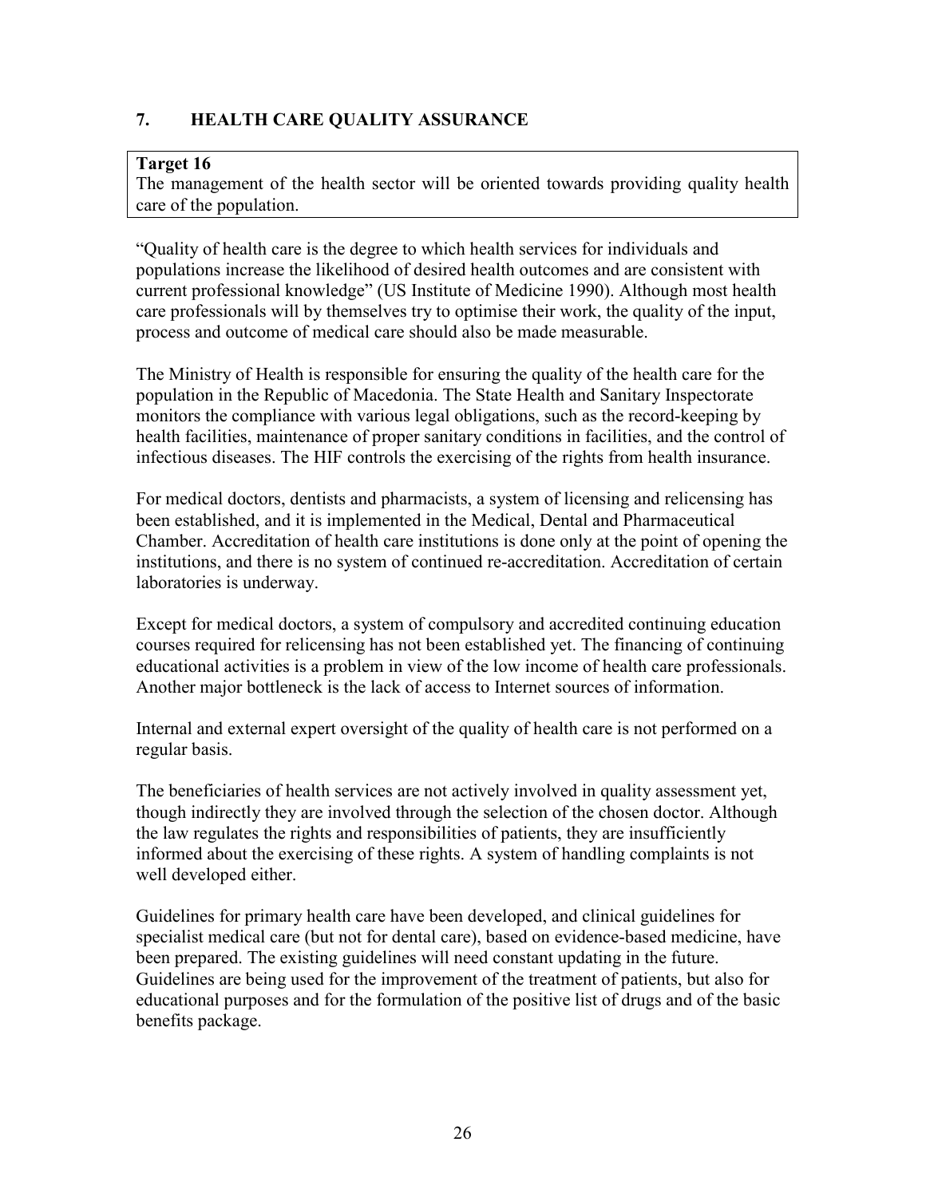## 7. HEALTH CARE QUALITY ASSURANCE

**Target 16**
The management of the health sector will be oriented towards providing quality health care of the population.

"Quality of health care is the degree to which health services for individuals and populations increase the likelihood of desired health outcomes and are consistent with current professional knowledge" (US Institute of Medicine 1990). Although most health care professionals will by themselves try to optimise their work, the quality of the input, process and outcome of medical care should also be made measurable.

The Ministry of Health is responsible for ensuring the quality of the health care for the population in the Republic of Macedonia. The State Health and Sanitary Inspectorate monitors the compliance with various legal obligations, such as the record-keeping by health facilities, maintenance of proper sanitary conditions in facilities, and the control of infectious diseases. The HIF controls the exercising of the rights from health insurance.

For medical doctors, dentists and pharmacists, a system of licensing and relicensing has been established, and it is implemented in the Medical, Dental and Pharmaceutical Chamber. Accreditation of health care institutions is done only at the point of opening the institutions, and there is no system of continued re-accreditation. Accreditation of certain laboratories is underway.

Except for medical doctors, a system of compulsory and accredited continuing education courses required for relicensing has not been established yet. The financing of continuing educational activities is a problem in view of the low income of health care professionals. Another major bottleneck is the lack of access to Internet sources of information.

Internal and external expert oversight of the quality of health care is not performed on a regular basis.

The beneficiaries of health services are not actively involved in quality assessment yet, though indirectly they are involved through the selection of the chosen doctor. Although the law regulates the rights and responsibilities of patients, they are insufficiently informed about the exercising of these rights. A system of handling complaints is not well developed either.

Guidelines for primary health care have been developed, and clinical guidelines for specialist medical care (but not for dental care), based on evidence-based medicine, have been prepared. The existing guidelines will need constant updating in the future. Guidelines are being used for the improvement of the treatment of patients, but also for educational purposes and for the formulation of the positive list of drugs and of the basic benefits package.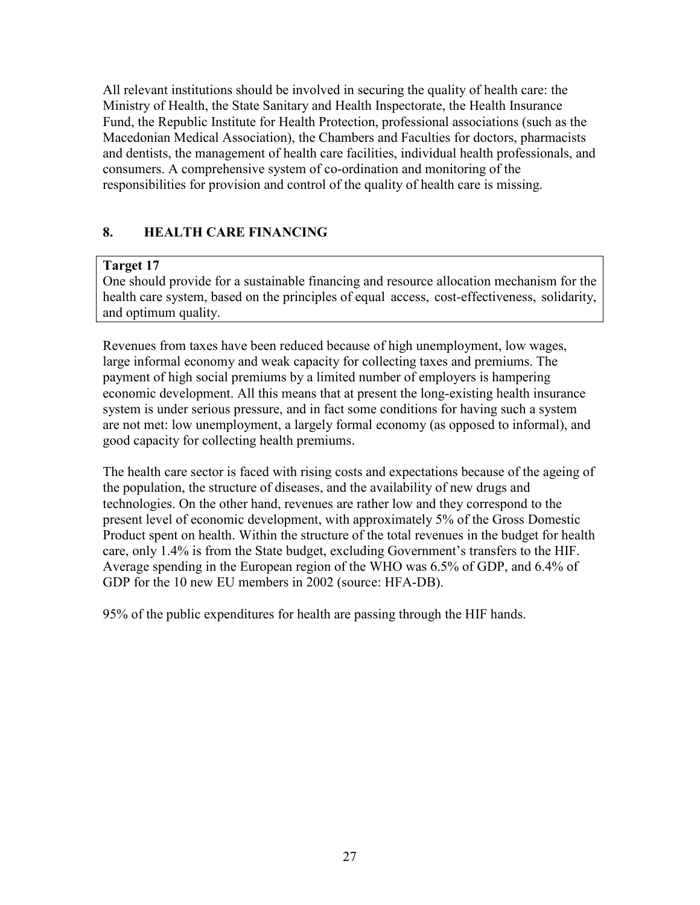All relevant institutions should be involved in securing the quality of health care: the Ministry of Health, the State Sanitary and Health Inspectorate, the Health Insurance Fund, the Republic Institute for Health Protection, professional associations (such as the Macedonian Medical Association), the Chambers and Faculties for doctors, pharmacists and dentists, the management of health care facilities, individual health professionals, and consumers. A comprehensive system of co-ordination and monitoring of the responsibilities for provision and control of the quality of health care is missing.

## 8. HEALTH CARE FINANCING

**Target 17**
One should provide for a sustainable financing and resource allocation mechanism for the health care system, based on the principles of equal access, cost-effectiveness, solidarity, and optimum quality.

Revenues from taxes have been reduced because of high unemployment, low wages, large informal economy and weak capacity for collecting taxes and premiums. The payment of high social premiums by a limited number of employers is hampering economic development. All this means that at present the long-existing health insurance system is under serious pressure, and in fact some conditions for having such a system are not met: low unemployment, a largely formal economy (as opposed to informal), and good capacity for collecting health premiums.

The health care sector is faced with rising costs and expectations because of the ageing of the population, the structure of diseases, and the availability of new drugs and technologies. On the other hand, revenues are rather low and they correspond to the present level of economic development, with approximately 5% of the Gross Domestic Product spent on health. Within the structure of the total revenues in the budget for health care, only 1.4% is from the State budget, excluding Government's transfers to the HIF. Average spending in the European region of the WHO was 6.5% of GDP, and 6.4% of GDP for the 10 new EU members in 2002 (source: HFA-DB).

95% of the public expenditures for health are passing through the HIF hands.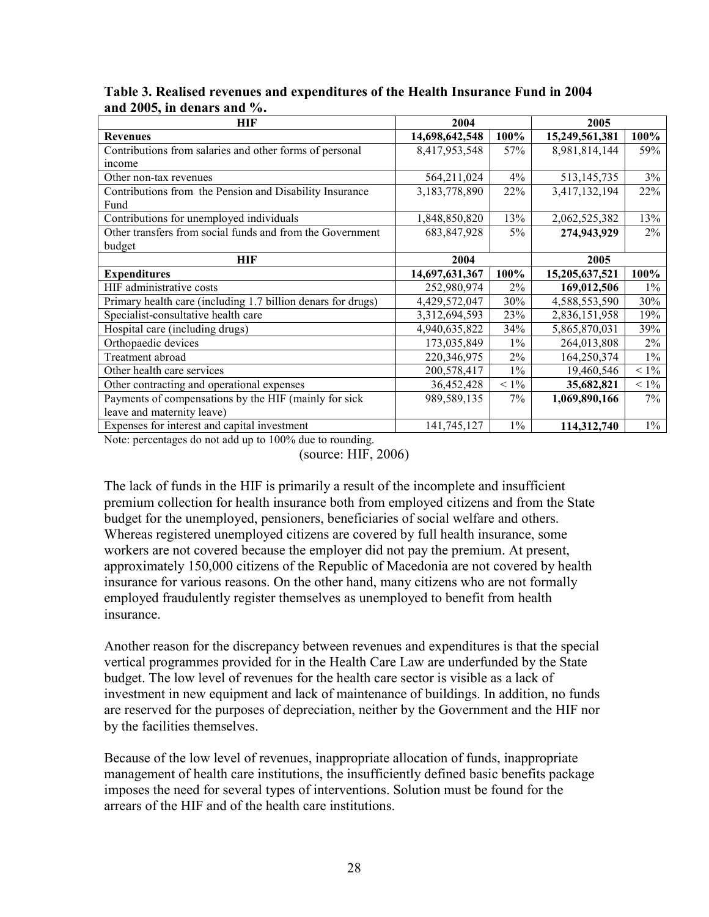**Table 3. Realised revenues and expenditures of the Health Insurance Fund in 2004 and 2005, in denars and %.**

| HIF | 2004 | | 2005 | |
|---|---|---|---|---|
| **Revenues** | **14,698,642,548** | **100%** | **15,249,561,381** | **100%** |
| Contributions from salaries and other forms of personal income | 8,417,953,548 | 57% | 8,981,814,144 | 59% |
| Other non-tax revenues | 564,211,024 | 4% | 513,145,735 | 3% |
| Contributions from the Pension and Disability Insurance Fund | 3,183,778,890 | 22% | 3,417,132,194 | 22% |
| Contributions for unemployed individuals | 1,848,850,820 | 13% | 2,062,525,382 | 13% |
| Other transfers from social funds and from the Government budget | 683,847,928 | 5% | **274,943,929** | 2% |
| **HIF** | **2004** | | **2005** | |
| **Expenditures** | **14,697,631,367** | **100%** | **15,205,637,521** | **100%** |
| HIF administrative costs | 252,980,974 | 2% | **169,012,506** | 1% |
| Primary health care (including 1.7 billion denars for drugs) | 4,429,572,047 | 30% | 4,588,553,590 | 30% |
| Specialist-consultative health care | 3,312,694,593 | 23% | 2,836,151,958 | 19% |
| Hospital care (including drugs) | 4,940,635,822 | 34% | 5,865,870,031 | 39% |
| Orthopaedic devices | 173,035,849 | 1% | 264,013,808 | 2% |
| Treatment abroad | 220,346,975 | 2% | 164,250,374 | 1% |
| Other health care services | 200,578,417 | 1% | 19,460,546 | < 1% |
| Other contracting and operational expenses | 36,452,428 | < 1% | **35,682,821** | < 1% |
| Payments of compensations by the HIF (mainly for sick leave and maternity leave) | 989,589,135 | 7% | **1,069,890,166** | 7% |
| Expenses for interest and capital investment | 141,745,127 | 1% | **114,312,740** | 1% |

Note: percentages do not add up to 100% due to rounding.

(source: HIF, 2006)

The lack of funds in the HIF is primarily a result of the incomplete and insufficient premium collection for health insurance both from employed citizens and from the State budget for the unemployed, pensioners, beneficiaries of social welfare and others. Whereas registered unemployed citizens are covered by full health insurance, some workers are not covered because the employer did not pay the premium. At present, approximately 150,000 citizens of the Republic of Macedonia are not covered by health insurance for various reasons. On the other hand, many citizens who are not formally employed fraudulently register themselves as unemployed to benefit from health insurance.

Another reason for the discrepancy between revenues and expenditures is that the special vertical programmes provided for in the Health Care Law are underfunded by the State budget. The low level of revenues for the health care sector is visible as a lack of investment in new equipment and lack of maintenance of buildings. In addition, no funds are reserved for the purposes of depreciation, neither by the Government and the HIF nor by the facilities themselves.

Because of the low level of revenues, inappropriate allocation of funds, inappropriate management of health care institutions, the insufficiently defined basic benefits package imposes the need for several types of interventions. Solution must be found for the arrears of the HIF and of the health care institutions.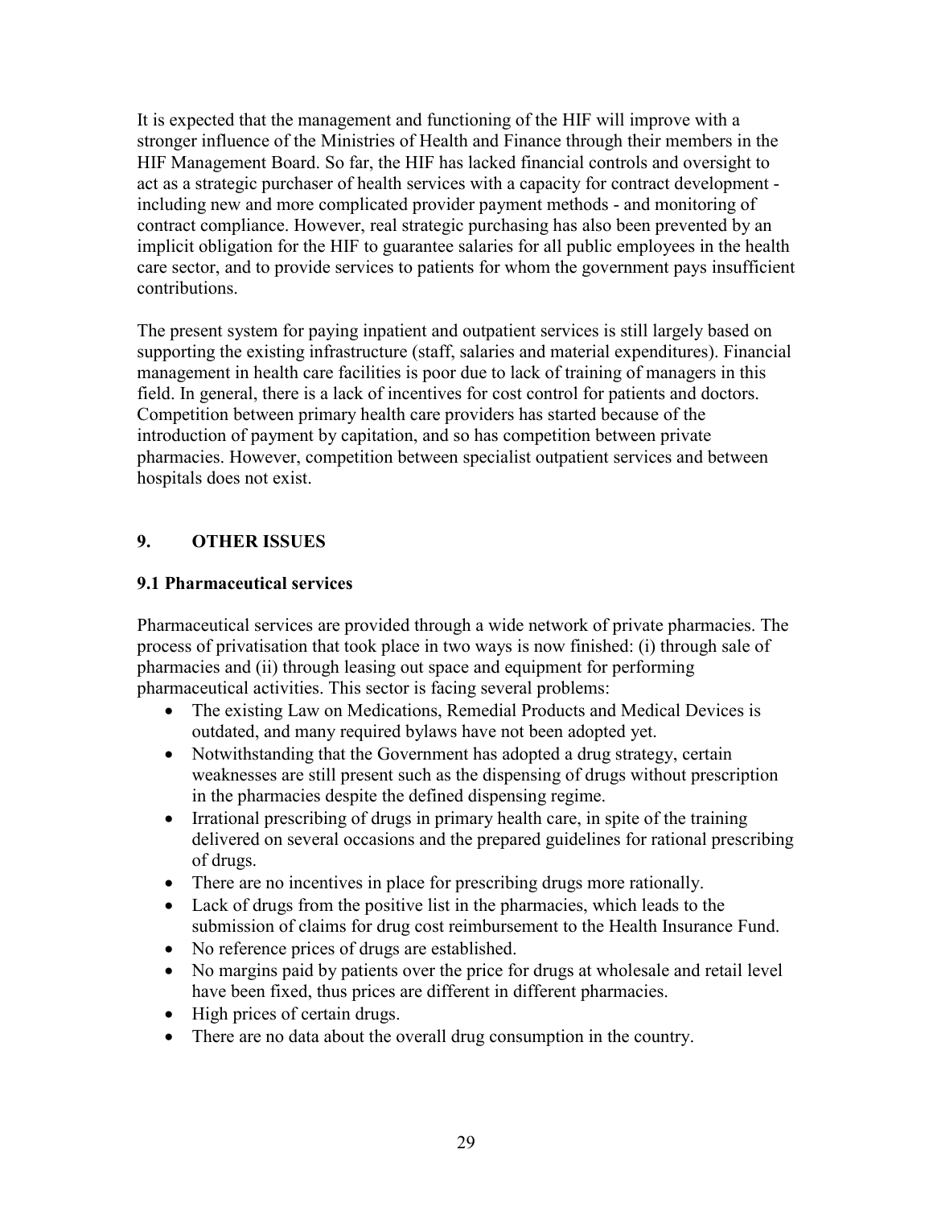It is expected that the management and functioning of the HIF will improve with a stronger influence of the Ministries of Health and Finance through their members in the HIF Management Board. So far, the HIF has lacked financial controls and oversight to act as a strategic purchaser of health services with a capacity for contract development - including new and more complicated provider payment methods - and monitoring of contract compliance. However, real strategic purchasing has also been prevented by an implicit obligation for the HIF to guarantee salaries for all public employees in the health care sector, and to provide services to patients for whom the government pays insufficient contributions.

The present system for paying inpatient and outpatient services is still largely based on supporting the existing infrastructure (staff, salaries and material expenditures). Financial management in health care facilities is poor due to lack of training of managers in this field. In general, there is a lack of incentives for cost control for patients and doctors. Competition between primary health care providers has started because of the introduction of payment by capitation, and so has competition between private pharmacies. However, competition between specialist outpatient services and between hospitals does not exist.

## 9. OTHER ISSUES

### 9.1 Pharmaceutical services

Pharmaceutical services are provided through a wide network of private pharmacies. The process of privatisation that took place in two ways is now finished: (i) through sale of pharmacies and (ii) through leasing out space and equipment for performing pharmaceutical activities. This sector is facing several problems:

- The existing Law on Medications, Remedial Products and Medical Devices is outdated, and many required bylaws have not been adopted yet.
- Notwithstanding that the Government has adopted a drug strategy, certain weaknesses are still present such as the dispensing of drugs without prescription in the pharmacies despite the defined dispensing regime.
- Irrational prescribing of drugs in primary health care, in spite of the training delivered on several occasions and the prepared guidelines for rational prescribing of drugs.
- There are no incentives in place for prescribing drugs more rationally.
- Lack of drugs from the positive list in the pharmacies, which leads to the submission of claims for drug cost reimbursement to the Health Insurance Fund.
- No reference prices of drugs are established.
- No margins paid by patients over the price for drugs at wholesale and retail level have been fixed, thus prices are different in different pharmacies.
- High prices of certain drugs.
- There are no data about the overall drug consumption in the country.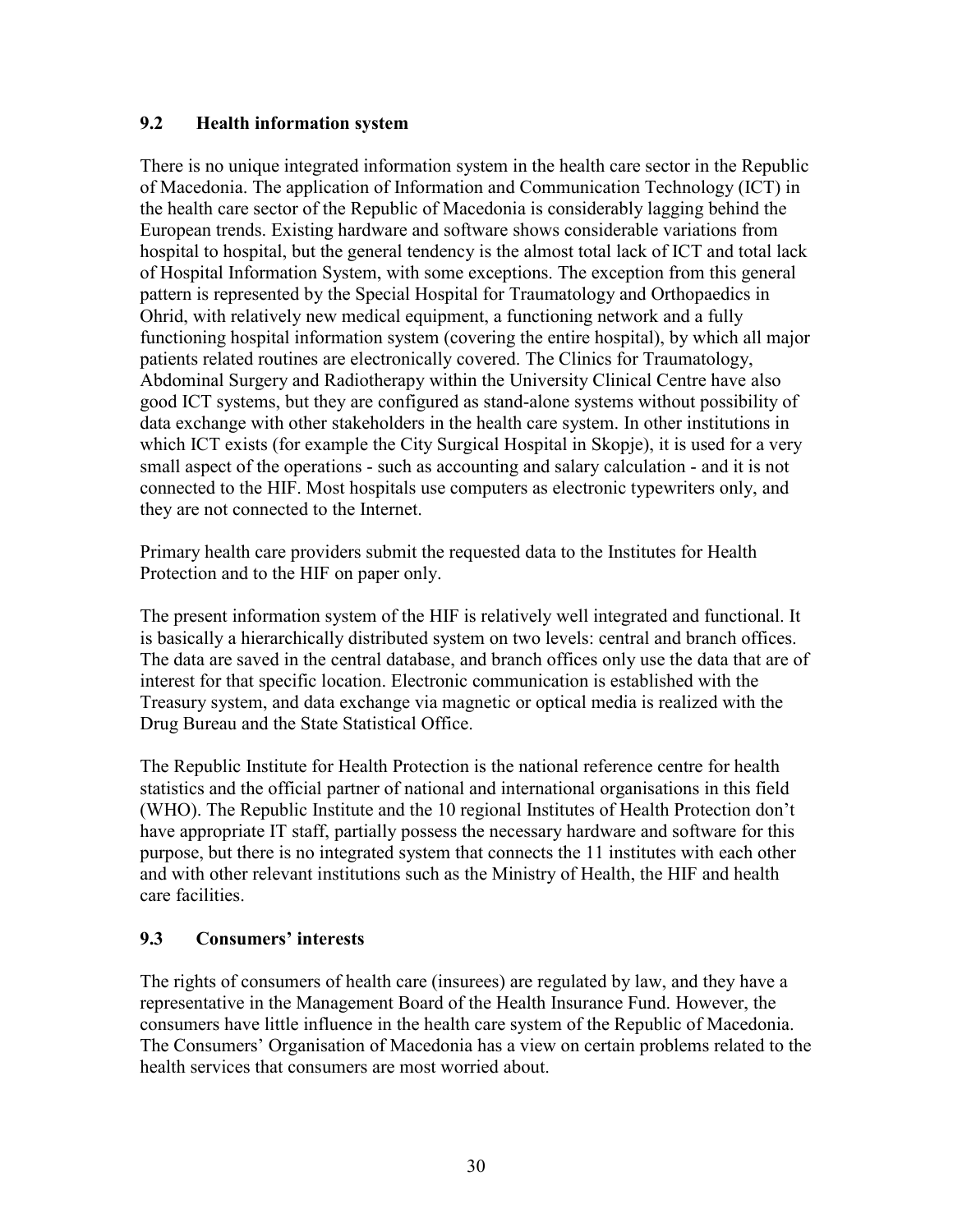## 9.2 Health information system

There is no unique integrated information system in the health care sector in the Republic of Macedonia. The application of Information and Communication Technology (ICT) in the health care sector of the Republic of Macedonia is considerably lagging behind the European trends. Existing hardware and software shows considerable variations from hospital to hospital, but the general tendency is the almost total lack of ICT and total lack of Hospital Information System, with some exceptions. The exception from this general pattern is represented by the Special Hospital for Traumatology and Orthopaedics in Ohrid, with relatively new medical equipment, a functioning network and a fully functioning hospital information system (covering the entire hospital), by which all major patients related routines are electronically covered. The Clinics for Traumatology, Abdominal Surgery and Radiotherapy within the University Clinical Centre have also good ICT systems, but they are configured as stand-alone systems without possibility of data exchange with other stakeholders in the health care system. In other institutions in which ICT exists (for example the City Surgical Hospital in Skopje), it is used for a very small aspect of the operations - such as accounting and salary calculation - and it is not connected to the HIF. Most hospitals use computers as electronic typewriters only, and they are not connected to the Internet.

Primary health care providers submit the requested data to the Institutes for Health Protection and to the HIF on paper only.

The present information system of the HIF is relatively well integrated and functional. It is basically a hierarchically distributed system on two levels: central and branch offices. The data are saved in the central database, and branch offices only use the data that are of interest for that specific location. Electronic communication is established with the Treasury system, and data exchange via magnetic or optical media is realized with the Drug Bureau and the State Statistical Office.

The Republic Institute for Health Protection is the national reference centre for health statistics and the official partner of national and international organisations in this field (WHO). The Republic Institute and the 10 regional Institutes of Health Protection don't have appropriate IT staff, partially possess the necessary hardware and software for this purpose, but there is no integrated system that connects the 11 institutes with each other and with other relevant institutions such as the Ministry of Health, the HIF and health care facilities.

## 9.3 Consumers' interests

The rights of consumers of health care (insurees) are regulated by law, and they have a representative in the Management Board of the Health Insurance Fund. However, the consumers have little influence in the health care system of the Republic of Macedonia. The Consumers' Organisation of Macedonia has a view on certain problems related to the health services that consumers are most worried about.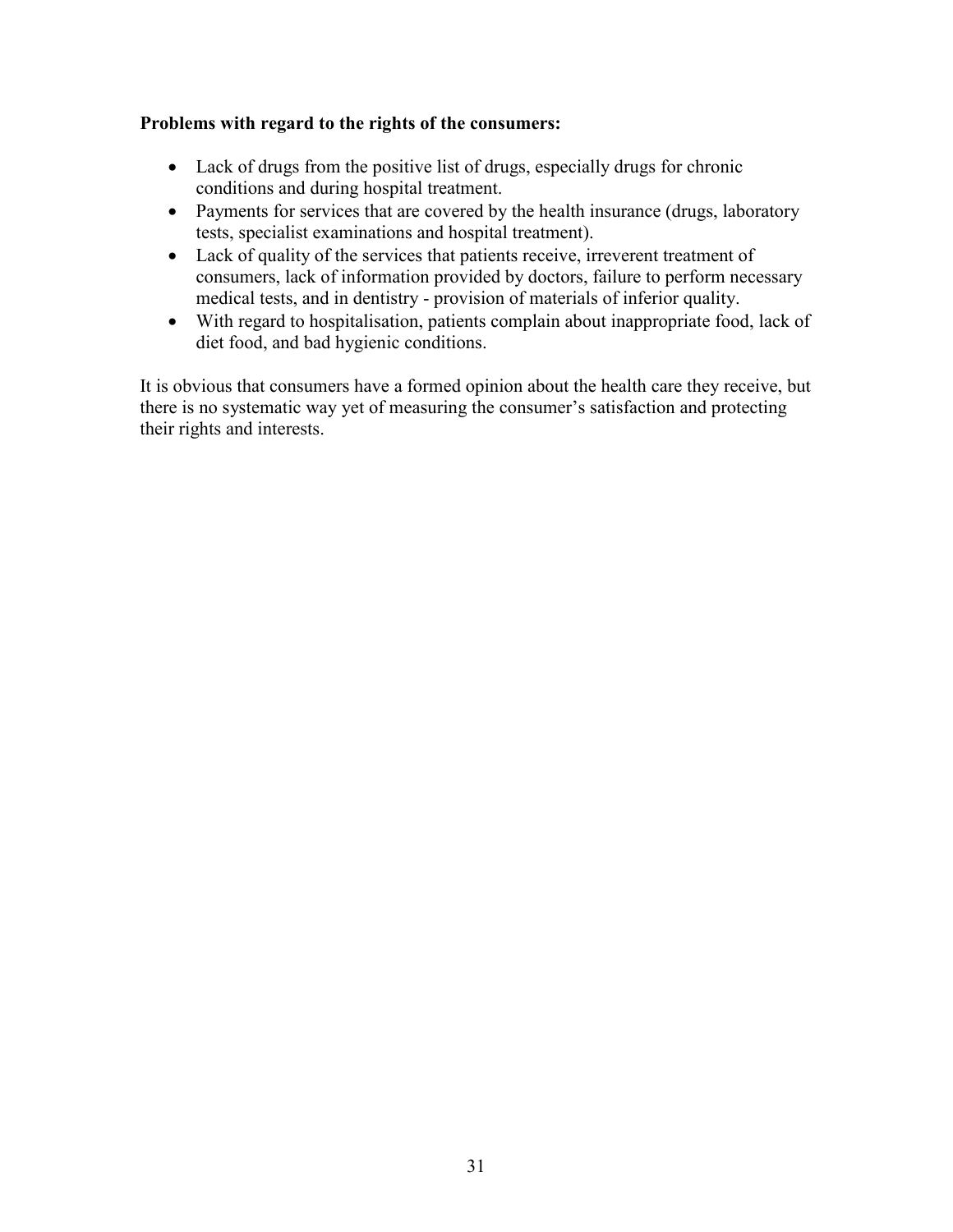**Problems with regard to the rights of the consumers:**

- Lack of drugs from the positive list of drugs, especially drugs for chronic conditions and during hospital treatment.
- Payments for services that are covered by the health insurance (drugs, laboratory tests, specialist examinations and hospital treatment).
- Lack of quality of the services that patients receive, irreverent treatment of consumers, lack of information provided by doctors, failure to perform necessary medical tests, and in dentistry - provision of materials of inferior quality.
- With regard to hospitalisation, patients complain about inappropriate food, lack of diet food, and bad hygienic conditions.

It is obvious that consumers have a formed opinion about the health care they receive, but there is no systematic way yet of measuring the consumer's satisfaction and protecting their rights and interests.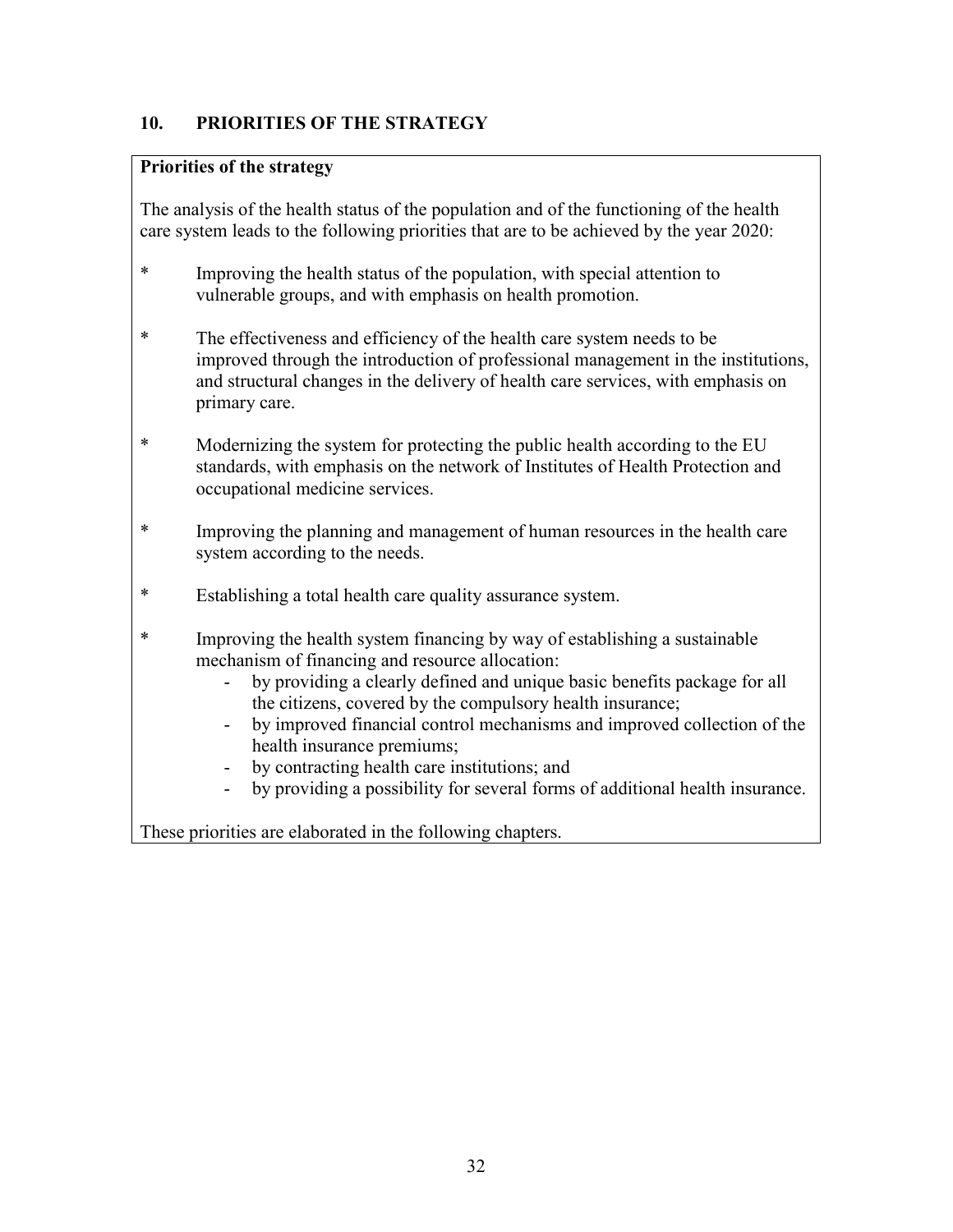## 10. PRIORITIES OF THE STRATEGY

**Priorities of the strategy**

The analysis of the health status of the population and of the functioning of the health care system leads to the following priorities that are to be achieved by the year 2020:

* Improving the health status of the population, with special attention to vulnerable groups, and with emphasis on health promotion.
* The effectiveness and efficiency of the health care system needs to be improved through the introduction of professional management in the institutions, and structural changes in the delivery of health care services, with emphasis on primary care.
* Modernizing the system for protecting the public health according to the EU standards, with emphasis on the network of Institutes of Health Protection and occupational medicine services.
* Improving the planning and management of human resources in the health care system according to the needs.
* Establishing a total health care quality assurance system.
* Improving the health system financing by way of establishing a sustainable mechanism of financing and resource allocation:
    - by providing a clearly defined and unique basic benefits package for all the citizens, covered by the compulsory health insurance;
    - by improved financial control mechanisms and improved collection of the health insurance premiums;
    - by contracting health care institutions; and
    - by providing a possibility for several forms of additional health insurance.

These priorities are elaborated in the following chapters.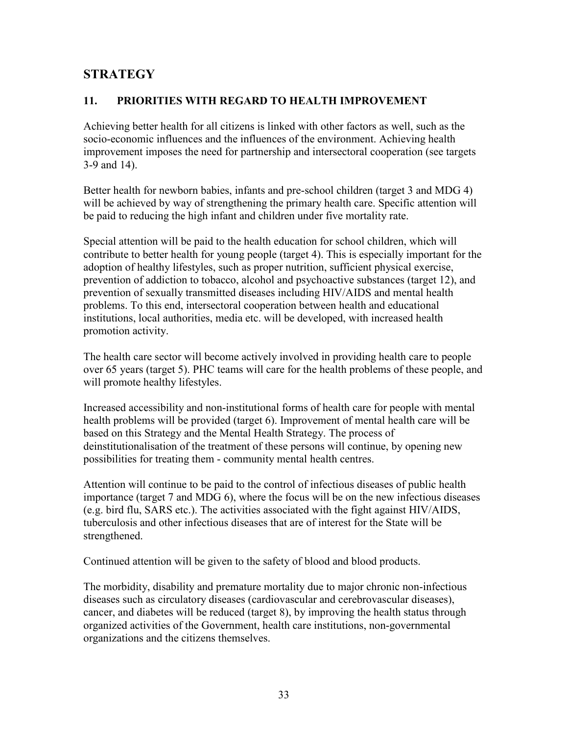# STRATEGY

## 11. PRIORITIES WITH REGARD TO HEALTH IMPROVEMENT

Achieving better health for all citizens is linked with other factors as well, such as the socio-economic influences and the influences of the environment. Achieving health improvement imposes the need for partnership and intersectoral cooperation (see targets 3-9 and 14).

Better health for newborn babies, infants and pre-school children (target 3 and MDG 4) will be achieved by way of strengthening the primary health care. Specific attention will be paid to reducing the high infant and children under five mortality rate.

Special attention will be paid to the health education for school children, which will contribute to better health for young people (target 4). This is especially important for the adoption of healthy lifestyles, such as proper nutrition, sufficient physical exercise, prevention of addiction to tobacco, alcohol and psychoactive substances (target 12), and prevention of sexually transmitted diseases including HIV/AIDS and mental health problems. To this end, intersectoral cooperation between health and educational institutions, local authorities, media etc. will be developed, with increased health promotion activity.

The health care sector will become actively involved in providing health care to people over 65 years (target 5). PHC teams will care for the health problems of these people, and will promote healthy lifestyles.

Increased accessibility and non-institutional forms of health care for people with mental health problems will be provided (target 6). Improvement of mental health care will be based on this Strategy and the Mental Health Strategy. The process of deinstitutionalisation of the treatment of these persons will continue, by opening new possibilities for treating them - community mental health centres.

Attention will continue to be paid to the control of infectious diseases of public health importance (target 7 and MDG 6), where the focus will be on the new infectious diseases (e.g. bird flu, SARS etc.). The activities associated with the fight against HIV/AIDS, tuberculosis and other infectious diseases that are of interest for the State will be strengthened.

Continued attention will be given to the safety of blood and blood products.

The morbidity, disability and premature mortality due to major chronic non-infectious diseases such as circulatory diseases (cardiovascular and cerebrovascular diseases), cancer, and diabetes will be reduced (target 8), by improving the health status through organized activities of the Government, health care institutions, non-governmental organizations and the citizens themselves.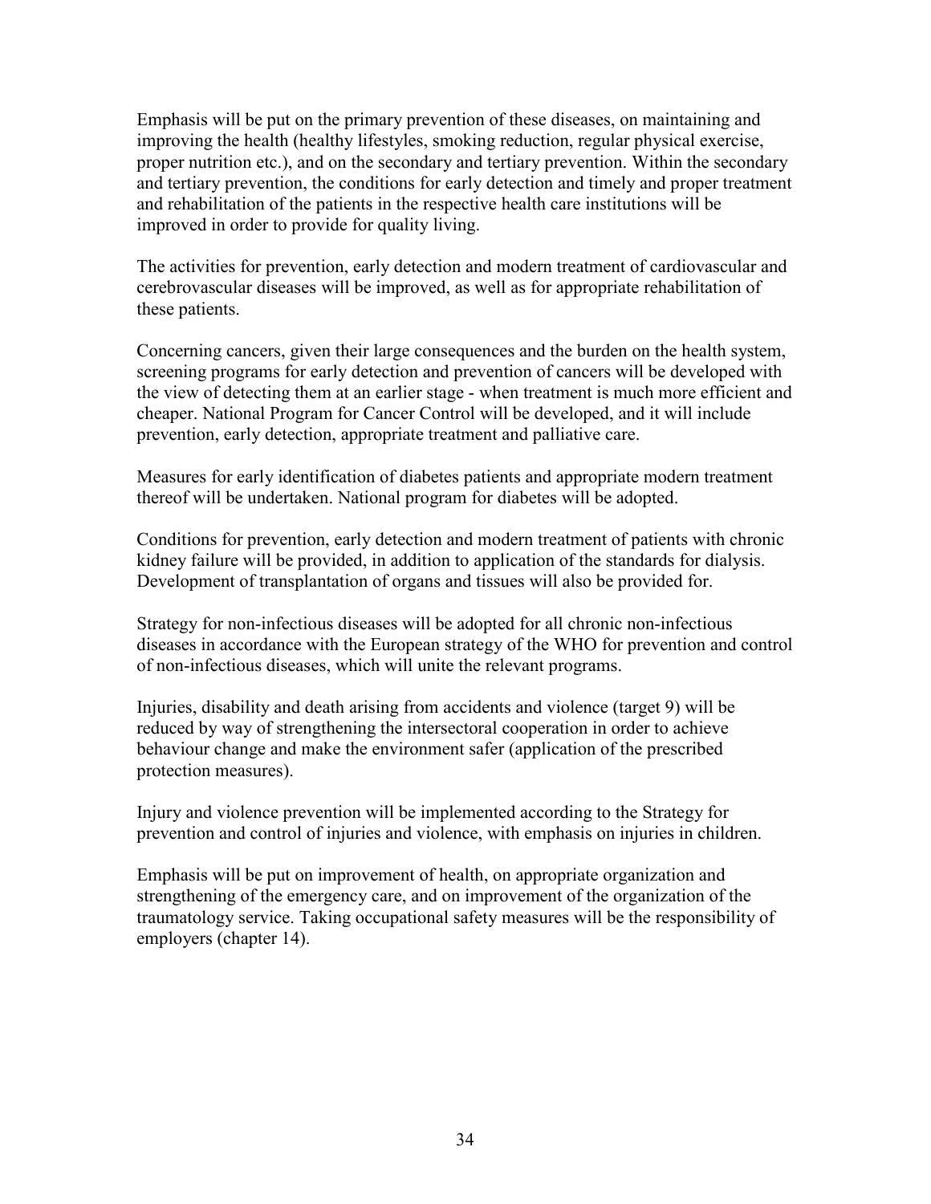Emphasis will be put on the primary prevention of these diseases, on maintaining and improving the health (healthy lifestyles, smoking reduction, regular physical exercise, proper nutrition etc.), and on the secondary and tertiary prevention. Within the secondary and tertiary prevention, the conditions for early detection and timely and proper treatment and rehabilitation of the patients in the respective health care institutions will be improved in order to provide for quality living.

The activities for prevention, early detection and modern treatment of cardiovascular and cerebrovascular diseases will be improved, as well as for appropriate rehabilitation of these patients.

Concerning cancers, given their large consequences and the burden on the health system, screening programs for early detection and prevention of cancers will be developed with the view of detecting them at an earlier stage - when treatment is much more efficient and cheaper. National Program for Cancer Control will be developed, and it will include prevention, early detection, appropriate treatment and palliative care.

Measures for early identification of diabetes patients and appropriate modern treatment thereof will be undertaken. National program for diabetes will be adopted.

Conditions for prevention, early detection and modern treatment of patients with chronic kidney failure will be provided, in addition to application of the standards for dialysis. Development of transplantation of organs and tissues will also be provided for.

Strategy for non-infectious diseases will be adopted for all chronic non-infectious diseases in accordance with the European strategy of the WHO for prevention and control of non-infectious diseases, which will unite the relevant programs.

Injuries, disability and death arising from accidents and violence (target 9) will be reduced by way of strengthening the intersectoral cooperation in order to achieve behaviour change and make the environment safer (application of the prescribed protection measures).

Injury and violence prevention will be implemented according to the Strategy for prevention and control of injuries and violence, with emphasis on injuries in children.

Emphasis will be put on improvement of health, on appropriate organization and strengthening of the emergency care, and on improvement of the organization of the traumatology service. Taking occupational safety measures will be the responsibility of employers (chapter 14).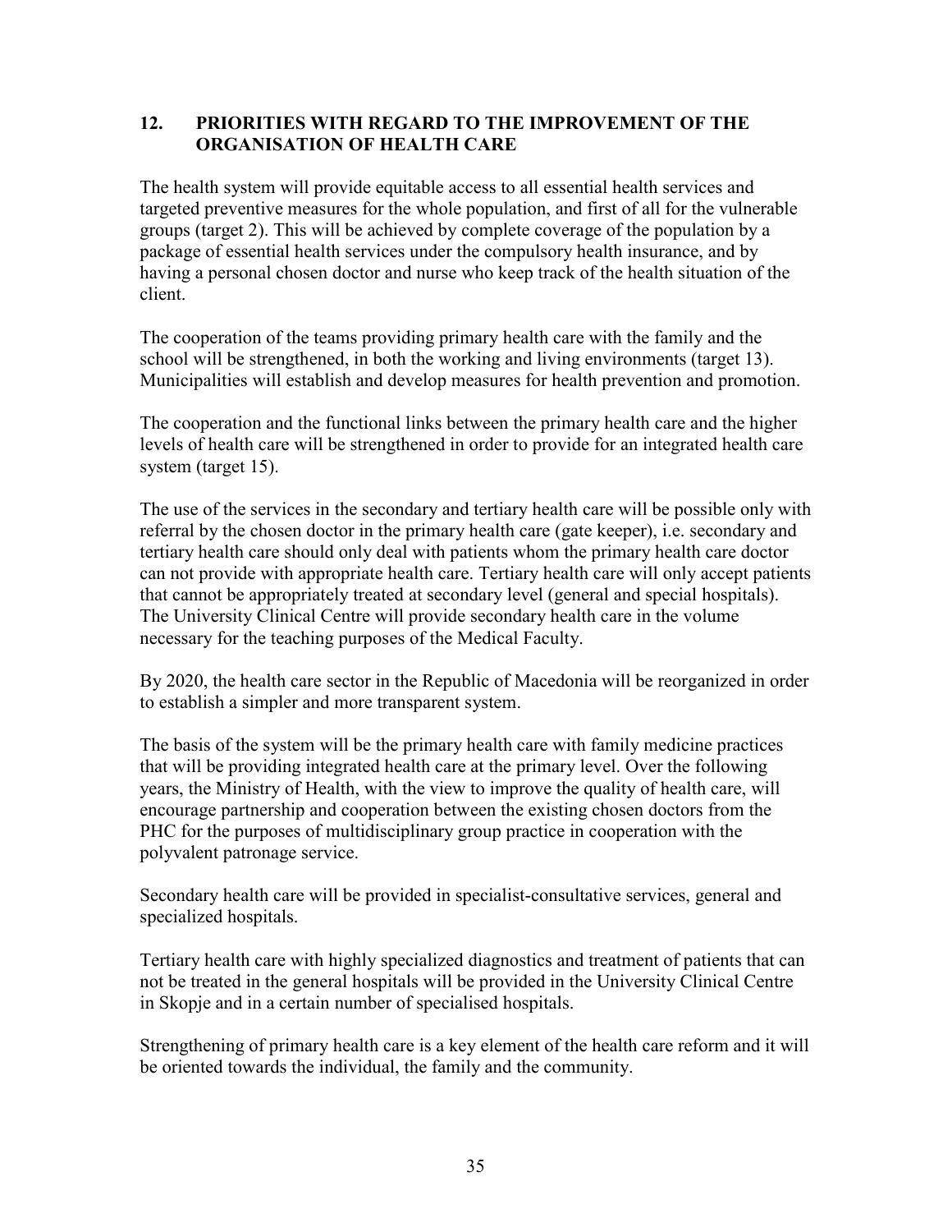## 12. PRIORITIES WITH REGARD TO THE IMPROVEMENT OF THE ORGANISATION OF HEALTH CARE

The health system will provide equitable access to all essential health services and targeted preventive measures for the whole population, and first of all for the vulnerable groups (target 2). This will be achieved by complete coverage of the population by a package of essential health services under the compulsory health insurance, and by having a personal chosen doctor and nurse who keep track of the health situation of the client.

The cooperation of the teams providing primary health care with the family and the school will be strengthened, in both the working and living environments (target 13). Municipalities will establish and develop measures for health prevention and promotion.

The cooperation and the functional links between the primary health care and the higher levels of health care will be strengthened in order to provide for an integrated health care system (target 15).

The use of the services in the secondary and tertiary health care will be possible only with referral by the chosen doctor in the primary health care (gate keeper), i.e. secondary and tertiary health care should only deal with patients whom the primary health care doctor can not provide with appropriate health care. Tertiary health care will only accept patients that cannot be appropriately treated at secondary level (general and special hospitals). The University Clinical Centre will provide secondary health care in the volume necessary for the teaching purposes of the Medical Faculty.

By 2020, the health care sector in the Republic of Macedonia will be reorganized in order to establish a simpler and more transparent system.

The basis of the system will be the primary health care with family medicine practices that will be providing integrated health care at the primary level. Over the following years, the Ministry of Health, with the view to improve the quality of health care, will encourage partnership and cooperation between the existing chosen doctors from the PHC for the purposes of multidisciplinary group practice in cooperation with the polyvalent patronage service.

Secondary health care will be provided in specialist-consultative services, general and specialized hospitals.

Tertiary health care with highly specialized diagnostics and treatment of patients that can not be treated in the general hospitals will be provided in the University Clinical Centre in Skopje and in a certain number of specialised hospitals.

Strengthening of primary health care is a key element of the health care reform and it will be oriented towards the individual, the family and the community.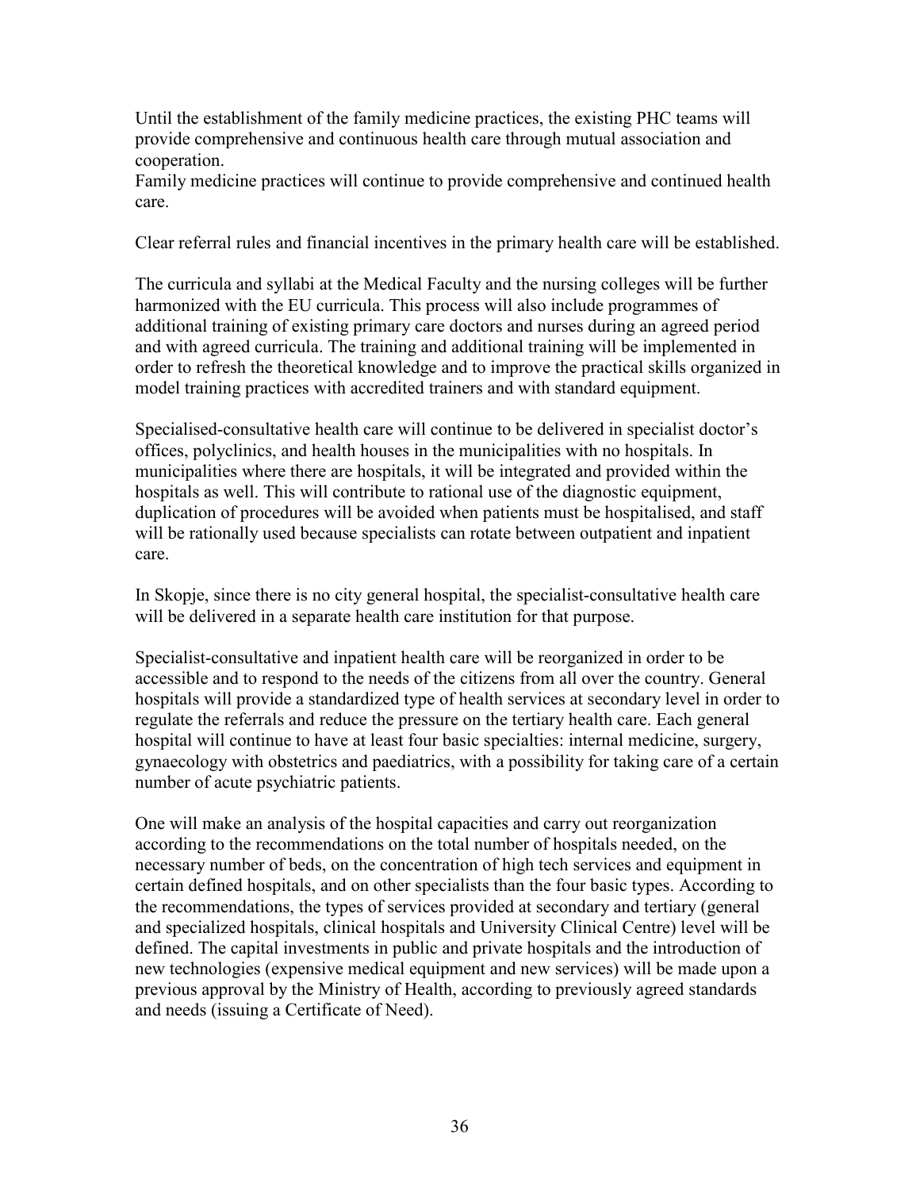Until the establishment of the family medicine practices, the existing PHC teams will provide comprehensive and continuous health care through mutual association and cooperation.
Family medicine practices will continue to provide comprehensive and continued health care.

Clear referral rules and financial incentives in the primary health care will be established.

The curricula and syllabi at the Medical Faculty and the nursing colleges will be further harmonized with the EU curricula. This process will also include programmes of additional training of existing primary care doctors and nurses during an agreed period and with agreed curricula. The training and additional training will be implemented in order to refresh the theoretical knowledge and to improve the practical skills organized in model training practices with accredited trainers and with standard equipment.

Specialised-consultative health care will continue to be delivered in specialist doctor's offices, polyclinics, and health houses in the municipalities with no hospitals. In municipalities where there are hospitals, it will be integrated and provided within the hospitals as well. This will contribute to rational use of the diagnostic equipment, duplication of procedures will be avoided when patients must be hospitalised, and staff will be rationally used because specialists can rotate between outpatient and inpatient care.

In Skopje, since there is no city general hospital, the specialist-consultative health care will be delivered in a separate health care institution for that purpose.

Specialist-consultative and inpatient health care will be reorganized in order to be accessible and to respond to the needs of the citizens from all over the country. General hospitals will provide a standardized type of health services at secondary level in order to regulate the referrals and reduce the pressure on the tertiary health care. Each general hospital will continue to have at least four basic specialties: internal medicine, surgery, gynaecology with obstetrics and paediatrics, with a possibility for taking care of a certain number of acute psychiatric patients.

One will make an analysis of the hospital capacities and carry out reorganization according to the recommendations on the total number of hospitals needed, on the necessary number of beds, on the concentration of high tech services and equipment in certain defined hospitals, and on other specialists than the four basic types. According to the recommendations, the types of services provided at secondary and tertiary (general and specialized hospitals, clinical hospitals and University Clinical Centre) level will be defined. The capital investments in public and private hospitals and the introduction of new technologies (expensive medical equipment and new services) will be made upon a previous approval by the Ministry of Health, according to previously agreed standards and needs (issuing a Certificate of Need).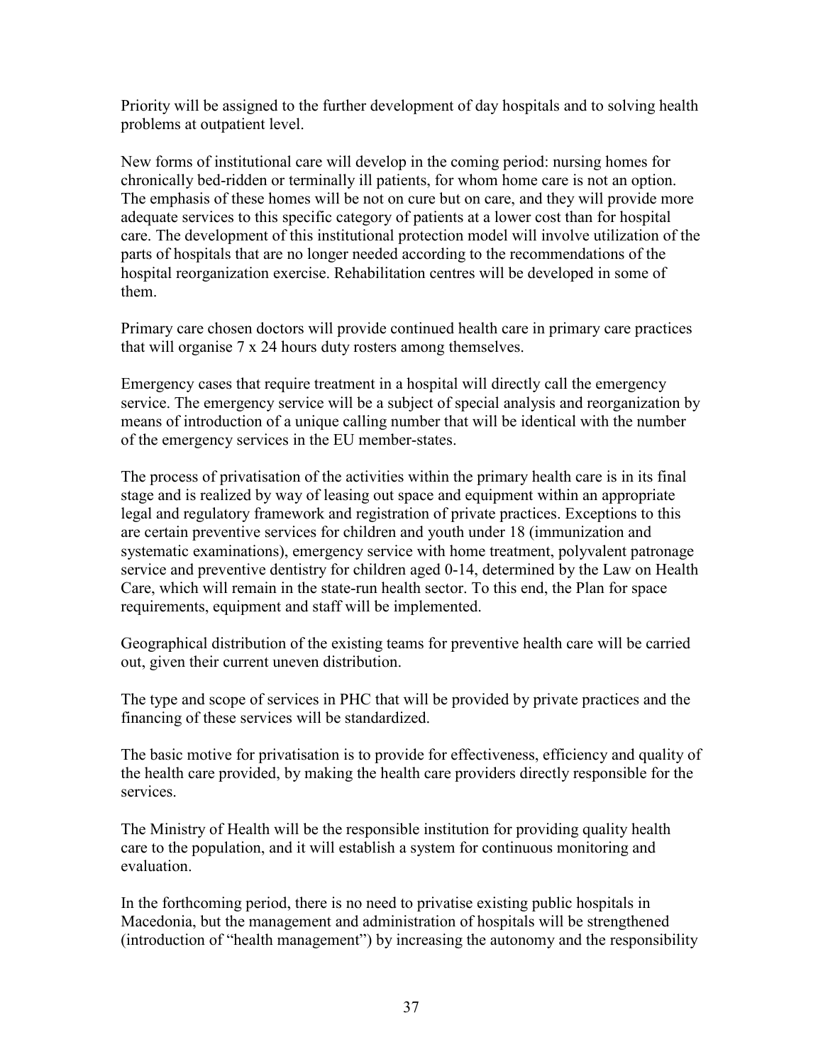Priority will be assigned to the further development of day hospitals and to solving health problems at outpatient level.

New forms of institutional care will develop in the coming period: nursing homes for chronically bed-ridden or terminally ill patients, for whom home care is not an option. The emphasis of these homes will be not on cure but on care, and they will provide more adequate services to this specific category of patients at a lower cost than for hospital care. The development of this institutional protection model will involve utilization of the parts of hospitals that are no longer needed according to the recommendations of the hospital reorganization exercise. Rehabilitation centres will be developed in some of them.

Primary care chosen doctors will provide continued health care in primary care practices that will organise 7 x 24 hours duty rosters among themselves.

Emergency cases that require treatment in a hospital will directly call the emergency service. The emergency service will be a subject of special analysis and reorganization by means of introduction of a unique calling number that will be identical with the number of the emergency services in the EU member-states.

The process of privatisation of the activities within the primary health care is in its final stage and is realized by way of leasing out space and equipment within an appropriate legal and regulatory framework and registration of private practices. Exceptions to this are certain preventive services for children and youth under 18 (immunization and systematic examinations), emergency service with home treatment, polyvalent patronage service and preventive dentistry for children aged 0-14, determined by the Law on Health Care, which will remain in the state-run health sector. To this end, the Plan for space requirements, equipment and staff will be implemented.

Geographical distribution of the existing teams for preventive health care will be carried out, given their current uneven distribution.

The type and scope of services in PHC that will be provided by private practices and the financing of these services will be standardized.

The basic motive for privatisation is to provide for effectiveness, efficiency and quality of the health care provided, by making the health care providers directly responsible for the services.

The Ministry of Health will be the responsible institution for providing quality health care to the population, and it will establish a system for continuous monitoring and evaluation.

In the forthcoming period, there is no need to privatise existing public hospitals in Macedonia, but the management and administration of hospitals will be strengthened (introduction of "health management") by increasing the autonomy and the responsibility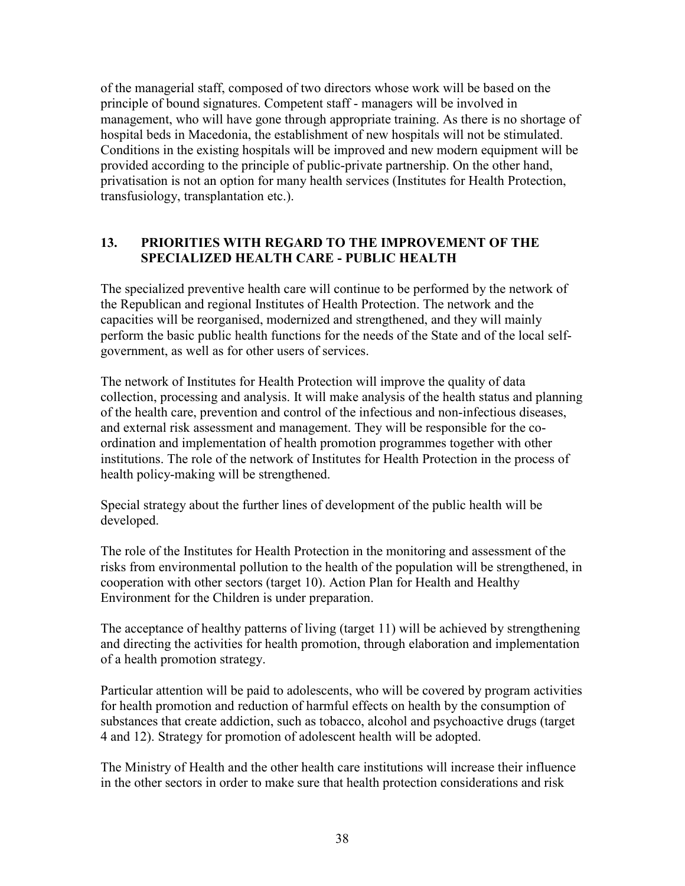of the managerial staff, composed of two directors whose work will be based on the principle of bound signatures. Competent staff - managers will be involved in management, who will have gone through appropriate training. As there is no shortage of hospital beds in Macedonia, the establishment of new hospitals will not be stimulated. Conditions in the existing hospitals will be improved and new modern equipment will be provided according to the principle of public-private partnership. On the other hand, privatisation is not an option for many health services (Institutes for Health Protection, transfusiology, transplantation etc.).

## 13. PRIORITIES WITH REGARD TO THE IMPROVEMENT OF THE SPECIALIZED HEALTH CARE - PUBLIC HEALTH

The specialized preventive health care will continue to be performed by the network of the Republican and regional Institutes of Health Protection. The network and the capacities will be reorganised, modernized and strengthened, and they will mainly perform the basic public health functions for the needs of the State and of the local self-government, as well as for other users of services.

The network of Institutes for Health Protection will improve the quality of data collection, processing and analysis. It will make analysis of the health status and planning of the health care, prevention and control of the infectious and non-infectious diseases, and external risk assessment and management. They will be responsible for the co-ordination and implementation of health promotion programmes together with other institutions. The role of the network of Institutes for Health Protection in the process of health policy-making will be strengthened.

Special strategy about the further lines of development of the public health will be developed.

The role of the Institutes for Health Protection in the monitoring and assessment of the risks from environmental pollution to the health of the population will be strengthened, in cooperation with other sectors (target 10). Action Plan for Health and Healthy Environment for the Children is under preparation.

The acceptance of healthy patterns of living (target 11) will be achieved by strengthening and directing the activities for health promotion, through elaboration and implementation of a health promotion strategy.

Particular attention will be paid to adolescents, who will be covered by program activities for health promotion and reduction of harmful effects on health by the consumption of substances that create addiction, such as tobacco, alcohol and psychoactive drugs (target 4 and 12). Strategy for promotion of adolescent health will be adopted.

The Ministry of Health and the other health care institutions will increase their influence in the other sectors in order to make sure that health protection considerations and risk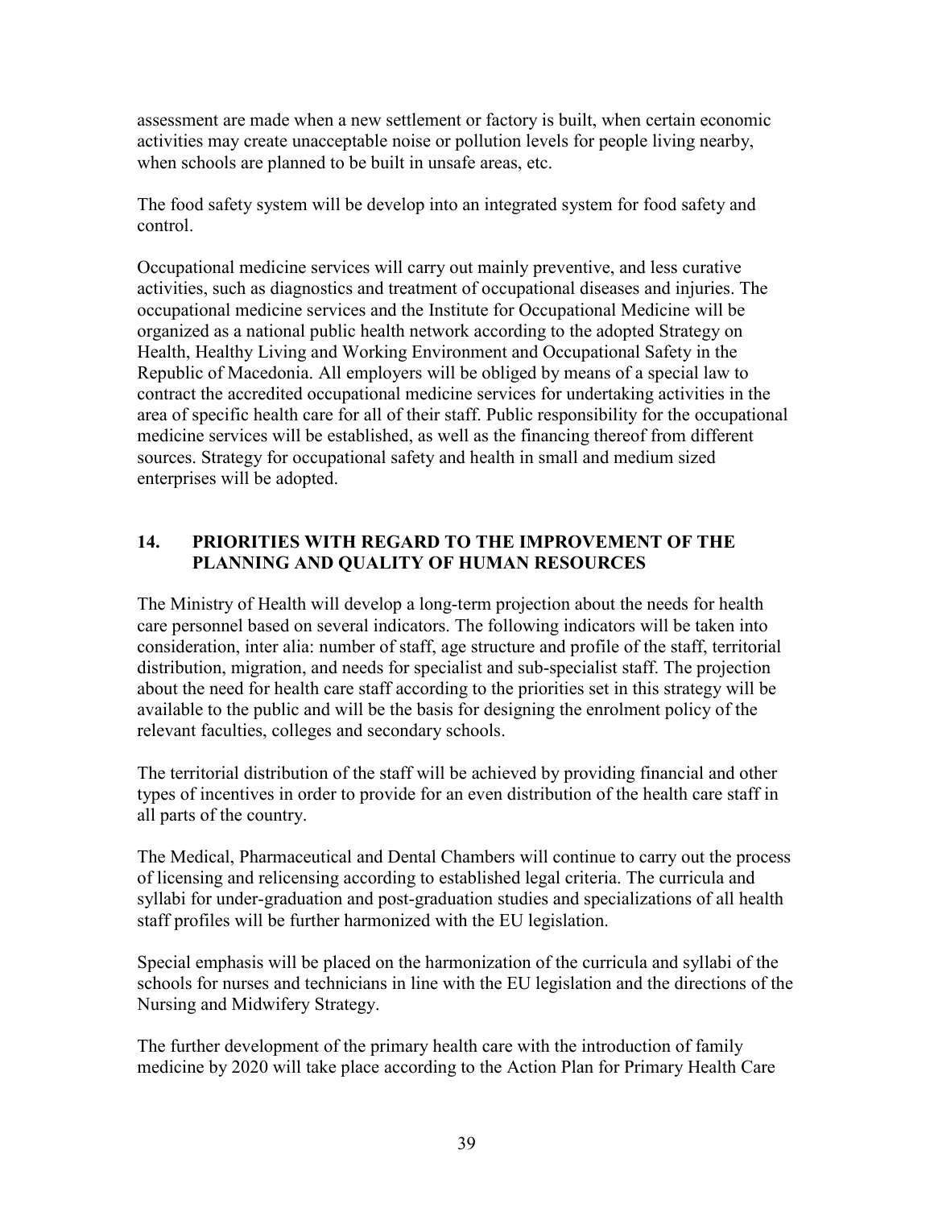assessment are made when a new settlement or factory is built, when certain economic activities may create unacceptable noise or pollution levels for people living nearby, when schools are planned to be built in unsafe areas, etc.

The food safety system will be develop into an integrated system for food safety and control.

Occupational medicine services will carry out mainly preventive, and less curative activities, such as diagnostics and treatment of occupational diseases and injuries. The occupational medicine services and the Institute for Occupational Medicine will be organized as a national public health network according to the adopted Strategy on Health, Healthy Living and Working Environment and Occupational Safety in the Republic of Macedonia. All employers will be obliged by means of a special law to contract the accredited occupational medicine services for undertaking activities in the area of specific health care for all of their staff. Public responsibility for the occupational medicine services will be established, as well as the financing thereof from different sources. Strategy for occupational safety and health in small and medium sized enterprises will be adopted.

## 14. PRIORITIES WITH REGARD TO THE IMPROVEMENT OF THE PLANNING AND QUALITY OF HUMAN RESOURCES

The Ministry of Health will develop a long-term projection about the needs for health care personnel based on several indicators. The following indicators will be taken into consideration, inter alia: number of staff, age structure and profile of the staff, territorial distribution, migration, and needs for specialist and sub-specialist staff. The projection about the need for health care staff according to the priorities set in this strategy will be available to the public and will be the basis for designing the enrolment policy of the relevant faculties, colleges and secondary schools.

The territorial distribution of the staff will be achieved by providing financial and other types of incentives in order to provide for an even distribution of the health care staff in all parts of the country.

The Medical, Pharmaceutical and Dental Chambers will continue to carry out the process of licensing and relicensing according to established legal criteria. The curricula and syllabi for under-graduation and post-graduation studies and specializations of all health staff profiles will be further harmonized with the EU legislation.

Special emphasis will be placed on the harmonization of the curricula and syllabi of the schools for nurses and technicians in line with the EU legislation and the directions of the Nursing and Midwifery Strategy.

The further development of the primary health care with the introduction of family medicine by 2020 will take place according to the Action Plan for Primary Health Care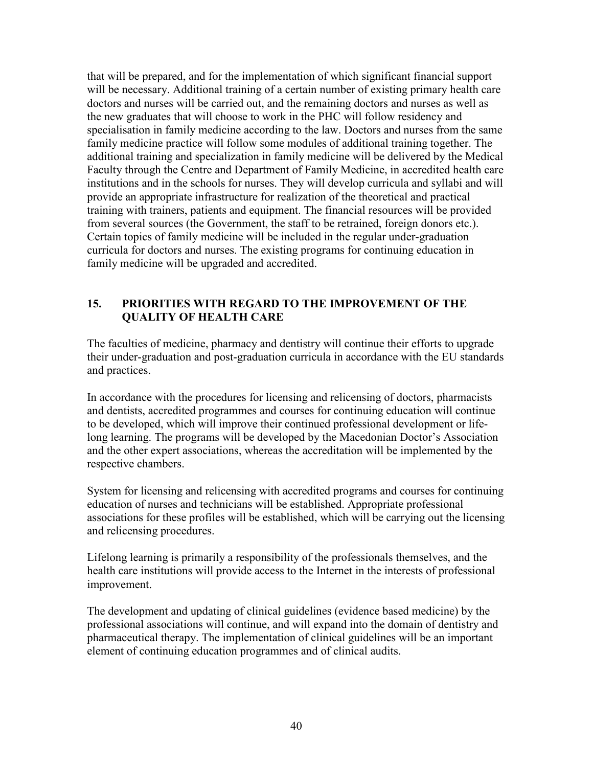that will be prepared, and for the implementation of which significant financial support will be necessary. Additional training of a certain number of existing primary health care doctors and nurses will be carried out, and the remaining doctors and nurses as well as the new graduates that will choose to work in the PHC will follow residency and specialisation in family medicine according to the law. Doctors and nurses from the same family medicine practice will follow some modules of additional training together. The additional training and specialization in family medicine will be delivered by the Medical Faculty through the Centre and Department of Family Medicine, in accredited health care institutions and in the schools for nurses. They will develop curricula and syllabi and will provide an appropriate infrastructure for realization of the theoretical and practical training with trainers, patients and equipment. The financial resources will be provided from several sources (the Government, the staff to be retrained, foreign donors etc.). Certain topics of family medicine will be included in the regular under-graduation curricula for doctors and nurses. The existing programs for continuing education in family medicine will be upgraded and accredited.

## 15. PRIORITIES WITH REGARD TO THE IMPROVEMENT OF THE QUALITY OF HEALTH CARE

The faculties of medicine, pharmacy and dentistry will continue their efforts to upgrade their under-graduation and post-graduation curricula in accordance with the EU standards and practices.

In accordance with the procedures for licensing and relicensing of doctors, pharmacists and dentists, accredited programmes and courses for continuing education will continue to be developed, which will improve their continued professional development or life-long learning. The programs will be developed by the Macedonian Doctor's Association and the other expert associations, whereas the accreditation will be implemented by the respective chambers.

System for licensing and relicensing with accredited programs and courses for continuing education of nurses and technicians will be established. Appropriate professional associations for these profiles will be established, which will be carrying out the licensing and relicensing procedures.

Lifelong learning is primarily a responsibility of the professionals themselves, and the health care institutions will provide access to the Internet in the interests of professional improvement.

The development and updating of clinical guidelines (evidence based medicine) by the professional associations will continue, and will expand into the domain of dentistry and pharmaceutical therapy. The implementation of clinical guidelines will be an important element of continuing education programmes and of clinical audits.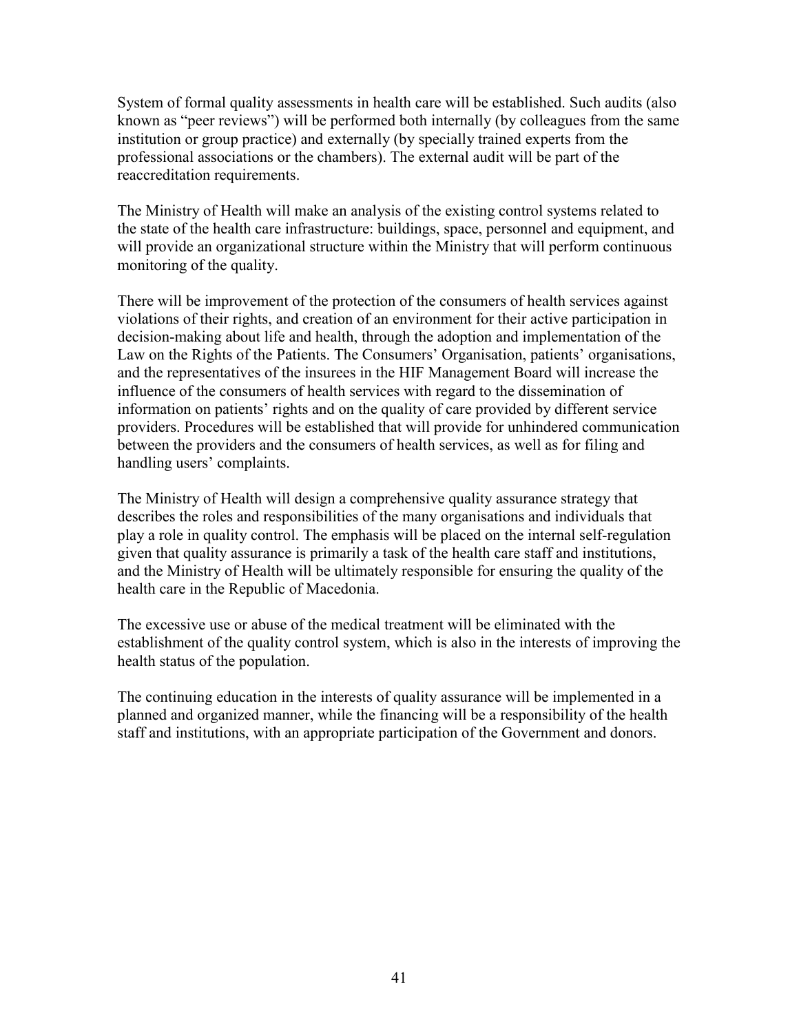System of formal quality assessments in health care will be established. Such audits (also known as "peer reviews") will be performed both internally (by colleagues from the same institution or group practice) and externally (by specially trained experts from the professional associations or the chambers). The external audit will be part of the reaccreditation requirements.

The Ministry of Health will make an analysis of the existing control systems related to the state of the health care infrastructure: buildings, space, personnel and equipment, and will provide an organizational structure within the Ministry that will perform continuous monitoring of the quality.

There will be improvement of the protection of the consumers of health services against violations of their rights, and creation of an environment for their active participation in decision-making about life and health, through the adoption and implementation of the Law on the Rights of the Patients. The Consumers' Organisation, patients' organisations, and the representatives of the insurees in the HIF Management Board will increase the influence of the consumers of health services with regard to the dissemination of information on patients' rights and on the quality of care provided by different service providers. Procedures will be established that will provide for unhindered communication between the providers and the consumers of health services, as well as for filing and handling users' complaints.

The Ministry of Health will design a comprehensive quality assurance strategy that describes the roles and responsibilities of the many organisations and individuals that play a role in quality control. The emphasis will be placed on the internal self-regulation given that quality assurance is primarily a task of the health care staff and institutions, and the Ministry of Health will be ultimately responsible for ensuring the quality of the health care in the Republic of Macedonia.

The excessive use or abuse of the medical treatment will be eliminated with the establishment of the quality control system, which is also in the interests of improving the health status of the population.

The continuing education in the interests of quality assurance will be implemented in a planned and organized manner, while the financing will be a responsibility of the health staff and institutions, with an appropriate participation of the Government and donors.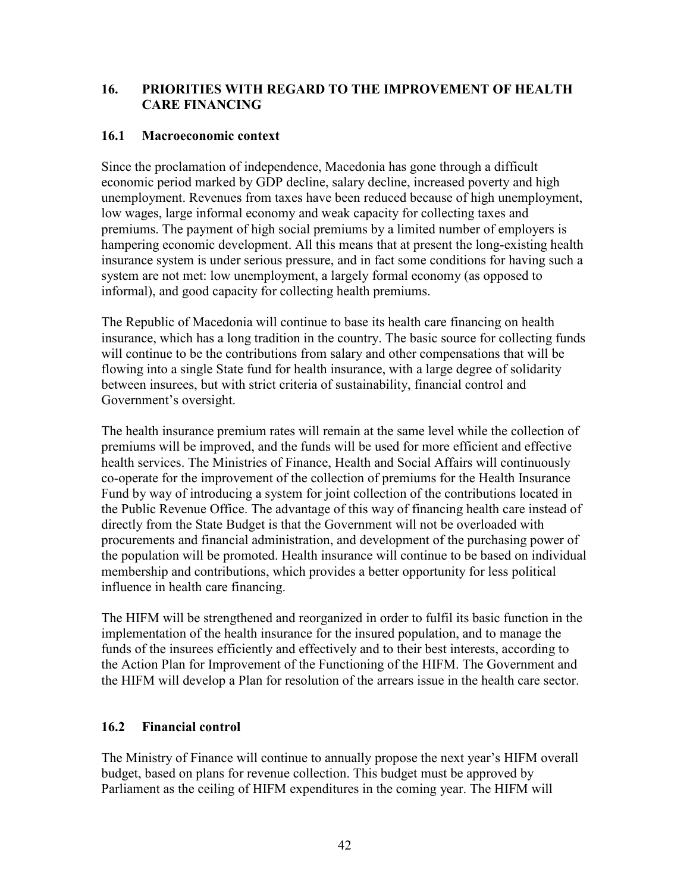## 16. PRIORITIES WITH REGARD TO THE IMPROVEMENT OF HEALTH CARE FINANCING

### 16.1 Macroeconomic context

Since the proclamation of independence, Macedonia has gone through a difficult economic period marked by GDP decline, salary decline, increased poverty and high unemployment. Revenues from taxes have been reduced because of high unemployment, low wages, large informal economy and weak capacity for collecting taxes and premiums. The payment of high social premiums by a limited number of employers is hampering economic development. All this means that at present the long-existing health insurance system is under serious pressure, and in fact some conditions for having such a system are not met: low unemployment, a largely formal economy (as opposed to informal), and good capacity for collecting health premiums.

The Republic of Macedonia will continue to base its health care financing on health insurance, which has a long tradition in the country. The basic source for collecting funds will continue to be the contributions from salary and other compensations that will be flowing into a single State fund for health insurance, with a large degree of solidarity between insurees, but with strict criteria of sustainability, financial control and Government's oversight.

The health insurance premium rates will remain at the same level while the collection of premiums will be improved, and the funds will be used for more efficient and effective health services. The Ministries of Finance, Health and Social Affairs will continuously co-operate for the improvement of the collection of premiums for the Health Insurance Fund by way of introducing a system for joint collection of the contributions located in the Public Revenue Office. The advantage of this way of financing health care instead of directly from the State Budget is that the Government will not be overloaded with procurements and financial administration, and development of the purchasing power of the population will be promoted. Health insurance will continue to be based on individual membership and contributions, which provides a better opportunity for less political influence in health care financing.

The HIFM will be strengthened and reorganized in order to fulfil its basic function in the implementation of the health insurance for the insured population, and to manage the funds of the insurees efficiently and effectively and to their best interests, according to the Action Plan for Improvement of the Functioning of the HIFM. The Government and the HIFM will develop a Plan for resolution of the arrears issue in the health care sector.

### 16.2 Financial control

The Ministry of Finance will continue to annually propose the next year's HIFM overall budget, based on plans for revenue collection. This budget must be approved by Parliament as the ceiling of HIFM expenditures in the coming year. The HIFM will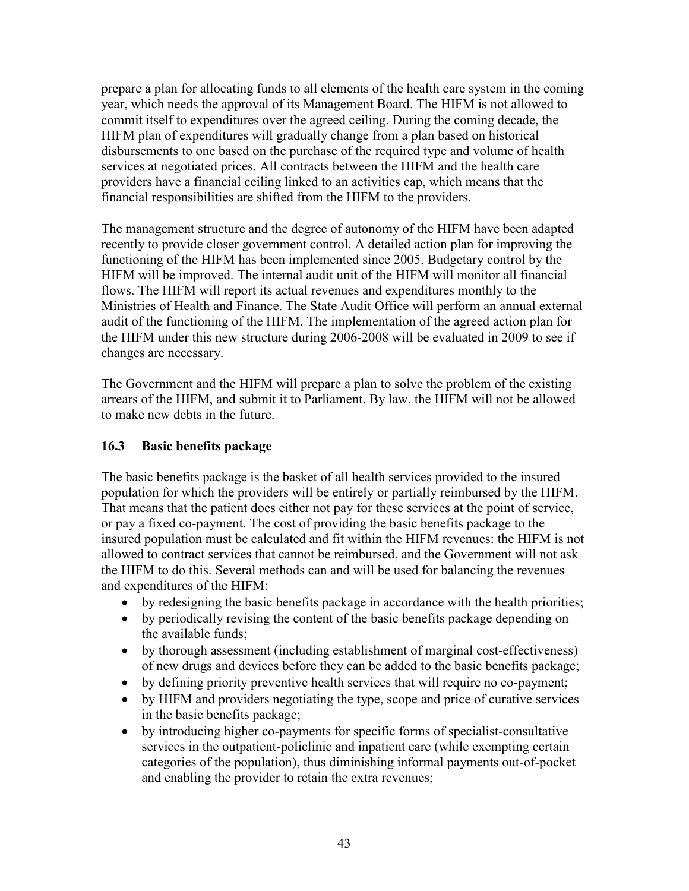prepare a plan for allocating funds to all elements of the health care system in the coming year, which needs the approval of its Management Board. The HIFM is not allowed to commit itself to expenditures over the agreed ceiling. During the coming decade, the HIFM plan of expenditures will gradually change from a plan based on historical disbursements to one based on the purchase of the required type and volume of health services at negotiated prices. All contracts between the HIFM and the health care providers have a financial ceiling linked to an activities cap, which means that the financial responsibilities are shifted from the HIFM to the providers.

The management structure and the degree of autonomy of the HIFM have been adapted recently to provide closer government control. A detailed action plan for improving the functioning of the HIFM has been implemented since 2005. Budgetary control by the HIFM will be improved. The internal audit unit of the HIFM will monitor all financial flows. The HIFM will report its actual revenues and expenditures monthly to the Ministries of Health and Finance. The State Audit Office will perform an annual external audit of the functioning of the HIFM. The implementation of the agreed action plan for the HIFM under this new structure during 2006-2008 will be evaluated in 2009 to see if changes are necessary.

The Government and the HIFM will prepare a plan to solve the problem of the existing arrears of the HIFM, and submit it to Parliament. By law, the HIFM will not be allowed to make new debts in the future.

### 16.3 Basic benefits package

The basic benefits package is the basket of all health services provided to the insured population for which the providers will be entirely or partially reimbursed by the HIFM. That means that the patient does either not pay for these services at the point of service, or pay a fixed co-payment. The cost of providing the basic benefits package to the insured population must be calculated and fit within the HIFM revenues: the HIFM is not allowed to contract services that cannot be reimbursed, and the Government will not ask the HIFM to do this. Several methods can and will be used for balancing the revenues and expenditures of the HIFM:

- by redesigning the basic benefits package in accordance with the health priorities;
- by periodically revising the content of the basic benefits package depending on the available funds;
- by thorough assessment (including establishment of marginal cost-effectiveness) of new drugs and devices before they can be added to the basic benefits package;
- by defining priority preventive health services that will require no co-payment;
- by HIFM and providers negotiating the type, scope and price of curative services in the basic benefits package;
- by introducing higher co-payments for specific forms of specialist-consultative services in the outpatient-policlinic and inpatient care (while exempting certain categories of the population), thus diminishing informal payments out-of-pocket and enabling the provider to retain the extra revenues;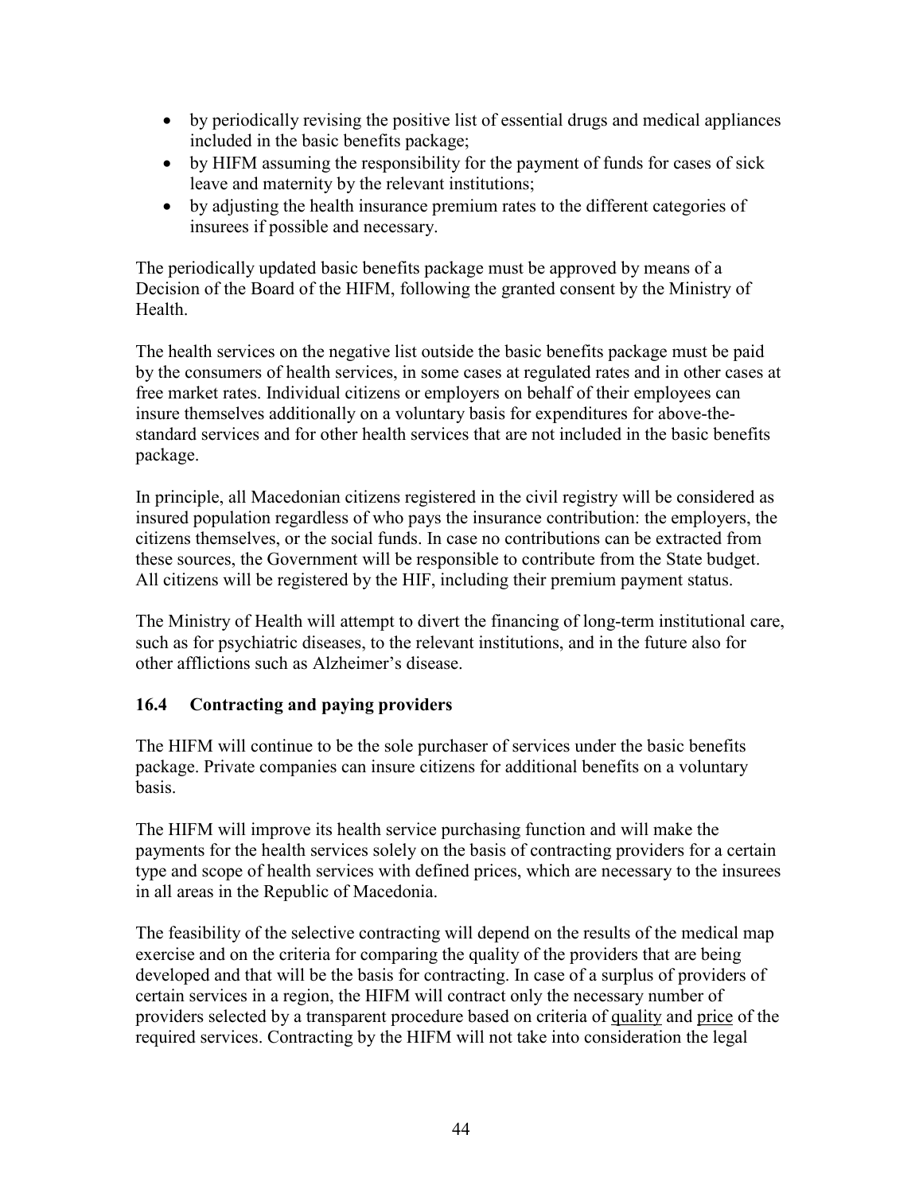- by periodically revising the positive list of essential drugs and medical appliances included in the basic benefits package;
- by HIFM assuming the responsibility for the payment of funds for cases of sick leave and maternity by the relevant institutions;
- by adjusting the health insurance premium rates to the different categories of insurees if possible and necessary.

The periodically updated basic benefits package must be approved by means of a Decision of the Board of the HIFM, following the granted consent by the Ministry of Health.

The health services on the negative list outside the basic benefits package must be paid by the consumers of health services, in some cases at regulated rates and in other cases at free market rates. Individual citizens or employers on behalf of their employees can insure themselves additionally on a voluntary basis for expenditures for above-the-standard services and for other health services that are not included in the basic benefits package.

In principle, all Macedonian citizens registered in the civil registry will be considered as insured population regardless of who pays the insurance contribution: the employers, the citizens themselves, or the social funds. In case no contributions can be extracted from these sources, the Government will be responsible to contribute from the State budget. All citizens will be registered by the HIF, including their premium payment status.

The Ministry of Health will attempt to divert the financing of long-term institutional care, such as for psychiatric diseases, to the relevant institutions, and in the future also for other afflictions such as Alzheimer's disease.

### 16.4 Contracting and paying providers

The HIFM will continue to be the sole purchaser of services under the basic benefits package. Private companies can insure citizens for additional benefits on a voluntary basis.

The HIFM will improve its health service purchasing function and will make the payments for the health services solely on the basis of contracting providers for a certain type and scope of health services with defined prices, which are necessary to the insurees in all areas in the Republic of Macedonia.

The feasibility of the selective contracting will depend on the results of the medical map exercise and on the criteria for comparing the quality of the providers that are being developed and that will be the basis for contracting. In case of a surplus of providers of certain services in a region, the HIFM will contract only the necessary number of providers selected by a transparent procedure based on criteria of quality and price of the required services. Contracting by the HIFM will not take into consideration the legal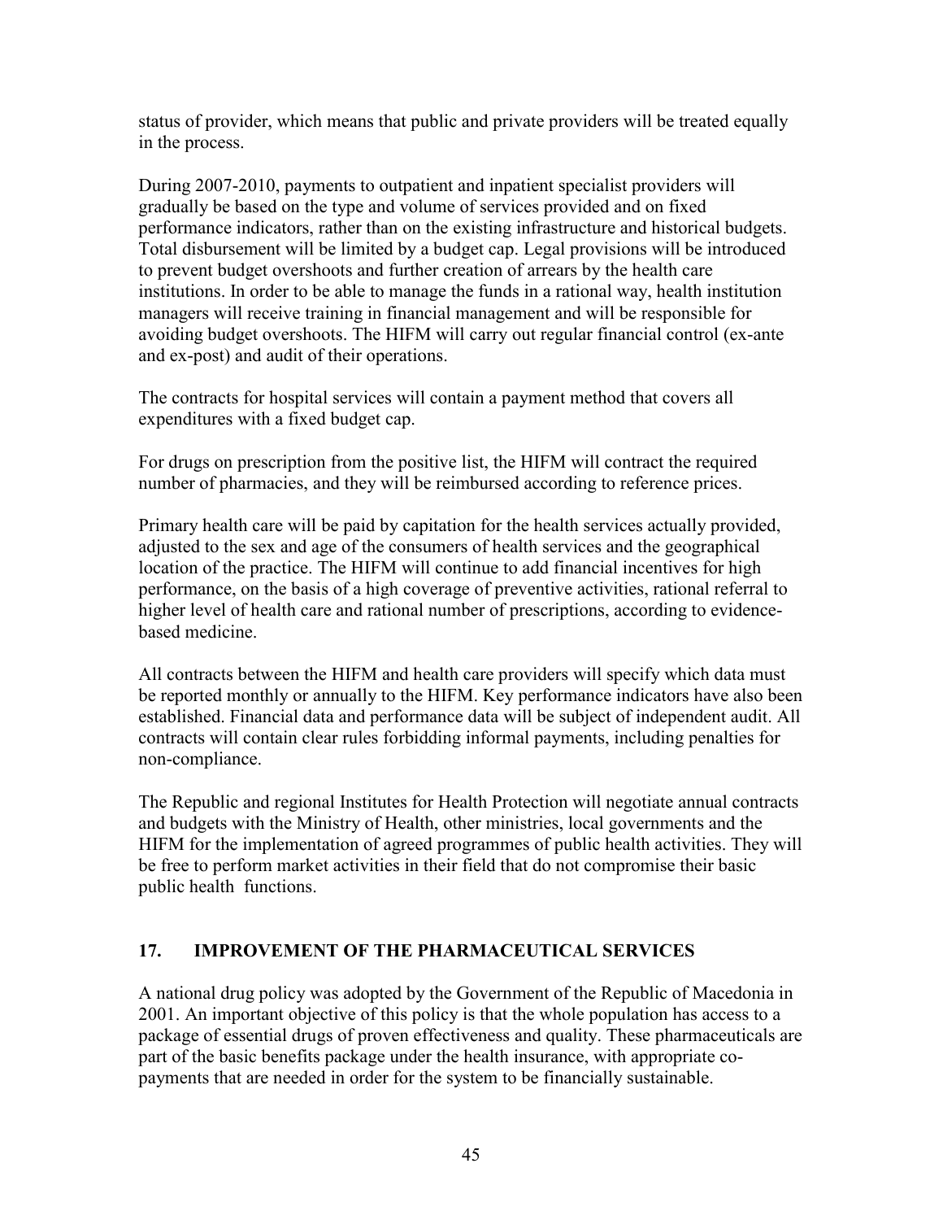status of provider, which means that public and private providers will be treated equally in the process.

During 2007-2010, payments to outpatient and inpatient specialist providers will gradually be based on the type and volume of services provided and on fixed performance indicators, rather than on the existing infrastructure and historical budgets. Total disbursement will be limited by a budget cap. Legal provisions will be introduced to prevent budget overshoots and further creation of arrears by the health care institutions. In order to be able to manage the funds in a rational way, health institution managers will receive training in financial management and will be responsible for avoiding budget overshoots. The HIFM will carry out regular financial control (ex-ante and ex-post) and audit of their operations.

The contracts for hospital services will contain a payment method that covers all expenditures with a fixed budget cap.

For drugs on prescription from the positive list, the HIFM will contract the required number of pharmacies, and they will be reimbursed according to reference prices.

Primary health care will be paid by capitation for the health services actually provided, adjusted to the sex and age of the consumers of health services and the geographical location of the practice. The HIFM will continue to add financial incentives for high performance, on the basis of a high coverage of preventive activities, rational referral to higher level of health care and rational number of prescriptions, according to evidence-based medicine.

All contracts between the HIFM and health care providers will specify which data must be reported monthly or annually to the HIFM. Key performance indicators have also been established. Financial data and performance data will be subject of independent audit. All contracts will contain clear rules forbidding informal payments, including penalties for non-compliance.

The Republic and regional Institutes for Health Protection will negotiate annual contracts and budgets with the Ministry of Health, other ministries, local governments and the HIFM for the implementation of agreed programmes of public health activities. They will be free to perform market activities in their field that do not compromise their basic public health functions.

## 17. IMPROVEMENT OF THE PHARMACEUTICAL SERVICES

A national drug policy was adopted by the Government of the Republic of Macedonia in 2001. An important objective of this policy is that the whole population has access to a package of essential drugs of proven effectiveness and quality. These pharmaceuticals are part of the basic benefits package under the health insurance, with appropriate co-payments that are needed in order for the system to be financially sustainable.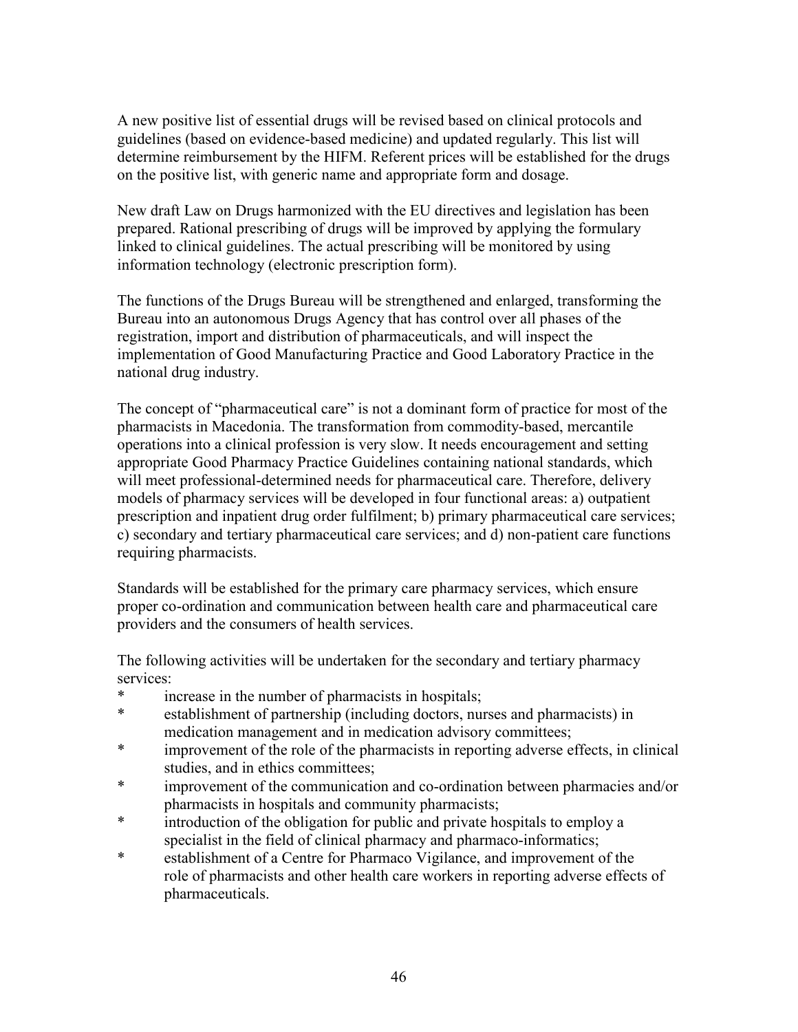A new positive list of essential drugs will be revised based on clinical protocols and guidelines (based on evidence-based medicine) and updated regularly. This list will determine reimbursement by the HIFM. Referent prices will be established for the drugs on the positive list, with generic name and appropriate form and dosage.

New draft Law on Drugs harmonized with the EU directives and legislation has been prepared. Rational prescribing of drugs will be improved by applying the formulary linked to clinical guidelines. The actual prescribing will be monitored by using information technology (electronic prescription form).

The functions of the Drugs Bureau will be strengthened and enlarged, transforming the Bureau into an autonomous Drugs Agency that has control over all phases of the registration, import and distribution of pharmaceuticals, and will inspect the implementation of Good Manufacturing Practice and Good Laboratory Practice in the national drug industry.

The concept of "pharmaceutical care" is not a dominant form of practice for most of the pharmacists in Macedonia. The transformation from commodity-based, mercantile operations into a clinical profession is very slow. It needs encouragement and setting appropriate Good Pharmacy Practice Guidelines containing national standards, which will meet professional-determined needs for pharmaceutical care. Therefore, delivery models of pharmacy services will be developed in four functional areas: a) outpatient prescription and inpatient drug order fulfilment; b) primary pharmaceutical care services; c) secondary and tertiary pharmaceutical care services; and d) non-patient care functions requiring pharmacists.

Standards will be established for the primary care pharmacy services, which ensure proper co-ordination and communication between health care and pharmaceutical care providers and the consumers of health services.

The following activities will be undertaken for the secondary and tertiary pharmacy services:

* increase in the number of pharmacists in hospitals;
* establishment of partnership (including doctors, nurses and pharmacists) in medication management and in medication advisory committees;
* improvement of the role of the pharmacists in reporting adverse effects, in clinical studies, and in ethics committees;
* improvement of the communication and co-ordination between pharmacies and/or pharmacists in hospitals and community pharmacists;
* introduction of the obligation for public and private hospitals to employ a specialist in the field of clinical pharmacy and pharmaco-informatics;
* establishment of a Centre for Pharmaco Vigilance, and improvement of the role of pharmacists and other health care workers in reporting adverse effects of pharmaceuticals.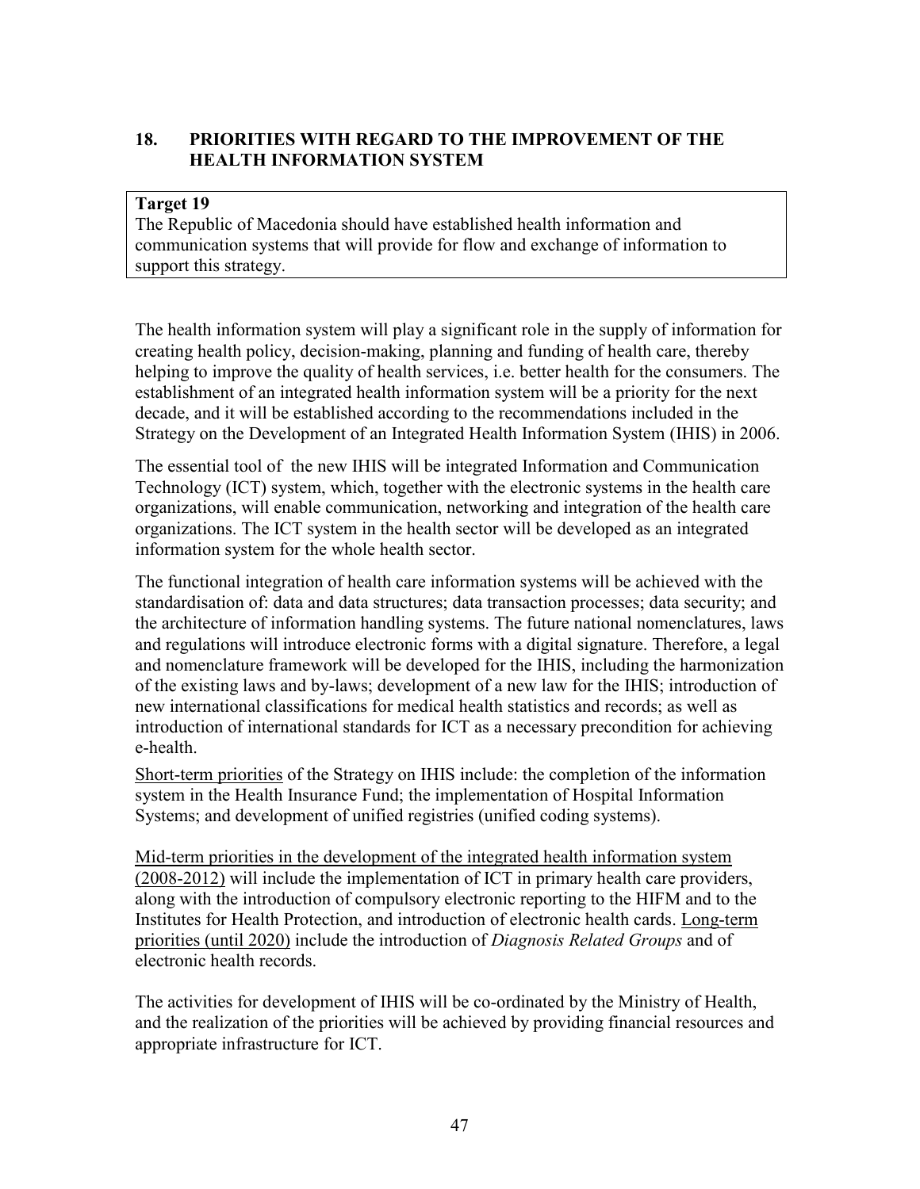## 18. PRIORITIES WITH REGARD TO THE IMPROVEMENT OF THE HEALTH INFORMATION SYSTEM

> **Target 19**
> The Republic of Macedonia should have established health information and communication systems that will provide for flow and exchange of information to support this strategy.

The health information system will play a significant role in the supply of information for creating health policy, decision-making, planning and funding of health care, thereby helping to improve the quality of health services, i.e. better health for the consumers. The establishment of an integrated health information system will be a priority for the next decade, and it will be established according to the recommendations included in the Strategy on the Development of an Integrated Health Information System (IHIS) in 2006.

The essential tool of the new IHIS will be integrated Information and Communication Technology (ICT) system, which, together with the electronic systems in the health care organizations, will enable communication, networking and integration of the health care organizations. The ICT system in the health sector will be developed as an integrated information system for the whole health sector.

The functional integration of health care information systems will be achieved with the standardisation of: data and data structures; data transaction processes; data security; and the architecture of information handling systems. The future national nomenclatures, laws and regulations will introduce electronic forms with a digital signature. Therefore, a legal and nomenclature framework will be developed for the IHIS, including the harmonization of the existing laws and by-laws; development of a new law for the IHIS; introduction of new international classifications for medical health statistics and records; as well as introduction of international standards for ICT as a necessary precondition for achieving e-health.

<u>Short-term priorities</u> of the Strategy on IHIS include: the completion of the information system in the Health Insurance Fund; the implementation of Hospital Information Systems; and development of unified registries (unified coding systems).

<u>Mid-term priorities in the development of the integrated health information system (2008-2012)</u> will include the implementation of ICT in primary health care providers, along with the introduction of compulsory electronic reporting to the HIFM and to the Institutes for Health Protection, and introduction of electronic health cards. <u>Long-term priorities (until 2020)</u> include the introduction of *Diagnosis Related Groups* and of electronic health records.

The activities for development of IHIS will be co-ordinated by the Ministry of Health, and the realization of the priorities will be achieved by providing financial resources and appropriate infrastructure for ICT.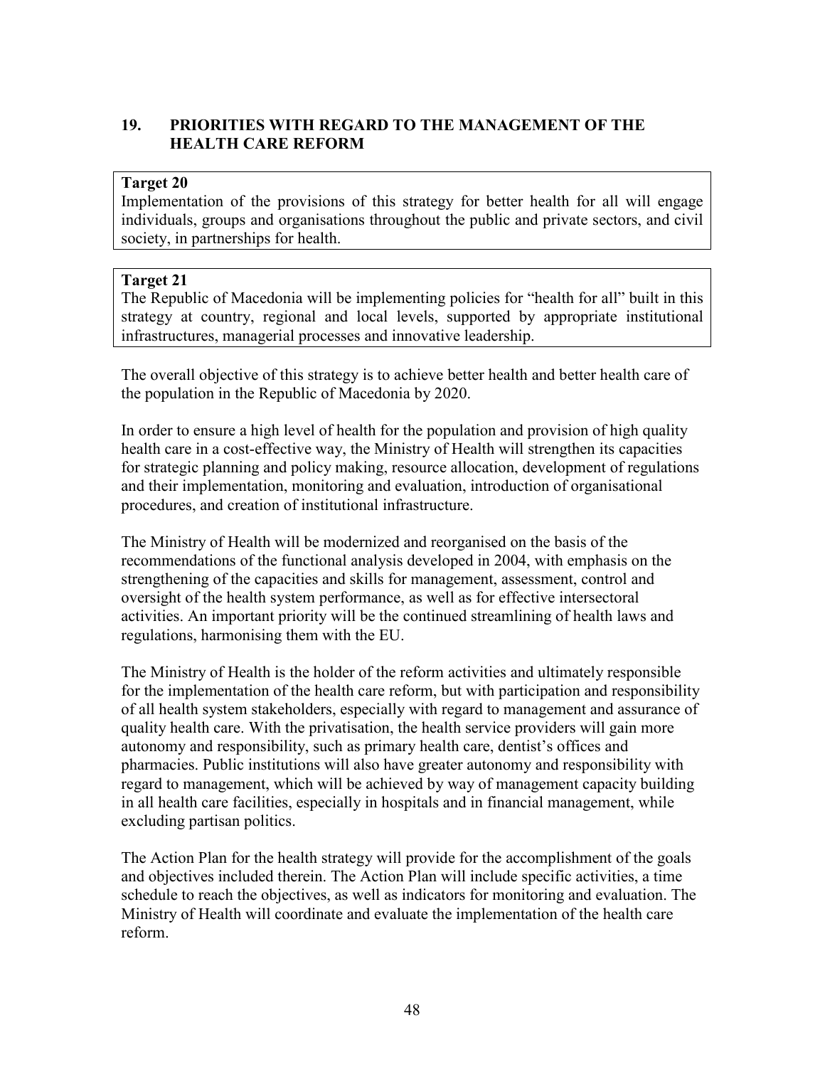## 19. PRIORITIES WITH REGARD TO THE MANAGEMENT OF THE HEALTH CARE REFORM

**Target 20**
Implementation of the provisions of this strategy for better health for all will engage individuals, groups and organisations throughout the public and private sectors, and civil society, in partnerships for health.

**Target 21**
The Republic of Macedonia will be implementing policies for "health for all" built in this strategy at country, regional and local levels, supported by appropriate institutional infrastructures, managerial processes and innovative leadership.

The overall objective of this strategy is to achieve better health and better health care of the population in the Republic of Macedonia by 2020.

In order to ensure a high level of health for the population and provision of high quality health care in a cost-effective way, the Ministry of Health will strengthen its capacities for strategic planning and policy making, resource allocation, development of regulations and their implementation, monitoring and evaluation, introduction of organisational procedures, and creation of institutional infrastructure.

The Ministry of Health will be modernized and reorganised on the basis of the recommendations of the functional analysis developed in 2004, with emphasis on the strengthening of the capacities and skills for management, assessment, control and oversight of the health system performance, as well as for effective intersectoral activities. An important priority will be the continued streamlining of health laws and regulations, harmonising them with the EU.

The Ministry of Health is the holder of the reform activities and ultimately responsible for the implementation of the health care reform, but with participation and responsibility of all health system stakeholders, especially with regard to management and assurance of quality health care. With the privatisation, the health service providers will gain more autonomy and responsibility, such as primary health care, dentist's offices and pharmacies. Public institutions will also have greater autonomy and responsibility with regard to management, which will be achieved by way of management capacity building in all health care facilities, especially in hospitals and in financial management, while excluding partisan politics.

The Action Plan for the health strategy will provide for the accomplishment of the goals and objectives included therein. The Action Plan will include specific activities, a time schedule to reach the objectives, as well as indicators for monitoring and evaluation. The Ministry of Health will coordinate and evaluate the implementation of the health care reform.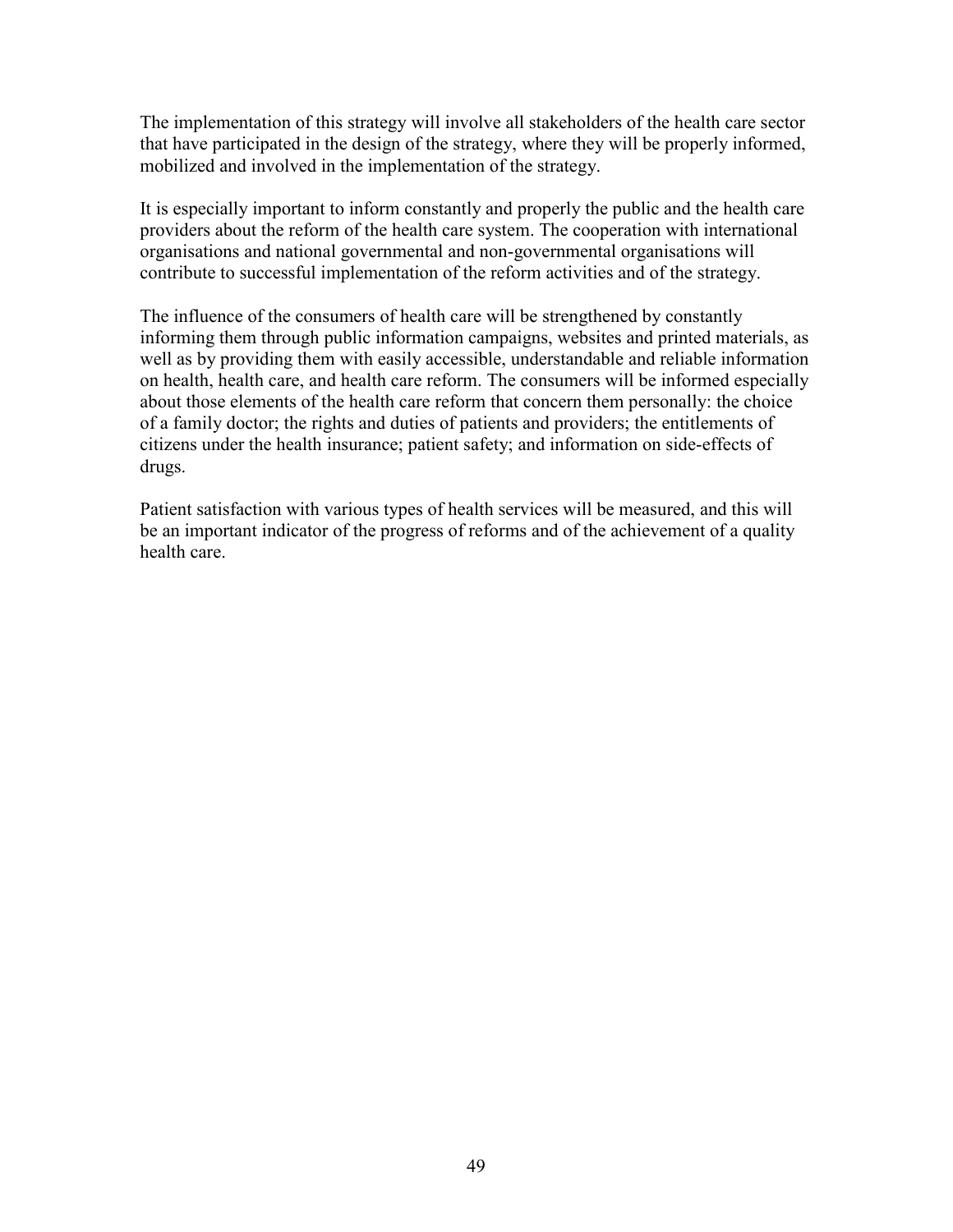The implementation of this strategy will involve all stakeholders of the health care sector that have participated in the design of the strategy, where they will be properly informed, mobilized and involved in the implementation of the strategy.

It is especially important to inform constantly and properly the public and the health care providers about the reform of the health care system. The cooperation with international organisations and national governmental and non-governmental organisations will contribute to successful implementation of the reform activities and of the strategy.

The influence of the consumers of health care will be strengthened by constantly informing them through public information campaigns, websites and printed materials, as well as by providing them with easily accessible, understandable and reliable information on health, health care, and health care reform. The consumers will be informed especially about those elements of the health care reform that concern them personally: the choice of a family doctor; the rights and duties of patients and providers; the entitlements of citizens under the health insurance; patient safety; and information on side-effects of drugs.

Patient satisfaction with various types of health services will be measured, and this will be an important indicator of the progress of reforms and of the achievement of a quality health care.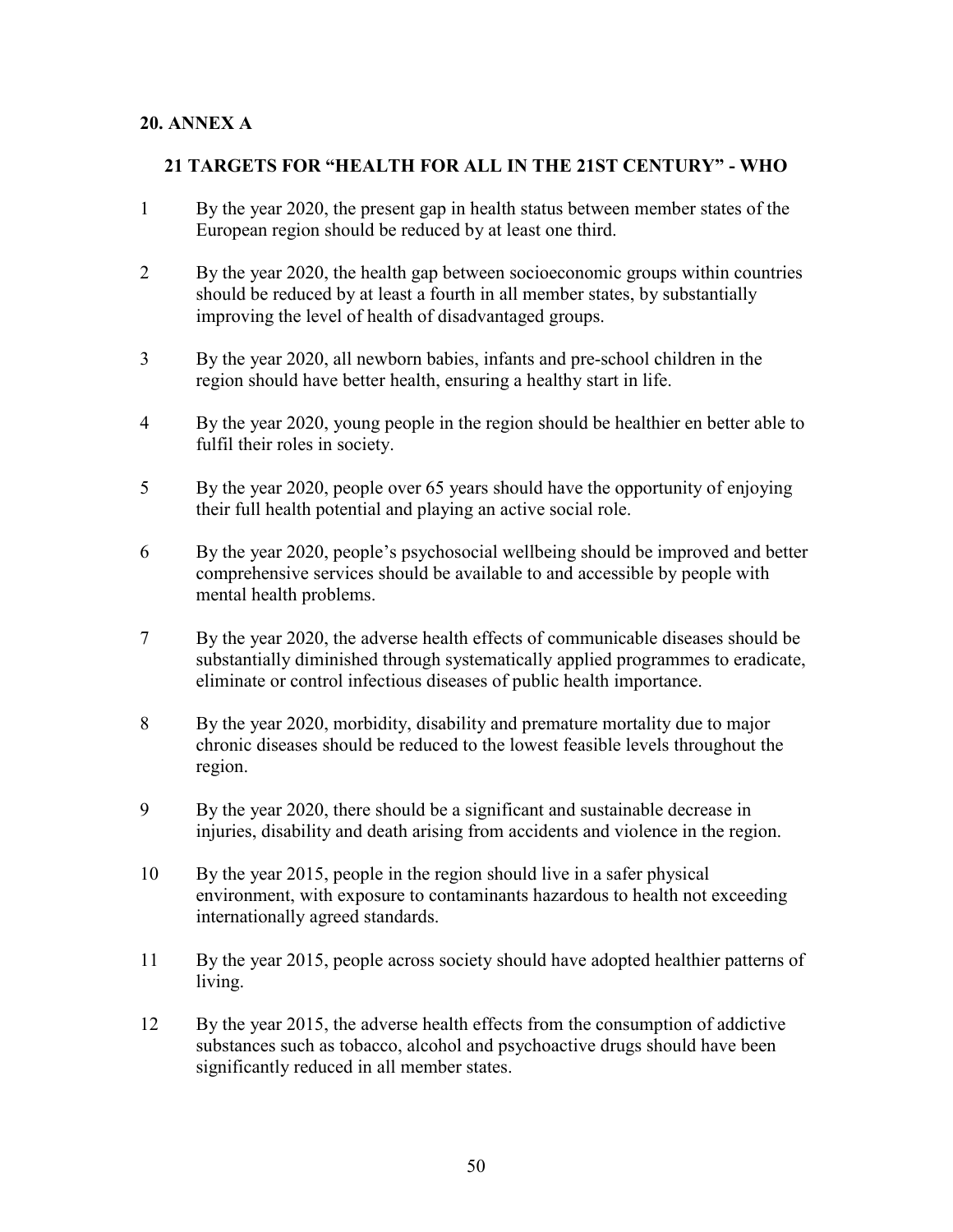## 20. ANNEX A

### 21 TARGETS FOR "HEALTH FOR ALL IN THE 21ST CENTURY" - WHO

1 By the year 2020, the present gap in health status between member states of the European region should be reduced by at least one third.

2 By the year 2020, the health gap between socioeconomic groups within countries should be reduced by at least a fourth in all member states, by substantially improving the level of health of disadvantaged groups.

3 By the year 2020, all newborn babies, infants and pre-school children in the region should have better health, ensuring a healthy start in life.

4 By the year 2020, young people in the region should be healthier en better able to fulfil their roles in society.

5 By the year 2020, people over 65 years should have the opportunity of enjoying their full health potential and playing an active social role.

6 By the year 2020, people's psychosocial wellbeing should be improved and better comprehensive services should be available to and accessible by people with mental health problems.

7 By the year 2020, the adverse health effects of communicable diseases should be substantially diminished through systematically applied programmes to eradicate, eliminate or control infectious diseases of public health importance.

8 By the year 2020, morbidity, disability and premature mortality due to major chronic diseases should be reduced to the lowest feasible levels throughout the region.

9 By the year 2020, there should be a significant and sustainable decrease in injuries, disability and death arising from accidents and violence in the region.

10 By the year 2015, people in the region should live in a safer physical environment, with exposure to contaminants hazardous to health not exceeding internationally agreed standards.

11 By the year 2015, people across society should have adopted healthier patterns of living.

12 By the year 2015, the adverse health effects from the consumption of addictive substances such as tobacco, alcohol and psychoactive drugs should have been significantly reduced in all member states.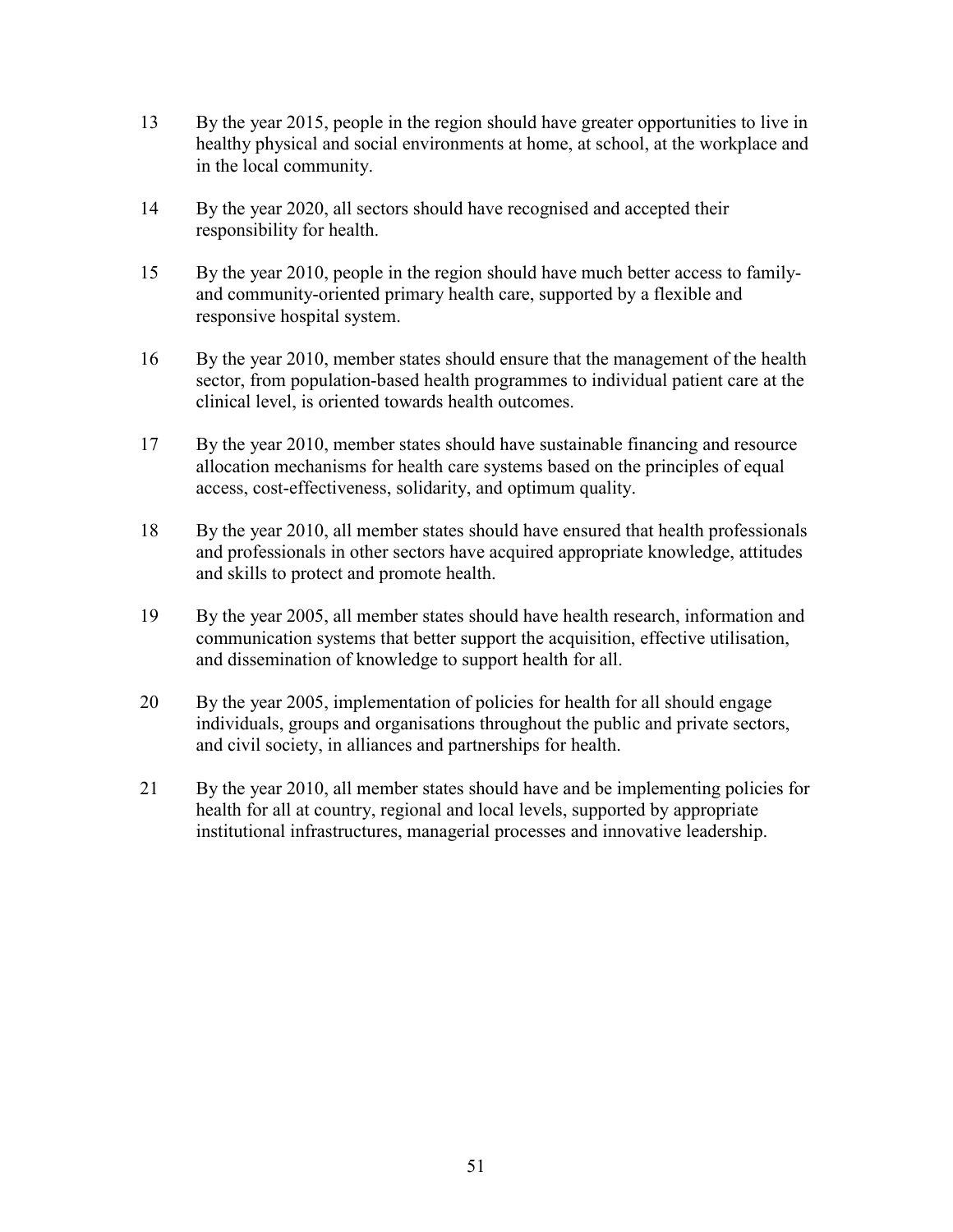13 By the year 2015, people in the region should have greater opportunities to live in healthy physical and social environments at home, at school, at the workplace and in the local community.

14 By the year 2020, all sectors should have recognised and accepted their responsibility for health.

15 By the year 2010, people in the region should have much better access to family- and community-oriented primary health care, supported by a flexible and responsive hospital system.

16 By the year 2010, member states should ensure that the management of the health sector, from population-based health programmes to individual patient care at the clinical level, is oriented towards health outcomes.

17 By the year 2010, member states should have sustainable financing and resource allocation mechanisms for health care systems based on the principles of equal access, cost-effectiveness, solidarity, and optimum quality.

18 By the year 2010, all member states should have ensured that health professionals and professionals in other sectors have acquired appropriate knowledge, attitudes and skills to protect and promote health.

19 By the year 2005, all member states should have health research, information and communication systems that better support the acquisition, effective utilisation, and dissemination of knowledge to support health for all.

20 By the year 2005, implementation of policies for health for all should engage individuals, groups and organisations throughout the public and private sectors, and civil society, in alliances and partnerships for health.

21 By the year 2010, all member states should have and be implementing policies for health for all at country, regional and local levels, supported by appropriate institutional infrastructures, managerial processes and innovative leadership.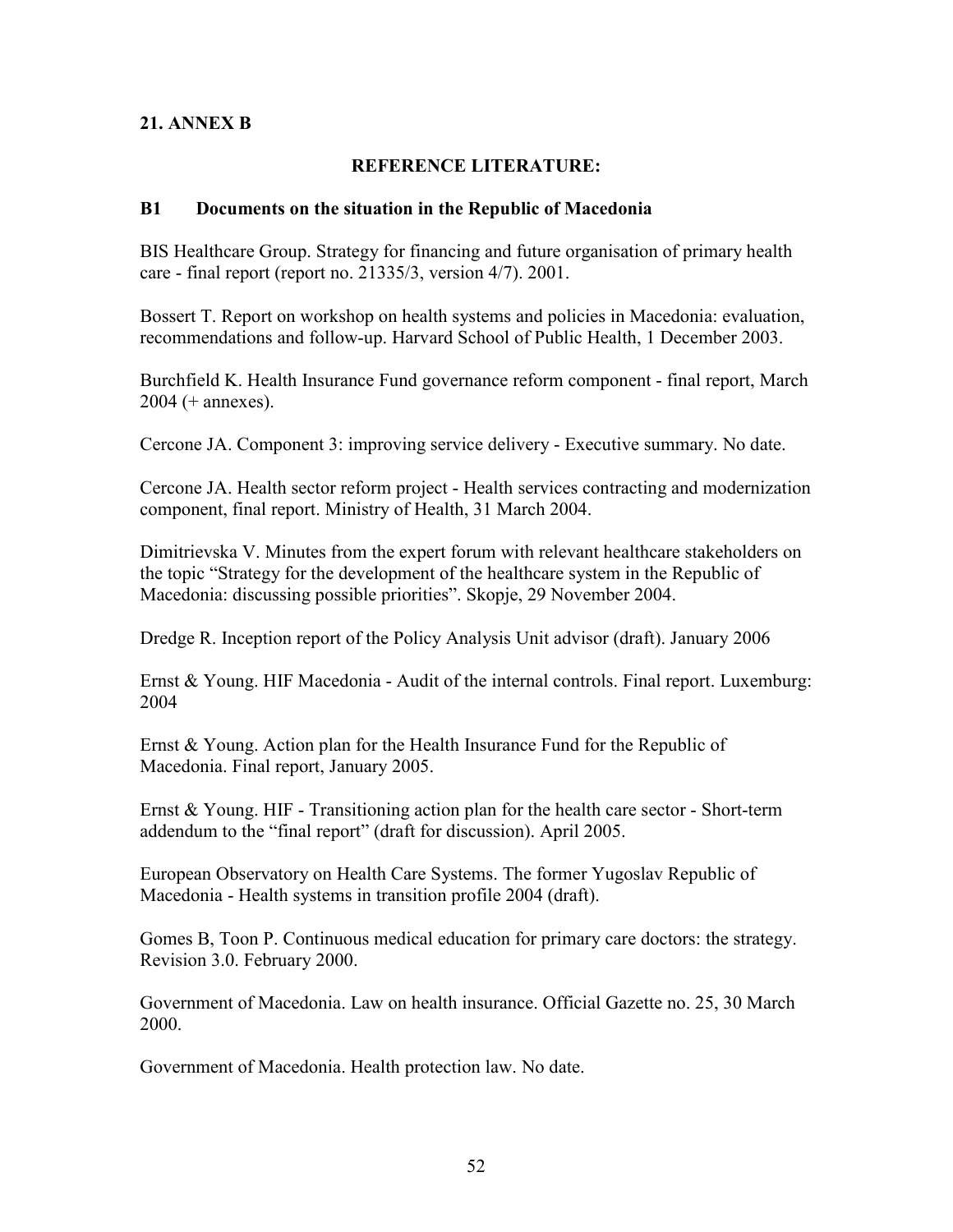## 21. ANNEX B

### REFERENCE LITERATURE:

### B1 Documents on the situation in the Republic of Macedonia

BIS Healthcare Group. Strategy for financing and future organisation of primary health care - final report (report no. 21335/3, version 4/7). 2001.

Bossert T. Report on workshop on health systems and policies in Macedonia: evaluation, recommendations and follow-up. Harvard School of Public Health, 1 December 2003.

Burchfield K. Health Insurance Fund governance reform component - final report, March 2004 (+ annexes).

Cercone JA. Component 3: improving service delivery - Executive summary. No date.

Cercone JA. Health sector reform project - Health services contracting and modernization component, final report. Ministry of Health, 31 March 2004.

Dimitrievska V. Minutes from the expert forum with relevant healthcare stakeholders on the topic "Strategy for the development of the healthcare system in the Republic of Macedonia: discussing possible priorities". Skopje, 29 November 2004.

Dredge R. Inception report of the Policy Analysis Unit advisor (draft). January 2006

Ernst & Young. HIF Macedonia - Audit of the internal controls. Final report. Luxemburg: 2004

Ernst & Young. Action plan for the Health Insurance Fund for the Republic of Macedonia. Final report, January 2005.

Ernst & Young. HIF - Transitioning action plan for the health care sector - Short-term addendum to the "final report" (draft for discussion). April 2005.

European Observatory on Health Care Systems. The former Yugoslav Republic of Macedonia - Health systems in transition profile 2004 (draft).

Gomes B, Toon P. Continuous medical education for primary care doctors: the strategy. Revision 3.0. February 2000.

Government of Macedonia. Law on health insurance. Official Gazette no. 25, 30 March 2000.

Government of Macedonia. Health protection law. No date.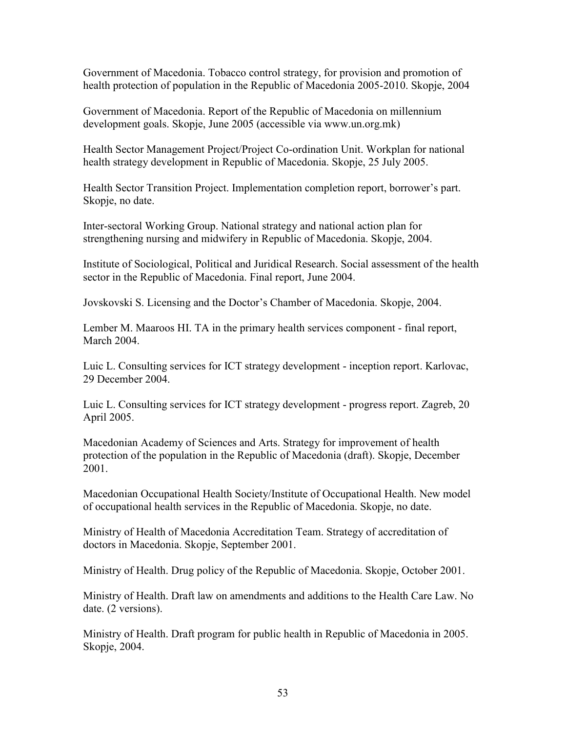Government of Macedonia. Tobacco control strategy, for provision and promotion of health protection of population in the Republic of Macedonia 2005-2010. Skopje, 2004

Government of Macedonia. Report of the Republic of Macedonia on millennium development goals. Skopje, June 2005 (accessible via www.un.org.mk)

Health Sector Management Project/Project Co-ordination Unit. Workplan for national health strategy development in Republic of Macedonia. Skopje, 25 July 2005.

Health Sector Transition Project. Implementation completion report, borrower's part. Skopje, no date.

Inter-sectoral Working Group. National strategy and national action plan for strengthening nursing and midwifery in Republic of Macedonia. Skopje, 2004.

Institute of Sociological, Political and Juridical Research. Social assessment of the health sector in the Republic of Macedonia. Final report, June 2004.

Jovskovski S. Licensing and the Doctor's Chamber of Macedonia. Skopje, 2004.

Lember M. Maaroos HI. TA in the primary health services component - final report, March 2004.

Luic L. Consulting services for ICT strategy development - inception report. Karlovac, 29 December 2004.

Luic L. Consulting services for ICT strategy development - progress report. Zagreb, 20 April 2005.

Macedonian Academy of Sciences and Arts. Strategy for improvement of health protection of the population in the Republic of Macedonia (draft). Skopje, December 2001.

Macedonian Occupational Health Society/Institute of Occupational Health. New model of occupational health services in the Republic of Macedonia. Skopje, no date.

Ministry of Health of Macedonia Accreditation Team. Strategy of accreditation of doctors in Macedonia. Skopje, September 2001.

Ministry of Health. Drug policy of the Republic of Macedonia. Skopje, October 2001.

Ministry of Health. Draft law on amendments and additions to the Health Care Law. No date. (2 versions).

Ministry of Health. Draft program for public health in Republic of Macedonia in 2005. Skopje, 2004.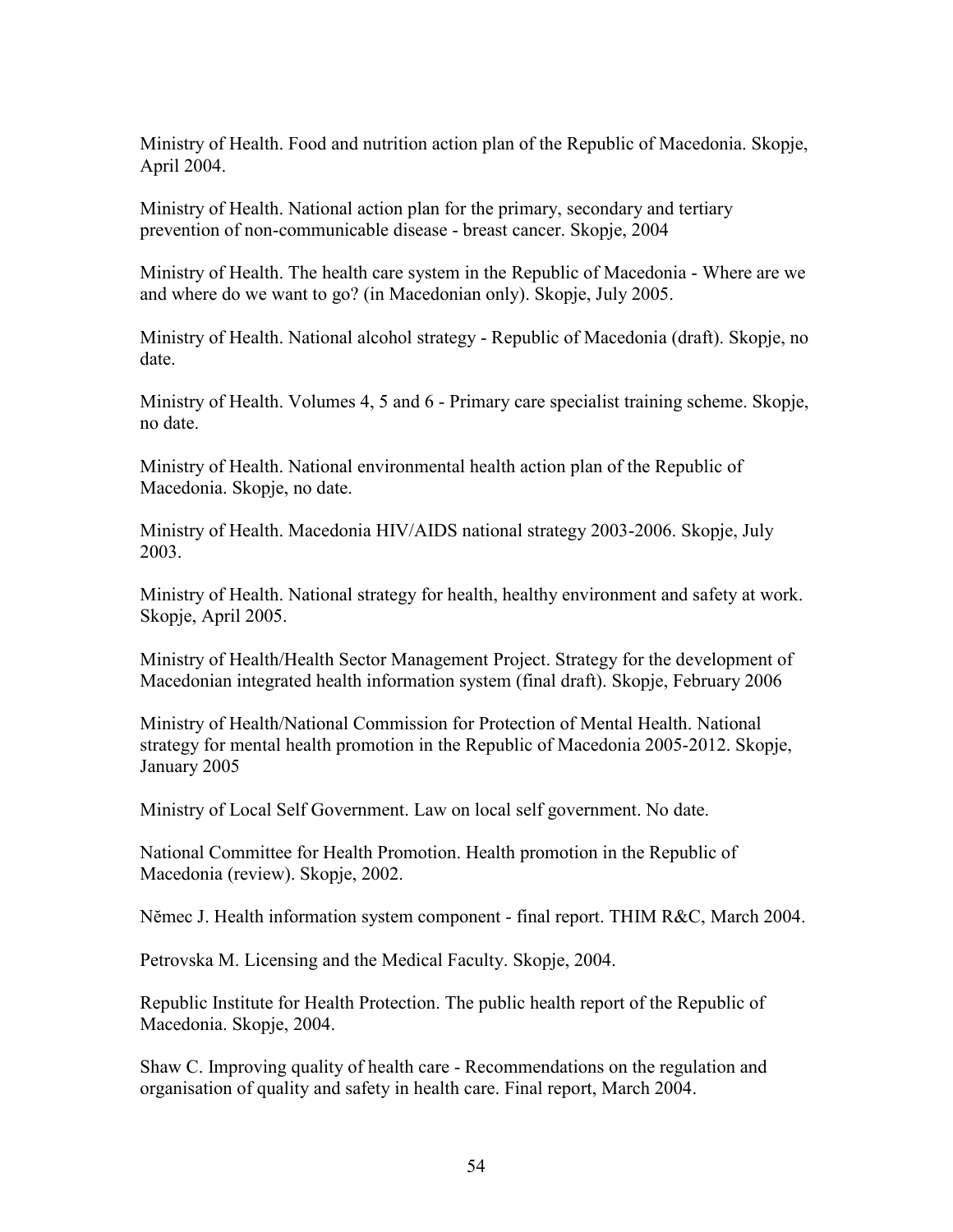Ministry of Health. Food and nutrition action plan of the Republic of Macedonia. Skopje, April 2004.

Ministry of Health. National action plan for the primary, secondary and tertiary prevention of non-communicable disease - breast cancer. Skopje, 2004

Ministry of Health. The health care system in the Republic of Macedonia - Where are we and where do we want to go? (in Macedonian only). Skopje, July 2005.

Ministry of Health. National alcohol strategy - Republic of Macedonia (draft). Skopje, no date.

Ministry of Health. Volumes 4, 5 and 6 - Primary care specialist training scheme. Skopje, no date.

Ministry of Health. National environmental health action plan of the Republic of Macedonia. Skopje, no date.

Ministry of Health. Macedonia HIV/AIDS national strategy 2003-2006. Skopje, July 2003.

Ministry of Health. National strategy for health, healthy environment and safety at work. Skopje, April 2005.

Ministry of Health/Health Sector Management Project. Strategy for the development of Macedonian integrated health information system (final draft). Skopje, February 2006

Ministry of Health/National Commission for Protection of Mental Health. National strategy for mental health promotion in the Republic of Macedonia 2005-2012. Skopje, January 2005

Ministry of Local Self Government. Law on local self government. No date.

National Committee for Health Promotion. Health promotion in the Republic of Macedonia (review). Skopje, 2002.

Němec J. Health information system component - final report. THIM R&C, March 2004.

Petrovska M. Licensing and the Medical Faculty. Skopje, 2004.

Republic Institute for Health Protection. The public health report of the Republic of Macedonia. Skopje, 2004.

Shaw C. Improving quality of health care - Recommendations on the regulation and organisation of quality and safety in health care. Final report, March 2004.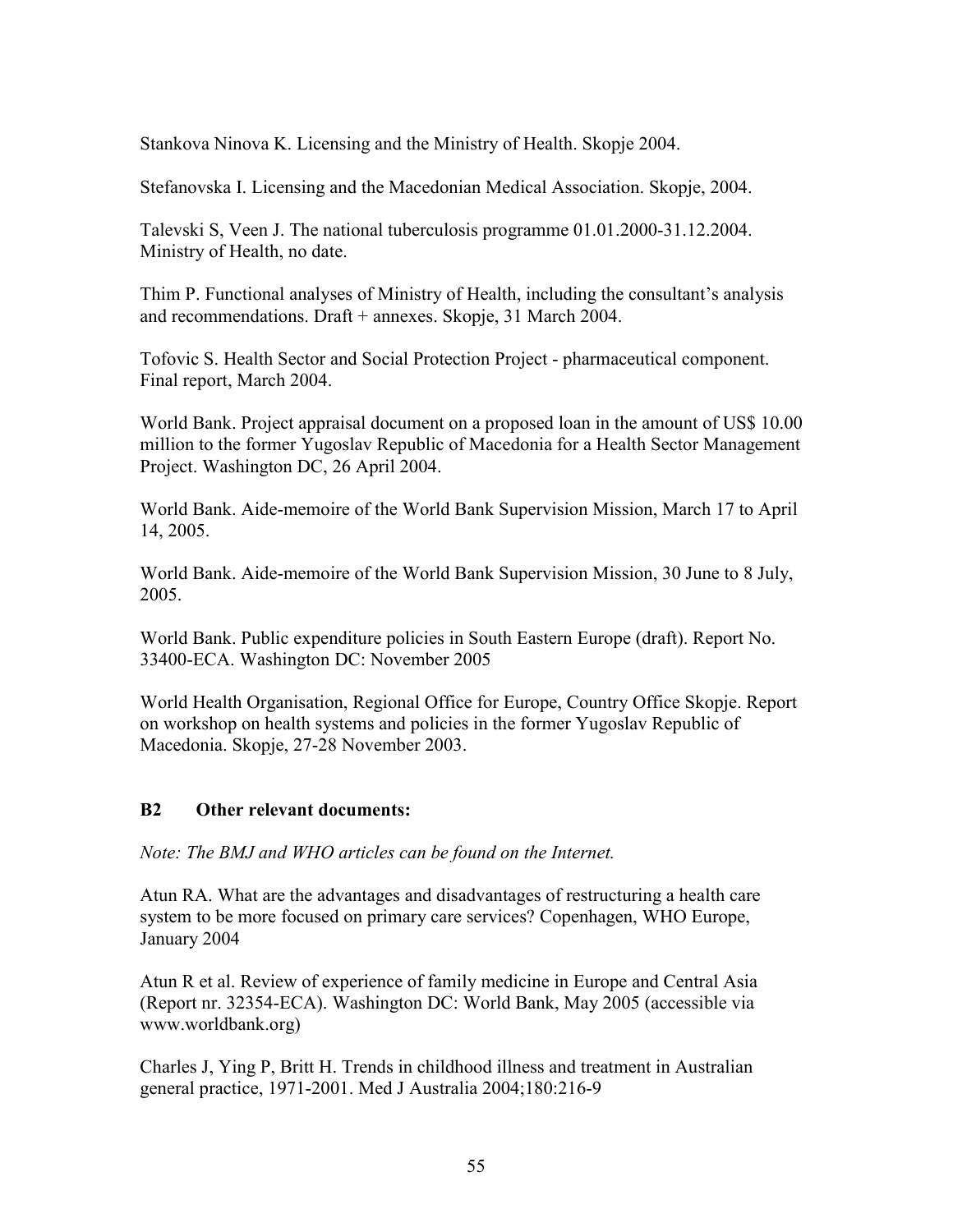Stankova Ninova K. Licensing and the Ministry of Health. Skopje 2004.

Stefanovska I. Licensing and the Macedonian Medical Association. Skopje, 2004.

Talevski S, Veen J. The national tuberculosis programme 01.01.2000-31.12.2004. Ministry of Health, no date.

Thim P. Functional analyses of Ministry of Health, including the consultant's analysis and recommendations. Draft + annexes. Skopje, 31 March 2004.

Tofovic S. Health Sector and Social Protection Project - pharmaceutical component. Final report, March 2004.

World Bank. Project appraisal document on a proposed loan in the amount of US$ 10.00 million to the former Yugoslav Republic of Macedonia for a Health Sector Management Project. Washington DC, 26 April 2004.

World Bank. Aide-memoire of the World Bank Supervision Mission, March 17 to April 14, 2005.

World Bank. Aide-memoire of the World Bank Supervision Mission, 30 June to 8 July, 2005.

World Bank. Public expenditure policies in South Eastern Europe (draft). Report No. 33400-ECA. Washington DC: November 2005

World Health Organisation, Regional Office for Europe, Country Office Skopje. Report on workshop on health systems and policies in the former Yugoslav Republic of Macedonia. Skopje, 27-28 November 2003.

### B2 Other relevant documents:

*Note: The BMJ and WHO articles can be found on the Internet.*

Atun RA. What are the advantages and disadvantages of restructuring a health care system to be more focused on primary care services? Copenhagen, WHO Europe, January 2004

Atun R et al. Review of experience of family medicine in Europe and Central Asia (Report nr. 32354-ECA). Washington DC: World Bank, May 2005 (accessible via www.worldbank.org)

Charles J, Ying P, Britt H. Trends in childhood illness and treatment in Australian general practice, 1971-2001. Med J Australia 2004;180:216-9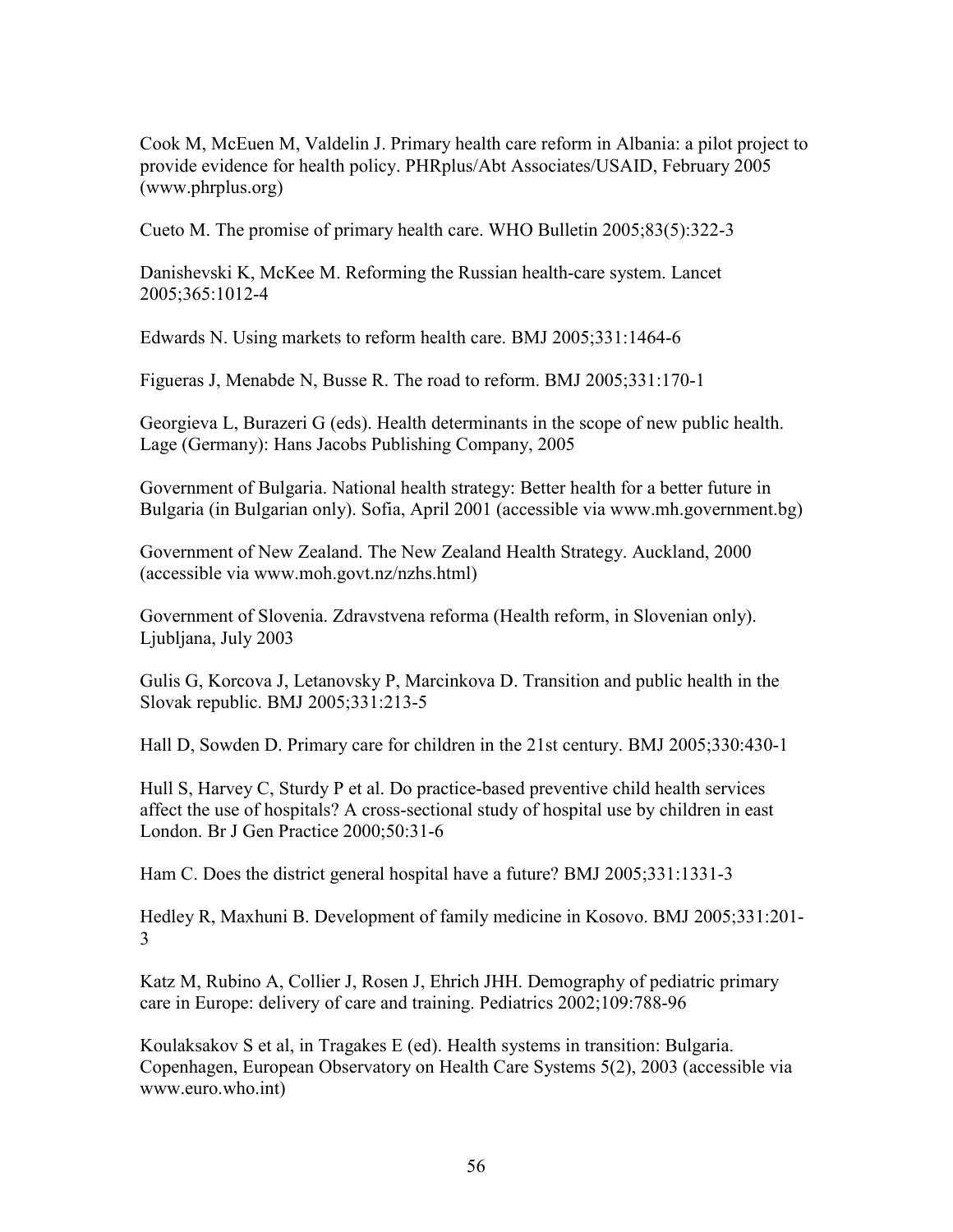Cook M, McEuen M, Valdelin J. Primary health care reform in Albania: a pilot project to provide evidence for health policy. PHRplus/Abt Associates/USAID, February 2005 (www.phrplus.org)

Cueto M. The promise of primary health care. WHO Bulletin 2005;83(5):322-3

Danishevski K, McKee M. Reforming the Russian health-care system. Lancet 2005;365:1012-4

Edwards N. Using markets to reform health care. BMJ 2005;331:1464-6

Figueras J, Menabde N, Busse R. The road to reform. BMJ 2005;331:170-1

Georgieva L, Burazeri G (eds). Health determinants in the scope of new public health. Lage (Germany): Hans Jacobs Publishing Company, 2005

Government of Bulgaria. National health strategy: Better health for a better future in Bulgaria (in Bulgarian only). Sofia, April 2001 (accessible via www.mh.government.bg)

Government of New Zealand. The New Zealand Health Strategy. Auckland, 2000 (accessible via www.moh.govt.nz/nzhs.html)

Government of Slovenia. Zdravstvena reforma (Health reform, in Slovenian only). Ljubljana, July 2003

Gulis G, Korcova J, Letanovsky P, Marcinkova D. Transition and public health in the Slovak republic. BMJ 2005;331:213-5

Hall D, Sowden D. Primary care for children in the 21st century. BMJ 2005;330:430-1

Hull S, Harvey C, Sturdy P et al. Do practice-based preventive child health services affect the use of hospitals? A cross-sectional study of hospital use by children in east London. Br J Gen Practice 2000;50:31-6

Ham C. Does the district general hospital have a future? BMJ 2005;331:1331-3

Hedley R, Maxhuni B. Development of family medicine in Kosovo. BMJ 2005;331:201-3

Katz M, Rubino A, Collier J, Rosen J, Ehrich JHH. Demography of pediatric primary care in Europe: delivery of care and training. Pediatrics 2002;109:788-96

Koulaksakov S et al, in Tragakes E (ed). Health systems in transition: Bulgaria. Copenhagen, European Observatory on Health Care Systems 5(2), 2003 (accessible via www.euro.who.int)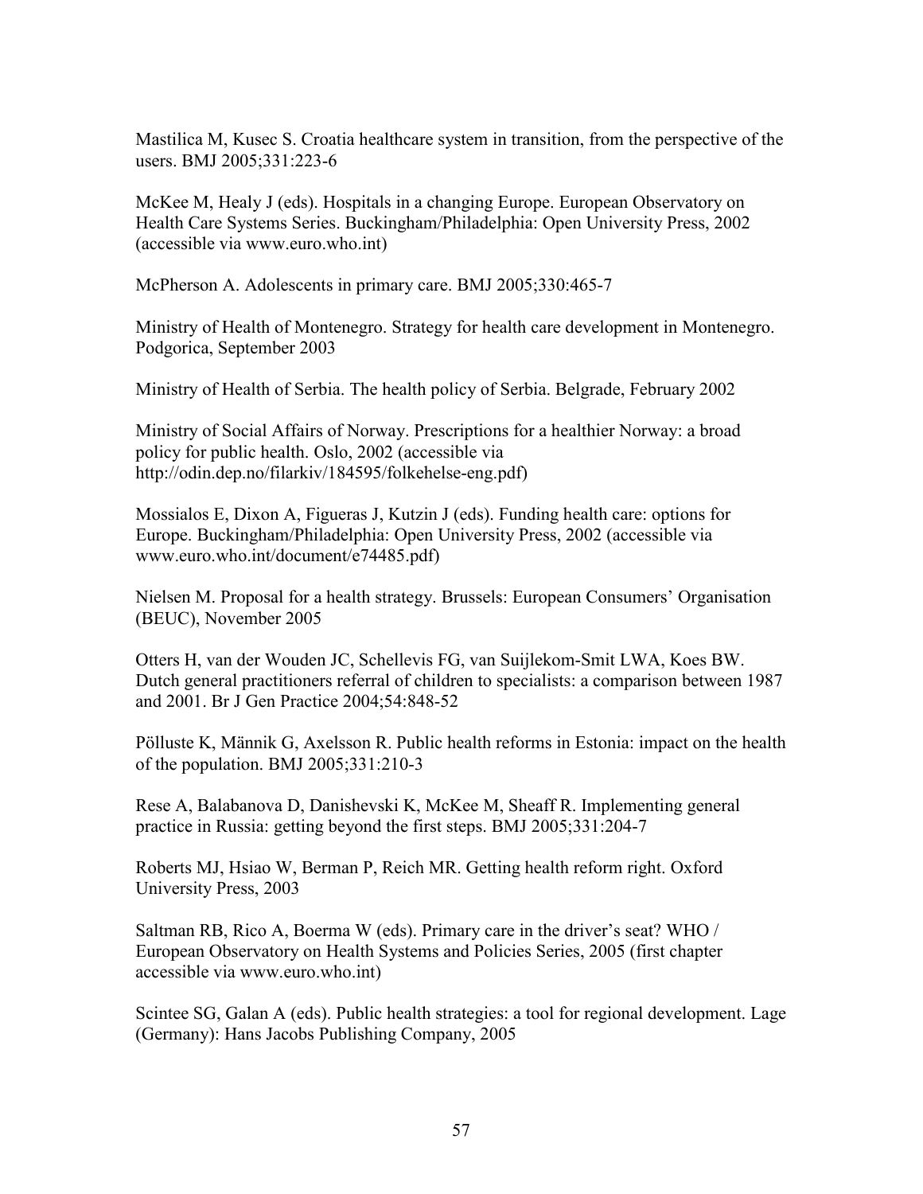Mastilica M, Kusec S. Croatia healthcare system in transition, from the perspective of the users. BMJ 2005;331:223-6

McKee M, Healy J (eds). Hospitals in a changing Europe. European Observatory on Health Care Systems Series. Buckingham/Philadelphia: Open University Press, 2002 (accessible via www.euro.who.int)

McPherson A. Adolescents in primary care. BMJ 2005;330:465-7

Ministry of Health of Montenegro. Strategy for health care development in Montenegro. Podgorica, September 2003

Ministry of Health of Serbia. The health policy of Serbia. Belgrade, February 2002

Ministry of Social Affairs of Norway. Prescriptions for a healthier Norway: a broad policy for public health. Oslo, 2002 (accessible via http://odin.dep.no/filarkiv/184595/folkehelse-eng.pdf)

Mossialos E, Dixon A, Figueras J, Kutzin J (eds). Funding health care: options for Europe. Buckingham/Philadelphia: Open University Press, 2002 (accessible via www.euro.who.int/document/e74485.pdf)

Nielsen M. Proposal for a health strategy. Brussels: European Consumers' Organisation (BEUC), November 2005

Otters H, van der Wouden JC, Schellevis FG, van Suijlekom-Smit LWA, Koes BW. Dutch general practitioners referral of children to specialists: a comparison between 1987 and 2001. Br J Gen Practice 2004;54:848-52

Pölluste K, Männik G, Axelsson R. Public health reforms in Estonia: impact on the health of the population. BMJ 2005;331:210-3

Rese A, Balabanova D, Danishevski K, McKee M, Sheaff R. Implementing general practice in Russia: getting beyond the first steps. BMJ 2005;331:204-7

Roberts MJ, Hsiao W, Berman P, Reich MR. Getting health reform right. Oxford University Press, 2003

Saltman RB, Rico A, Boerma W (eds). Primary care in the driver's seat? WHO / European Observatory on Health Systems and Policies Series, 2005 (first chapter accessible via www.euro.who.int)

Scintee SG, Galan A (eds). Public health strategies: a tool for regional development. Lage (Germany): Hans Jacobs Publishing Company, 2005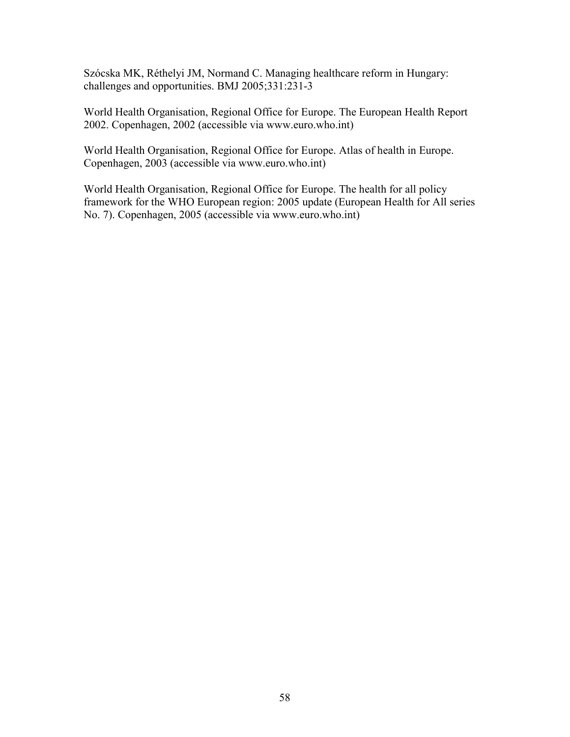Szócska MK, Réthelyi JM, Normand C. Managing healthcare reform in Hungary: challenges and opportunities. BMJ 2005;331:231-3

World Health Organisation, Regional Office for Europe. The European Health Report 2002. Copenhagen, 2002 (accessible via www.euro.who.int)

World Health Organisation, Regional Office for Europe. Atlas of health in Europe. Copenhagen, 2003 (accessible via www.euro.who.int)

World Health Organisation, Regional Office for Europe. The health for all policy framework for the WHO European region: 2005 update (European Health for All series No. 7). Copenhagen, 2005 (accessible via www.euro.who.int)